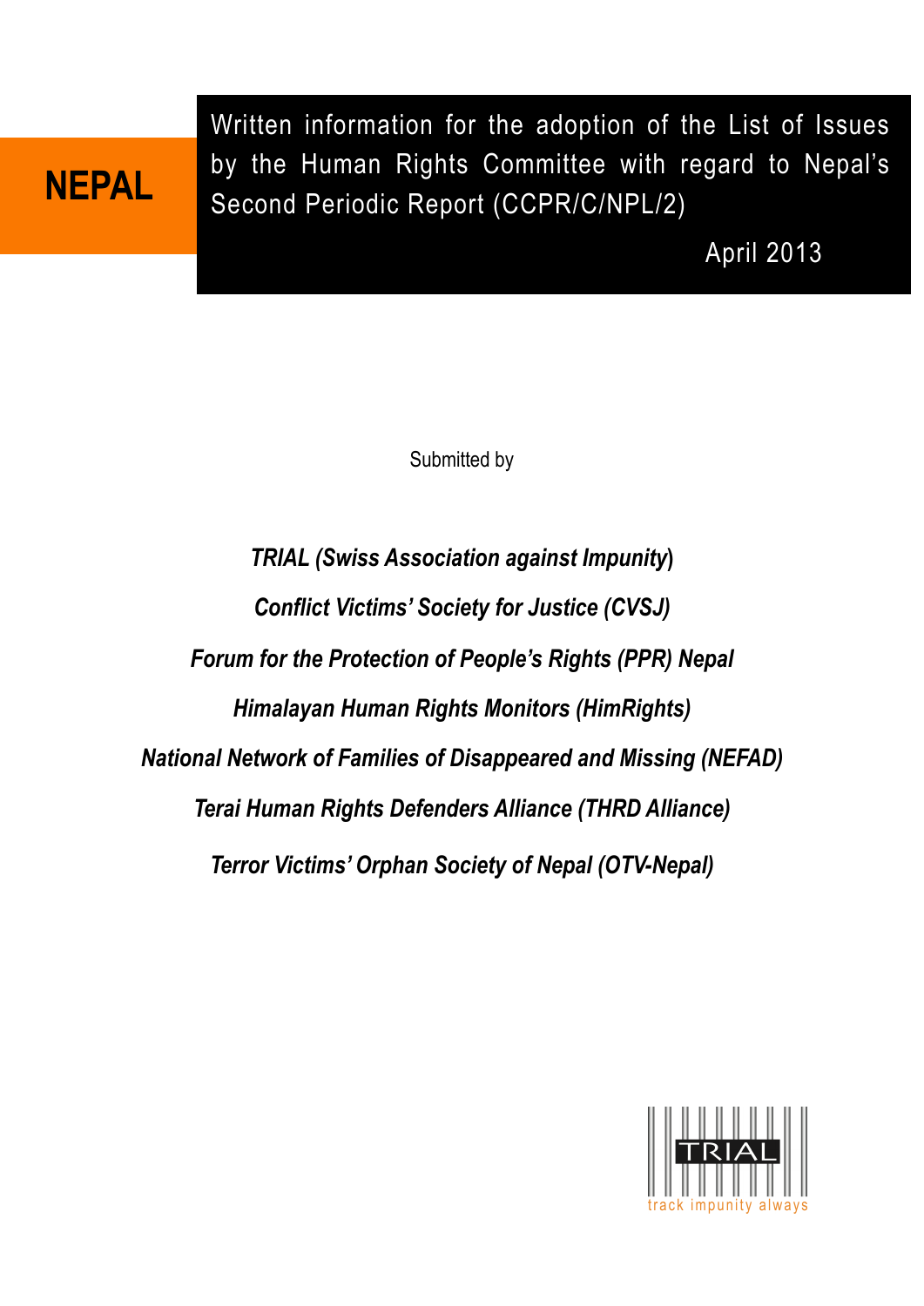# NEPAL

Written information for the adoption of the List of Issues by the Human Rights Committee with regard to Nepal's Second Periodic Report (CCPR/C/NPL/2)

April 2013

Submitted by

***TRIAL (Swiss Association against Impunity*)**

***Conflict Victims' Society for Justice (CVSJ)***

***Forum for the Protection of People's Rights (PPR) Nepal***

***Himalayan Human Rights Monitors (HimRights)***

***National Network of Families of Disappeared and Missing (NEFAD)***

***Terai Human Rights Defenders Alliance (THRD Alliance)***

***Terror Victims' Orphan Society of Nepal (OTV-Nepal)***

TRIAL

track impunity always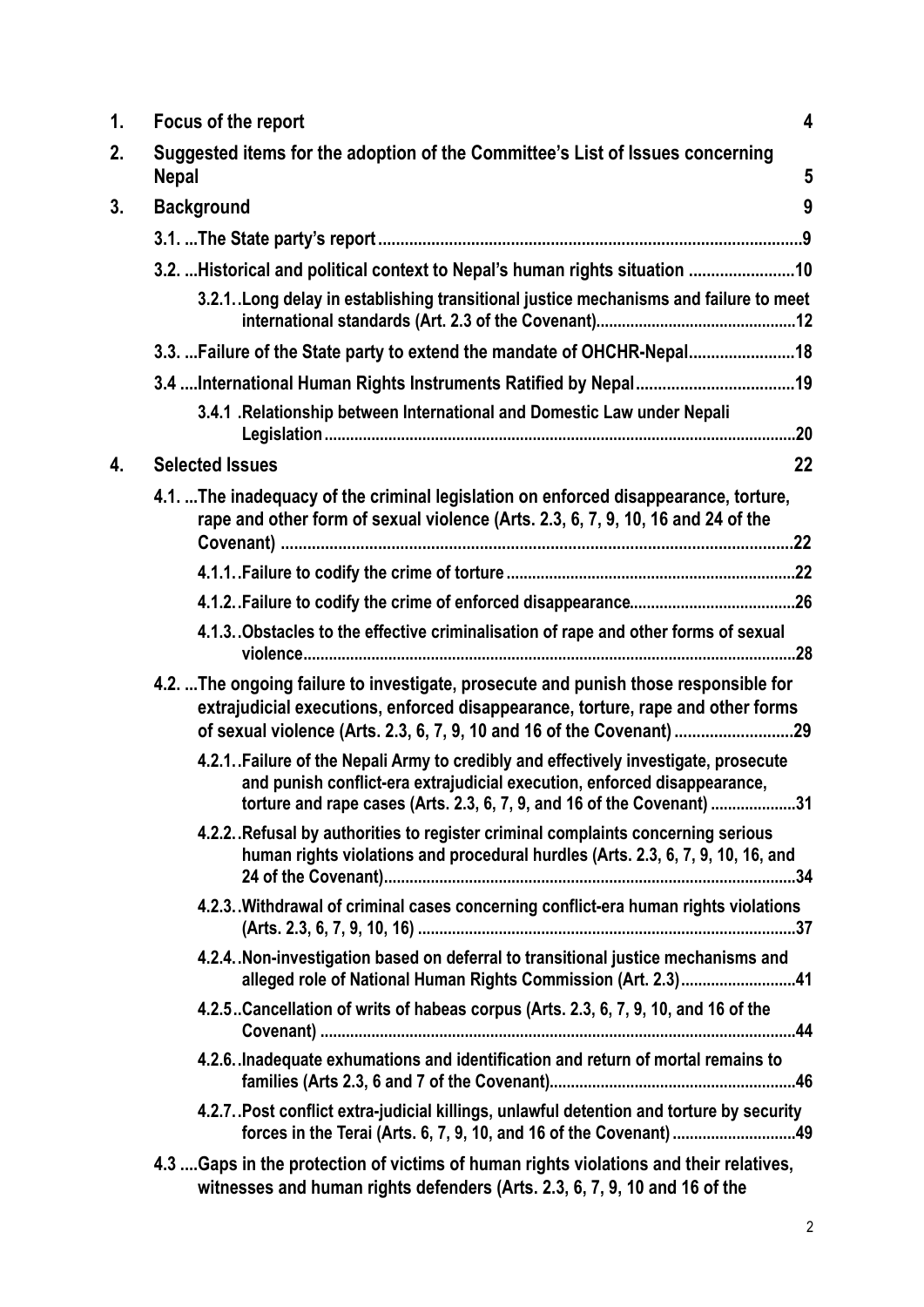| | | |
|---|---|---|
| 1. | Focus of the report | 4 |
| 2. | Suggested items for the adoption of the Committee's List of Issues concerning Nepal | 5 |
| 3. | Background | 9 |
| | 3.1. ...The State party's report | 9 |
| | 3.2. ...Historical and political context to Nepal's human rights situation | 10 |
| | 3.2.1. .Long delay in establishing transitional justice mechanisms and failure to meet international standards (Art. 2.3 of the Covenant) | 12 |
| | 3.3. ...Failure of the State party to extend the mandate of OHCHR-Nepal | 18 |
| | 3.4 ....International Human Rights Instruments Ratified by Nepal | 19 |
| | 3.4.1 .Relationship between International and Domestic Law under Nepali Legislation | 20 |
| 4. | Selected Issues | 22 |
| | 4.1. ...The inadequacy of the criminal legislation on enforced disappearance, torture, rape and other form of sexual violence (Arts. 2.3, 6, 7, 9, 10, 16 and 24 of the Covenant) | 22 |
| | 4.1.1. .Failure to codify the crime of torture | 22 |
| | 4.1.2. .Failure to codify the crime of enforced disappearance | 26 |
| | 4.1.3. .Obstacles to the effective criminalisation of rape and other forms of sexual violence | 28 |
| | 4.2. ...The ongoing failure to investigate, prosecute and punish those responsible for extrajudicial executions, enforced disappearance, torture, rape and other forms of sexual violence (Arts. 2.3, 6, 7, 9, 10 and 16 of the Covenant) | 29 |
| | 4.2.1. .Failure of the Nepali Army to credibly and effectively investigate, prosecute and punish conflict-era extrajudicial execution, enforced disappearance, torture and rape cases (Arts. 2.3, 6, 7, 9, and 16 of the Covenant) | 31 |
| | 4.2.2. .Refusal by authorities to register criminal complaints concerning serious human rights violations and procedural hurdles (Arts. 2.3, 6, 7, 9, 10, 16, and 24 of the Covenant) | 34 |
| | 4.2.3. .Withdrawal of criminal cases concerning conflict-era human rights violations (Arts. 2.3, 6, 7, 9, 10, 16) | 37 |
| | 4.2.4. .Non-investigation based on deferral to transitional justice mechanisms and alleged role of National Human Rights Commission (Art. 2.3) | 41 |
| | 4.2.5. .Cancellation of writs of habeas corpus (Arts. 2.3, 6, 7, 9, 10, and 16 of the Covenant) | 44 |
| | 4.2.6. .Inadequate exhumations and identification and return of mortal remains to families (Arts 2.3, 6 and 7 of the Covenant) | 46 |
| | 4.2.7. .Post conflict extra-judicial killings, unlawful detention and torture by security forces in the Terai (Arts. 6, 7, 9, 10, and 16 of the Covenant) | 49 |
| | 4.3 ....Gaps in the protection of victims of human rights violations and their relatives, witnesses and human rights defenders (Arts. 2.3, 6, 7, 9, 10 and 16 of the | |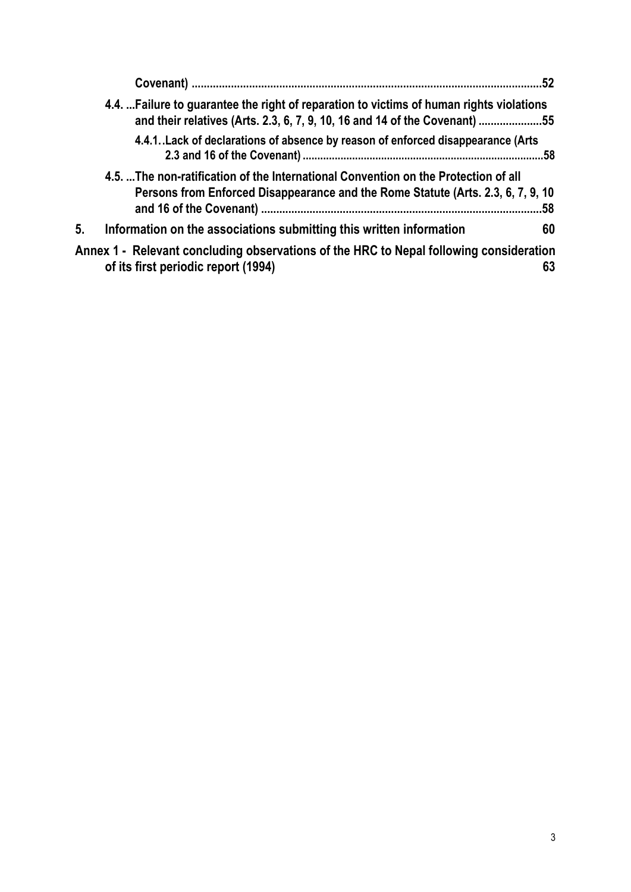Covenant) ....................................................................................................................52

4.4. ...Failure to guarantee the right of reparation to victims of human rights violations and their relatives (Arts. 2.3, 6, 7, 9, 10, 16 and 14 of the Covenant) .....................55

4.4.1. .Lack of declarations of absence by reason of enforced disappearance (Arts 2.3 and 16 of the Covenant) .................................................................................58

4.5. ...The non-ratification of the International Convention on the Protection of all Persons from Enforced Disappearance and the Rome Statute (Arts. 2.3, 6, 7, 9, 10 and 16 of the Covenant) ............................................................................................58

5. Information on the associations submitting this written information 60

Annex 1 - Relevant concluding observations of the HRC to Nepal following consideration of its first periodic report (1994) 63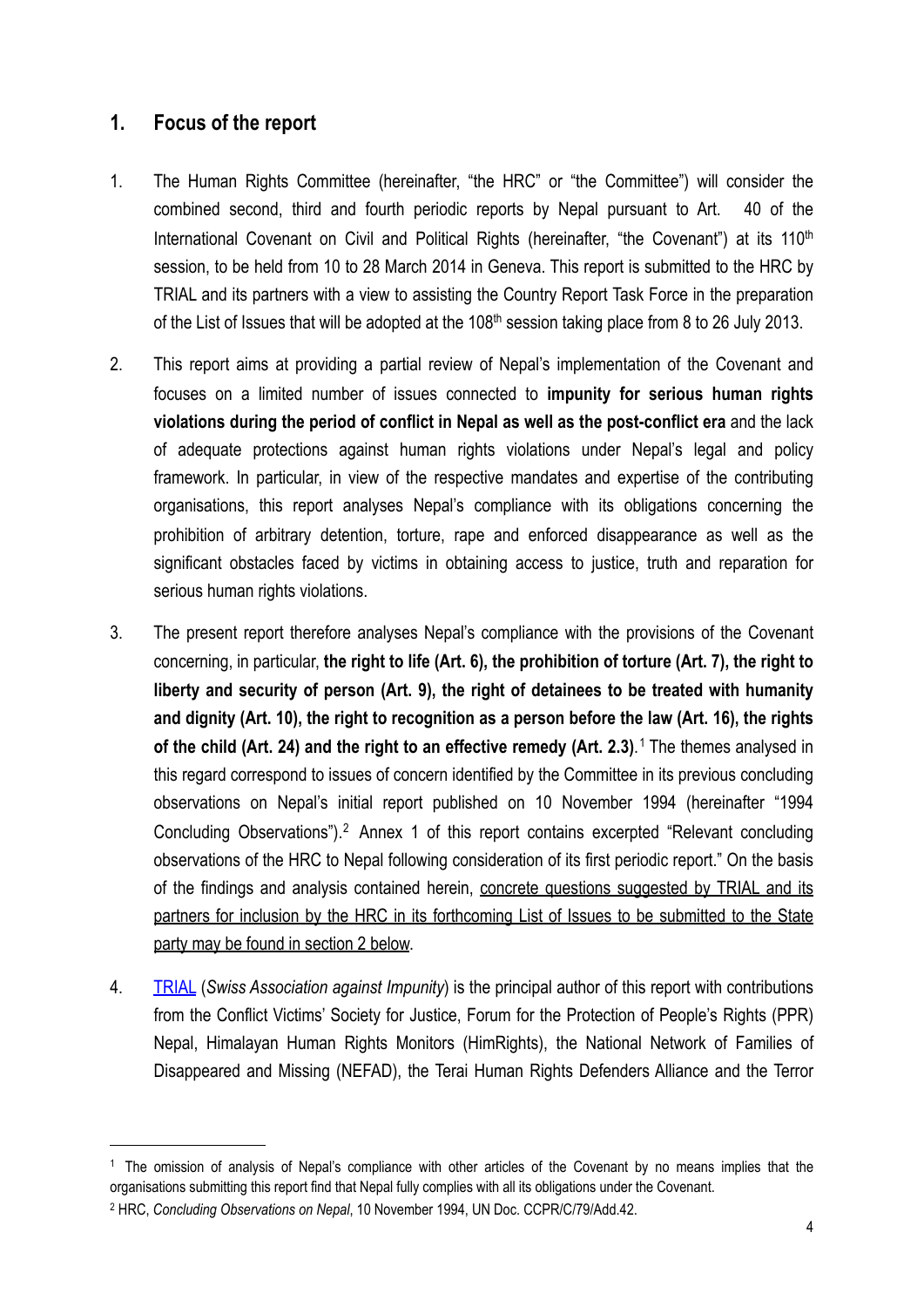## 1. Focus of the report

1. The Human Rights Committee (hereinafter, "the HRC" or "the Committee") will consider the combined second, third and fourth periodic reports by Nepal pursuant to Art. 40 of the International Covenant on Civil and Political Rights (hereinafter, "the Covenant") at its 110th session, to be held from 10 to 28 March 2014 in Geneva. This report is submitted to the HRC by TRIAL and its partners with a view to assisting the Country Report Task Force in the preparation of the List of Issues that will be adopted at the 108th session taking place from 8 to 26 July 2013.

2. This report aims at providing a partial review of Nepal's implementation of the Covenant and focuses on a limited number of issues connected to **impunity for serious human rights violations during the period of conflict in Nepal as well as the post-conflict era** and the lack of adequate protections against human rights violations under Nepal's legal and policy framework. In particular, in view of the respective mandates and expertise of the contributing organisations, this report analyses Nepal's compliance with its obligations concerning the prohibition of arbitrary detention, torture, rape and enforced disappearance as well as the significant obstacles faced by victims in obtaining access to justice, truth and reparation for serious human rights violations.

3. The present report therefore analyses Nepal's compliance with the provisions of the Covenant concerning, in particular, **the right to life (Art. 6), the prohibition of torture (Art. 7), the right to liberty and security of person (Art. 9), the right of detainees to be treated with humanity and dignity (Art. 10), the right to recognition as a person before the law (Art. 16), the rights of the child (Art. 24) and the right to an effective remedy (Art. 2.3)**.[1] The themes analysed in this regard correspond to issues of concern identified by the Committee in its previous concluding observations on Nepal's initial report published on 10 November 1994 (hereinafter "1994 Concluding Observations").[2] Annex 1 of this report contains excerpted "Relevant concluding observations of the HRC to Nepal following consideration of its first periodic report." On the basis of the findings and analysis contained herein, <u>concrete questions suggested by TRIAL and its partners for inclusion by the HRC in its forthcoming List of Issues to be submitted to the State party may be found in section 2 below</u>.

4. [TRIAL](#) (*Swiss Association against Impunity*) is the principal author of this report with contributions from the Conflict Victims' Society for Justice, Forum for the Protection of People's Rights (PPR) Nepal, Himalayan Human Rights Monitors (HimRights), the National Network of Families of Disappeared and Missing (NEFAD), the Terai Human Rights Defenders Alliance and the Terror

---

[1] The omission of analysis of Nepal's compliance with other articles of the Covenant by no means implies that the organisations submitting this report find that Nepal fully complies with all its obligations under the Covenant.

[2] HRC, *Concluding Observations on Nepal*, 10 November 1994, UN Doc. CCPR/C/79/Add.42.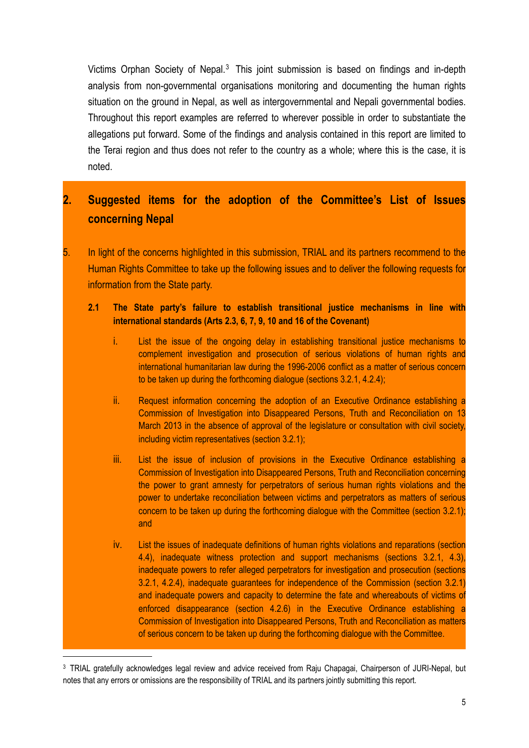Victims Orphan Society of Nepal.[3] This joint submission is based on findings and in-depth analysis from non-governmental organisations monitoring and documenting the human rights situation on the ground in Nepal, as well as intergovernmental and Nepali governmental bodies. Throughout this report examples are referred to wherever possible in order to substantiate the allegations put forward. Some of the findings and analysis contained in this report are limited to the Terai region and thus does not refer to the country as a whole; where this is the case, it is noted.

## 2. Suggested items for the adoption of the Committee's List of Issues concerning Nepal

5. In light of the concerns highlighted in this submission, TRIAL and its partners recommend to the Human Rights Committee to take up the following issues and to deliver the following requests for information from the State party.

### 2.1 The State party's failure to establish transitional justice mechanisms in line with international standards (Arts 2.3, 6, 7, 9, 10 and 16 of the Covenant)

i. List the issue of the ongoing delay in establishing transitional justice mechanisms to complement investigation and prosecution of serious violations of human rights and international humanitarian law during the 1996-2006 conflict as a matter of serious concern to be taken up during the forthcoming dialogue (sections 3.2.1, 4.2.4);

ii. Request information concerning the adoption of an Executive Ordinance establishing a Commission of Investigation into Disappeared Persons, Truth and Reconciliation on 13 March 2013 in the absence of approval of the legislature or consultation with civil society, including victim representatives (section 3.2.1);

iii. List the issue of inclusion of provisions in the Executive Ordinance establishing a Commission of Investigation into Disappeared Persons, Truth and Reconciliation concerning the power to grant amnesty for perpetrators of serious human rights violations and the power to undertake reconciliation between victims and perpetrators as matters of serious concern to be taken up during the forthcoming dialogue with the Committee (section 3.2.1); and

iv. List the issues of inadequate definitions of human rights violations and reparations (section 4.4), inadequate witness protection and support mechanisms (sections 3.2.1, 4.3), inadequate powers to refer alleged perpetrators for investigation and prosecution (sections 3.2.1, 4.2.4), inadequate guarantees for independence of the Commission (section 3.2.1) and inadequate powers and capacity to determine the fate and whereabouts of victims of enforced disappearance (section 4.2.6) in the Executive Ordinance establishing a Commission of Investigation into Disappeared Persons, Truth and Reconciliation as matters of serious concern to be taken up during the forthcoming dialogue with the Committee.

---

[3] TRIAL gratefully acknowledges legal review and advice received from Raju Chapagai, Chairperson of JURI-Nepal, but notes that any errors or omissions are the responsibility of TRIAL and its partners jointly submitting this report.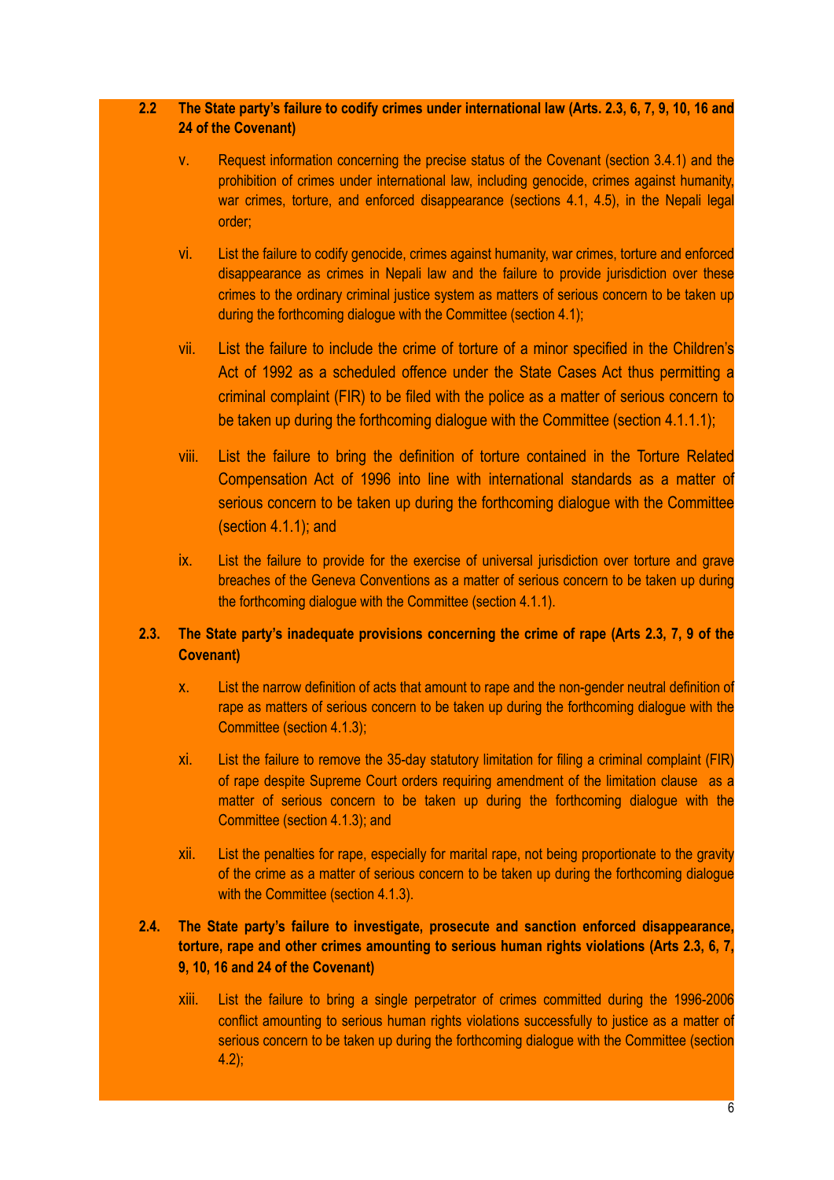**2.2 The State party's failure to codify crimes under international law (Arts. 2.3, 6, 7, 9, 10, 16 and 24 of the Covenant)**

v. Request information concerning the precise status of the Covenant (section 3.4.1) and the prohibition of crimes under international law, including genocide, crimes against humanity, war crimes, torture, and enforced disappearance (sections 4.1, 4.5), in the Nepali legal order;

vi. List the failure to codify genocide, crimes against humanity, war crimes, torture and enforced disappearance as crimes in Nepali law and the failure to provide jurisdiction over these crimes to the ordinary criminal justice system as matters of serious concern to be taken up during the forthcoming dialogue with the Committee (section 4.1);

vii. List the failure to include the crime of torture of a minor specified in the Children's Act of 1992 as a scheduled offence under the State Cases Act thus permitting a criminal complaint (FIR) to be filed with the police as a matter of serious concern to be taken up during the forthcoming dialogue with the Committee (section 4.1.1.1);

viii. List the failure to bring the definition of torture contained in the Torture Related Compensation Act of 1996 into line with international standards as a matter of serious concern to be taken up during the forthcoming dialogue with the Committee (section 4.1.1); and

ix. List the failure to provide for the exercise of universal jurisdiction over torture and grave breaches of the Geneva Conventions as a matter of serious concern to be taken up during the forthcoming dialogue with the Committee (section 4.1.1).

**2.3. The State party's inadequate provisions concerning the crime of rape (Arts 2.3, 7, 9 of the Covenant)**

x. List the narrow definition of acts that amount to rape and the non-gender neutral definition of rape as matters of serious concern to be taken up during the forthcoming dialogue with the Committee (section 4.1.3);

xi. List the failure to remove the 35-day statutory limitation for filing a criminal complaint (FIR) of rape despite Supreme Court orders requiring amendment of the limitation clause as a matter of serious concern to be taken up during the forthcoming dialogue with the Committee (section 4.1.3); and

xii. List the penalties for rape, especially for marital rape, not being proportionate to the gravity of the crime as a matter of serious concern to be taken up during the forthcoming dialogue with the Committee (section 4.1.3).

**2.4. The State party's failure to investigate, prosecute and sanction enforced disappearance, torture, rape and other crimes amounting to serious human rights violations (Arts 2.3, 6, 7, 9, 10, 16 and 24 of the Covenant)**

xiii. List the failure to bring a single perpetrator of crimes committed during the 1996-2006 conflict amounting to serious human rights violations successfully to justice as a matter of serious concern to be taken up during the forthcoming dialogue with the Committee (section 4.2);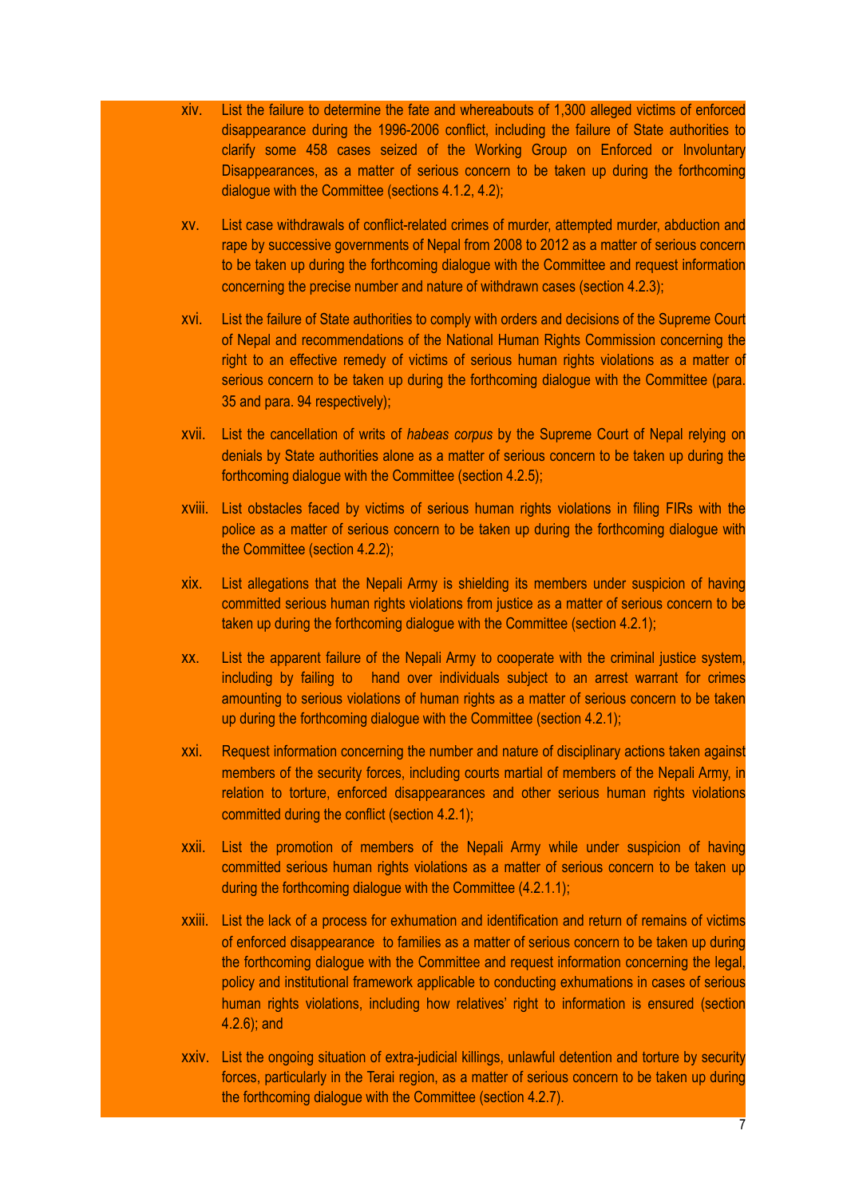xiv. List the failure to determine the fate and whereabouts of 1,300 alleged victims of enforced disappearance during the 1996-2006 conflict, including the failure of State authorities to clarify some 458 cases seized of the Working Group on Enforced or Involuntary Disappearances, as a matter of serious concern to be taken up during the forthcoming dialogue with the Committee (sections 4.1.2, 4.2);

xv. List case withdrawals of conflict-related crimes of murder, attempted murder, abduction and rape by successive governments of Nepal from 2008 to 2012 as a matter of serious concern to be taken up during the forthcoming dialogue with the Committee and request information concerning the precise number and nature of withdrawn cases (section 4.2.3);

xvi. List the failure of State authorities to comply with orders and decisions of the Supreme Court of Nepal and recommendations of the National Human Rights Commission concerning the right to an effective remedy of victims of serious human rights violations as a matter of serious concern to be taken up during the forthcoming dialogue with the Committee (para. 35 and para. 94 respectively);

xvii. List the cancellation of writs of *habeas corpus* by the Supreme Court of Nepal relying on denials by State authorities alone as a matter of serious concern to be taken up during the forthcoming dialogue with the Committee (section 4.2.5);

xviii. List obstacles faced by victims of serious human rights violations in filing FIRs with the police as a matter of serious concern to be taken up during the forthcoming dialogue with the Committee (section 4.2.2);

xix. List allegations that the Nepali Army is shielding its members under suspicion of having committed serious human rights violations from justice as a matter of serious concern to be taken up during the forthcoming dialogue with the Committee (section 4.2.1);

xx. List the apparent failure of the Nepali Army to cooperate with the criminal justice system, including by failing to hand over individuals subject to an arrest warrant for crimes amounting to serious violations of human rights as a matter of serious concern to be taken up during the forthcoming dialogue with the Committee (section 4.2.1);

xxi. Request information concerning the number and nature of disciplinary actions taken against members of the security forces, including courts martial of members of the Nepali Army, in relation to torture, enforced disappearances and other serious human rights violations committed during the conflict (section 4.2.1);

xxii. List the promotion of members of the Nepali Army while under suspicion of having committed serious human rights violations as a matter of serious concern to be taken up during the forthcoming dialogue with the Committee (4.2.1.1);

xxiii. List the lack of a process for exhumation and identification and return of remains of victims of enforced disappearance to families as a matter of serious concern to be taken up during the forthcoming dialogue with the Committee and request information concerning the legal, policy and institutional framework applicable to conducting exhumations in cases of serious human rights violations, including how relatives' right to information is ensured (section 4.2.6); and

xxiv. List the ongoing situation of extra-judicial killings, unlawful detention and torture by security forces, particularly in the Terai region, as a matter of serious concern to be taken up during the forthcoming dialogue with the Committee (section 4.2.7).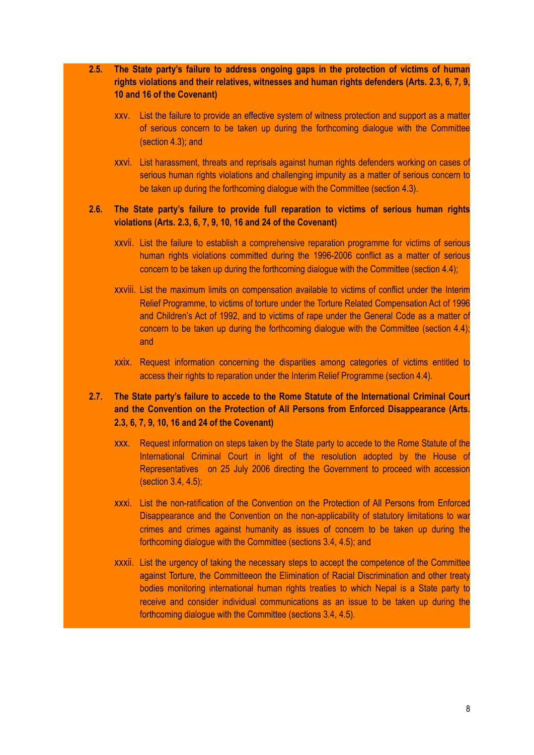**2.5. The State party's failure to address ongoing gaps in the protection of victims of human rights violations and their relatives, witnesses and human rights defenders (Arts. 2.3, 6, 7, 9, 10 and 16 of the Covenant)**

xxv. List the failure to provide an effective system of witness protection and support as a matter of serious concern to be taken up during the forthcoming dialogue with the Committee (section 4.3); and

xxvi. List harassment, threats and reprisals against human rights defenders working on cases of serious human rights violations and challenging impunity as a matter of serious concern to be taken up during the forthcoming dialogue with the Committee (section 4.3).

**2.6. The State party's failure to provide full reparation to victims of serious human rights violations (Arts. 2.3, 6, 7, 9, 10, 16 and 24 of the Covenant)**

xxvii. List the failure to establish a comprehensive reparation programme for victims of serious human rights violations committed during the 1996-2006 conflict as a matter of serious concern to be taken up during the forthcoming dialogue with the Committee (section 4.4);

xxviii. List the maximum limits on compensation available to victims of conflict under the Interim Relief Programme, to victims of torture under the Torture Related Compensation Act of 1996 and Children's Act of 1992, and to victims of rape under the General Code as a matter of concern to be taken up during the forthcoming dialogue with the Committee (section 4.4); and

xxix. Request information concerning the disparities among categories of victims entitled to access their rights to reparation under the Interim Relief Programme (section 4.4).

**2.7. The State party's failure to accede to the Rome Statute of the International Criminal Court and the Convention on the Protection of All Persons from Enforced Disappearance (Arts. 2.3, 6, 7, 9, 10, 16 and 24 of the Covenant)**

xxx. Request information on steps taken by the State party to accede to the Rome Statute of the International Criminal Court in light of the resolution adopted by the House of Representatives on 25 July 2006 directing the Government to proceed with accession (section 3.4, 4.5);

xxxi. List the non-ratification of the Convention on the Protection of All Persons from Enforced Disappearance and the Convention on the non-applicability of statutory limitations to war crimes and crimes against humanity as issues of concern to be taken up during the forthcoming dialogue with the Committee (sections 3.4, 4.5); and

xxxii. List the urgency of taking the necessary steps to accept the competence of the Committee against Torture, the Committeeon the Elimination of Racial Discrimination and other treaty bodies monitoring international human rights treaties to which Nepal is a State party to receive and consider individual communications as an issue to be taken up during the forthcoming dialogue with the Committee (sections 3.4, 4.5).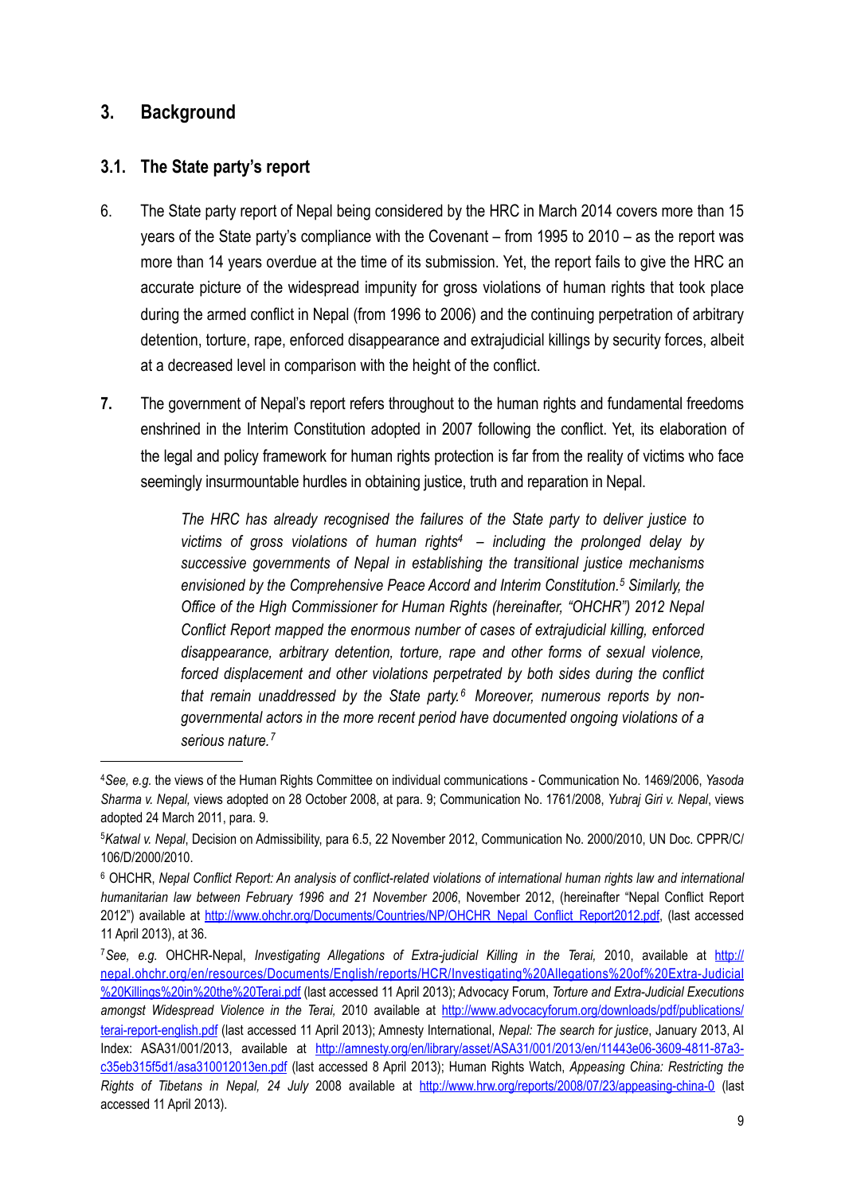## 3. Background

### 3.1. The State party's report

6. The State party report of Nepal being considered by the HRC in March 2014 covers more than 15 years of the State party's compliance with the Covenant – from 1995 to 2010 – as the report was more than 14 years overdue at the time of its submission. Yet, the report fails to give the HRC an accurate picture of the widespread impunity for gross violations of human rights that took place during the armed conflict in Nepal (from 1996 to 2006) and the continuing perpetration of arbitrary detention, torture, rape, enforced disappearance and extrajudicial killings by security forces, albeit at a decreased level in comparison with the height of the conflict.

**7.** The government of Nepal's report refers throughout to the human rights and fundamental freedoms enshrined in the Interim Constitution adopted in 2007 following the conflict. Yet, its elaboration of the legal and policy framework for human rights protection is far from the reality of victims who face seemingly insurmountable hurdles in obtaining justice, truth and reparation in Nepal.

> *The HRC has already recognised the failures of the State party to deliver justice to victims of gross violations of human rights[4] – including the prolonged delay by successive governments of Nepal in establishing the transitional justice mechanisms envisioned by the Comprehensive Peace Accord and Interim Constitution.[5] Similarly, the Office of the High Commissioner for Human Rights (hereinafter, "OHCHR") 2012 Nepal Conflict Report mapped the enormous number of cases of extrajudicial killing, enforced disappearance, arbitrary detention, torture, rape and other forms of sexual violence, forced displacement and other violations perpetrated by both sides during the conflict that remain unaddressed by the State party.[6] Moreover, numerous reports by non-governmental actors in the more recent period have documented ongoing violations of a serious nature.[7]*

---

[4] *See, e.g.* the views of the Human Rights Committee on individual communications - Communication No. 1469/2006, *Yasoda Sharma v. Nepal,* views adopted on 28 October 2008, at para. 9; Communication No. 1761/2008, *Yubraj Giri v. Nepal*, views adopted 24 March 2011, para. 9.

[5] *Katwal v. Nepal*, Decision on Admissibility, para 6.5, 22 November 2012, Communication No. 2000/2010, UN Doc. CPPR/C/106/D/2000/2010.

[6] OHCHR, *Nepal Conflict Report: An analysis of conflict-related violations of international human rights law and international humanitarian law between February 1996 and 21 November 2006*, November 2012, (hereinafter "Nepal Conflict Report 2012") available at http://www.ohchr.org/Documents/Countries/NP/OHCHR_Nepal_Conflict_Report2012.pdf, (last accessed 11 April 2013), at 36.

[7] *See, e.g.* OHCHR-Nepal, *Investigating Allegations of Extra-judicial Killing in the Terai,* 2010, available at http://nepal.ohchr.org/en/resources/Documents/English/reports/HCR/Investigating%20Allegations%20of%20Extra-Judicial%20Killings%20in%20the%20Terai.pdf (last accessed 11 April 2013); Advocacy Forum, *Torture and Extra-Judicial Executions amongst Widespread Violence in the Terai,* 2010 available at http://www.advocacyforum.org/downloads/pdf/publications/terai-report-english.pdf (last accessed 11 April 2013); Amnesty International, *Nepal: The search for justice*, January 2013, AI Index: ASA31/001/2013, available at http://amnesty.org/en/library/asset/ASA31/001/2013/en/11443e06-3609-4811-87a3-c35eb315f5d1/asa310012013en.pdf (last accessed 8 April 2013); Human Rights Watch, *Appeasing China: Restricting the Rights of Tibetans in Nepal, 24 July* 2008 available at http://www.hrw.org/reports/2008/07/23/appeasing-china-0 (last accessed 11 April 2013).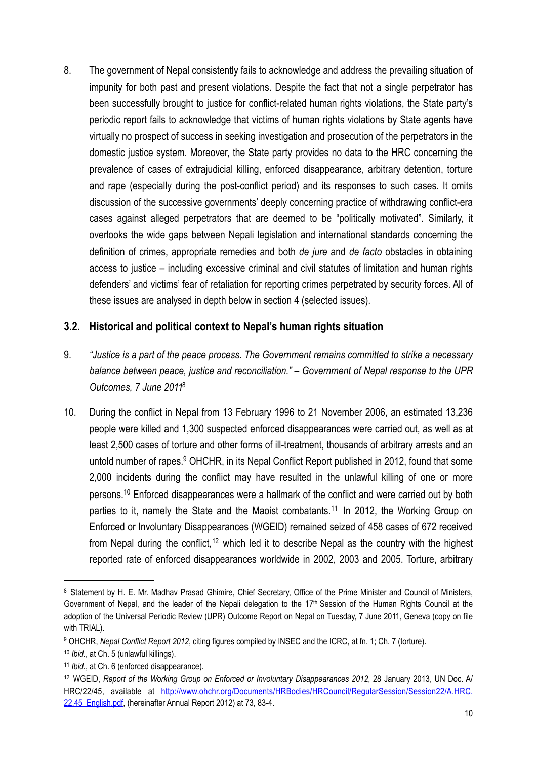8. The government of Nepal consistently fails to acknowledge and address the prevailing situation of impunity for both past and present violations. Despite the fact that not a single perpetrator has been successfully brought to justice for conflict-related human rights violations, the State party's periodic report fails to acknowledge that victims of human rights violations by State agents have virtually no prospect of success in seeking investigation and prosecution of the perpetrators in the domestic justice system. Moreover, the State party provides no data to the HRC concerning the prevalence of cases of extrajudicial killing, enforced disappearance, arbitrary detention, torture and rape (especially during the post-conflict period) and its responses to such cases. It omits discussion of the successive governments' deeply concerning practice of withdrawing conflict-era cases against alleged perpetrators that are deemed to be "politically motivated". Similarly, it overlooks the wide gaps between Nepali legislation and international standards concerning the definition of crimes, appropriate remedies and both *de jure* and *de facto* obstacles in obtaining access to justice – including excessive criminal and civil statutes of limitation and human rights defenders' and victims' fear of retaliation for reporting crimes perpetrated by security forces. All of these issues are analysed in depth below in section 4 (selected issues).

### 3.2. Historical and political context to Nepal's human rights situation

9. *"Justice is a part of the peace process. The Government remains committed to strike a necessary balance between peace, justice and reconciliation." – Government of Nepal response to the UPR Outcomes, 7 June 2011*[8]

10. During the conflict in Nepal from 13 February 1996 to 21 November 2006, an estimated 13,236 people were killed and 1,300 suspected enforced disappearances were carried out, as well as at least 2,500 cases of torture and other forms of ill-treatment, thousands of arbitrary arrests and an untold number of rapes.[9] OHCHR, in its Nepal Conflict Report published in 2012, found that some 2,000 incidents during the conflict may have resulted in the unlawful killing of one or more persons.[10] Enforced disappearances were a hallmark of the conflict and were carried out by both parties to it, namely the State and the Maoist combatants.[11] In 2012, the Working Group on Enforced or Involuntary Disappearances (WGEID) remained seized of 458 cases of 672 received from Nepal during the conflict,[12] which led it to describe Nepal as the country with the highest reported rate of enforced disappearances worldwide in 2002, 2003 and 2005. Torture, arbitrary

---

[8] Statement by H. E. Mr. Madhav Prasad Ghimire, Chief Secretary, Office of the Prime Minister and Council of Ministers, Government of Nepal, and the leader of the Nepali delegation to the 17th Session of the Human Rights Council at the adoption of the Universal Periodic Review (UPR) Outcome Report on Nepal on Tuesday, 7 June 2011, Geneva (copy on file with TRIAL).

[9] OHCHR, *Nepal Conflict Report 2012*, citing figures compiled by INSEC and the ICRC, at fn. 1; Ch. 7 (torture).

[10] *Ibid.*, at Ch. 5 (unlawful killings).

[11] *Ibid.*, at Ch. 6 (enforced disappearance).

[12] WGEID, *Report of the Working Group on Enforced or Involuntary Disappearances 2012*, 28 January 2013, UN Doc. A/HRC/22/45, available at http://www.ohchr.org/Documents/HRBodies/HRCouncil/RegularSession/Session22/A.HRC.22.45_English.pdf, (hereinafter Annual Report 2012) at 73, 83-4.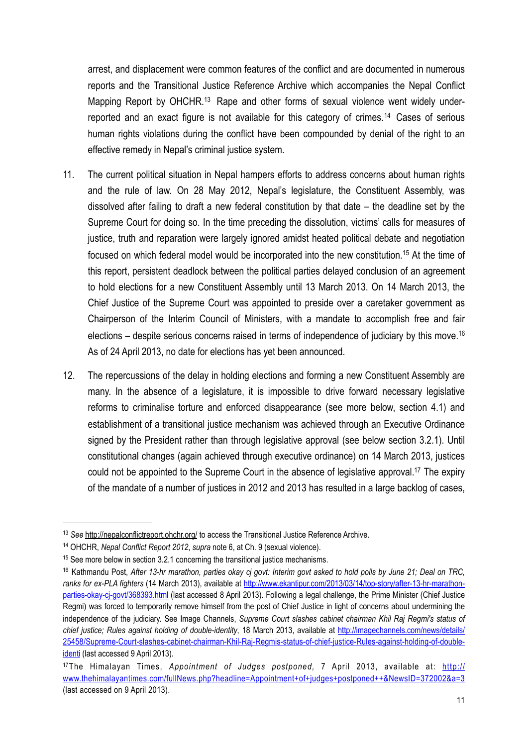arrest, and displacement were common features of the conflict and are documented in numerous reports and the Transitional Justice Reference Archive which accompanies the Nepal Conflict Mapping Report by OHCHR.[13] Rape and other forms of sexual violence went widely under-reported and an exact figure is not available for this category of crimes.[14] Cases of serious human rights violations during the conflict have been compounded by denial of the right to an effective remedy in Nepal's criminal justice system.

11. The current political situation in Nepal hampers efforts to address concerns about human rights and the rule of law. On 28 May 2012, Nepal's legislature, the Constituent Assembly, was dissolved after failing to draft a new federal constitution by that date – the deadline set by the Supreme Court for doing so. In the time preceding the dissolution, victims' calls for measures of justice, truth and reparation were largely ignored amidst heated political debate and negotiation focused on which federal model would be incorporated into the new constitution.[15] At the time of this report, persistent deadlock between the political parties delayed conclusion of an agreement to hold elections for a new Constituent Assembly until 13 March 2013. On 14 March 2013, the Chief Justice of the Supreme Court was appointed to preside over a caretaker government as Chairperson of the Interim Council of Ministers, with a mandate to accomplish free and fair elections – despite serious concerns raised in terms of independence of judiciary by this move.[16] As of 24 April 2013, no date for elections has yet been announced.

12. The repercussions of the delay in holding elections and forming a new Constituent Assembly are many. In the absence of a legislature, it is impossible to drive forward necessary legislative reforms to criminalise torture and enforced disappearance (see more below, section 4.1) and establishment of a transitional justice mechanism was achieved through an Executive Ordinance signed by the President rather than through legislative approval (see below section 3.2.1). Until constitutional changes (again achieved through executive ordinance) on 14 March 2013, justices could not be appointed to the Supreme Court in the absence of legislative approval.[17] The expiry of the mandate of a number of justices in 2012 and 2013 has resulted in a large backlog of cases,

---

[13] *See* http://nepalconflictreport.ohchr.org/ to access the Transitional Justice Reference Archive.

[14] OHCHR, *Nepal Conflict Report 2012*, *supra* note 6, at Ch. 9 (sexual violence).

[15] See more below in section 3.2.1 concerning the transitional justice mechanisms.

[16] Kathmandu Post, *After 13-hr marathon, parties okay cj govt: Interim govt asked to hold polls by June 21; Deal on TRC, ranks for ex-PLA fighters* (14 March 2013), available at http://www.ekantipur.com/2013/03/14/top-story/after-13-hr-marathon-parties-okay-cj-govt/368393.html (last accessed 8 April 2013). Following a legal challenge, the Prime Minister (Chief Justice Regmi) was forced to temporarily remove himself from the post of Chief Justice in light of concerns about undermining the independence of the judiciary. See Image Channels, *Supreme Court slashes cabinet chairman Khil Raj Regmi's status of chief justice; Rules against holding of double-identity*, 18 March 2013, available at http://imagechannels.com/news/details/25458/Supreme-Court-slashes-cabinet-chairman-Khil-Raj-Regmis-status-of-chief-justice-Rules-against-holding-of-double-identi (last accessed 9 April 2013).

[17] The Himalayan Times, *Appointment of Judges postponed*, 7 April 2013, available at: http://www.thehimalayantimes.com/fullNews.php?headline=Appointment+of+judges+postponed++&NewsID=372002&a=3 (last accessed on 9 April 2013).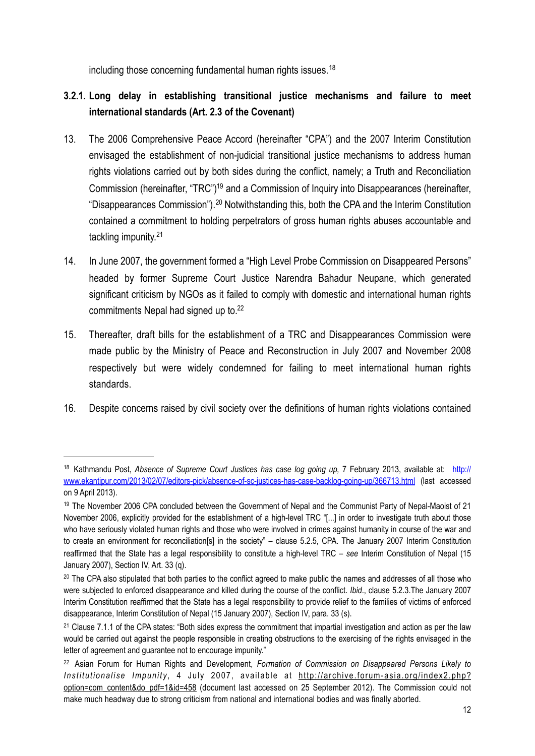including those concerning fundamental human rights issues.[18]

### 3.2.1. Long delay in establishing transitional justice mechanisms and failure to meet international standards (Art. 2.3 of the Covenant)

13. The 2006 Comprehensive Peace Accord (hereinafter "CPA") and the 2007 Interim Constitution envisaged the establishment of non-judicial transitional justice mechanisms to address human rights violations carried out by both sides during the conflict, namely; a Truth and Reconciliation Commission (hereinafter, "TRC")[19] and a Commission of Inquiry into Disappearances (hereinafter, "Disappearances Commission").[20] Notwithstanding this, both the CPA and the Interim Constitution contained a commitment to holding perpetrators of gross human rights abuses accountable and tackling impunity.[21]

14. In June 2007, the government formed a "High Level Probe Commission on Disappeared Persons" headed by former Supreme Court Justice Narendra Bahadur Neupane, which generated significant criticism by NGOs as it failed to comply with domestic and international human rights commitments Nepal had signed up to.[22]

15. Thereafter, draft bills for the establishment of a TRC and Disappearances Commission were made public by the Ministry of Peace and Reconstruction in July 2007 and November 2008 respectively but were widely condemned for failing to meet international human rights standards.

16. Despite concerns raised by civil society over the definitions of human rights violations contained

---

[18] Kathmandu Post, *Absence of Supreme Court Justices has case log going up,* 7 February 2013, available at: http://www.ekantipur.com/2013/02/07/editors-pick/absence-of-sc-justices-has-case-backlog-going-up/366713.html (last accessed on 9 April 2013).

[19] The November 2006 CPA concluded between the Government of Nepal and the Communist Party of Nepal-Maoist of 21 November 2006, explicitly provided for the establishment of a high-level TRC "[...] in order to investigate truth about those who have seriously violated human rights and those who were involved in crimes against humanity in course of the war and to create an environment for reconciliation[s] in the society" – clause 5.2.5, CPA. The January 2007 Interim Constitution reaffirmed that the State has a legal responsibility to constitute a high-level TRC – *see* Interim Constitution of Nepal (15 January 2007), Section IV, Art. 33 (q).

[20] The CPA also stipulated that both parties to the conflict agreed to make public the names and addresses of all those who were subjected to enforced disappearance and killed during the course of the conflict. *Ibid*., clause 5.2.3.The January 2007 Interim Constitution reaffirmed that the State has a legal responsibility to provide relief to the families of victims of enforced disappearance, Interim Constitution of Nepal (15 January 2007), Section IV, para. 33 (s).

[21] Clause 7.1.1 of the CPA states: "Both sides express the commitment that impartial investigation and action as per the law would be carried out against the people responsible in creating obstructions to the exercising of the rights envisaged in the letter of agreement and guarantee not to encourage impunity."

[22] Asian Forum for Human Rights and Development, *Formation of Commission on Disappeared Persons Likely to Institutionalise Impunity*, 4 July 2007, available at http://archive.forum-asia.org/index2.php?option=com_content&do_pdf=1&id=458 (document last accessed on 25 September 2012). The Commission could not make much headway due to strong criticism from national and international bodies and was finally aborted.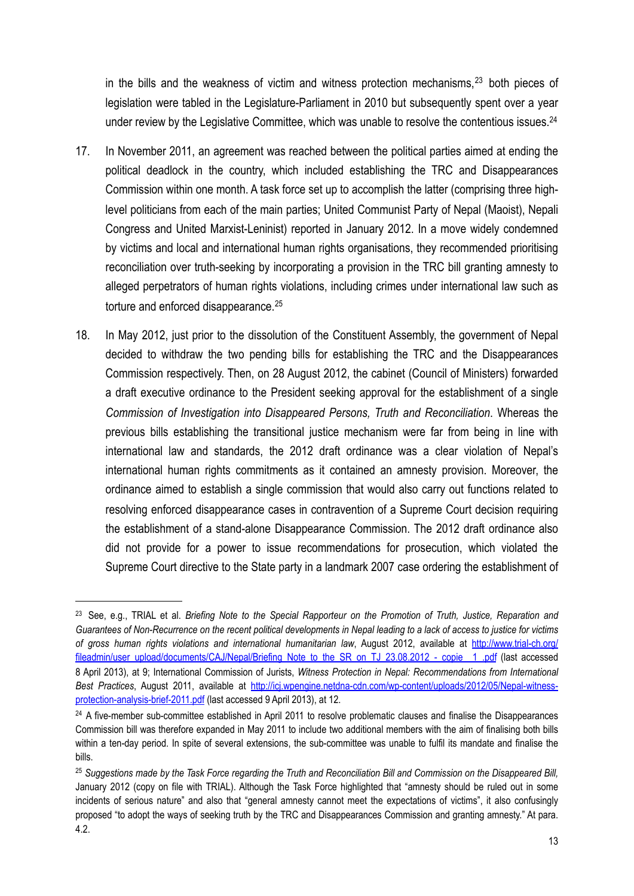in the bills and the weakness of victim and witness protection mechanisms,[23] both pieces of legislation were tabled in the Legislature-Parliament in 2010 but subsequently spent over a year under review by the Legislative Committee, which was unable to resolve the contentious issues.[24]

17. In November 2011, an agreement was reached between the political parties aimed at ending the political deadlock in the country, which included establishing the TRC and Disappearances Commission within one month. A task force set up to accomplish the latter (comprising three high-level politicians from each of the main parties; United Communist Party of Nepal (Maoist), Nepali Congress and United Marxist-Leninist) reported in January 2012. In a move widely condemned by victims and local and international human rights organisations, they recommended prioritising reconciliation over truth-seeking by incorporating a provision in the TRC bill granting amnesty to alleged perpetrators of human rights violations, including crimes under international law such as torture and enforced disappearance.[25]

18. In May 2012, just prior to the dissolution of the Constituent Assembly, the government of Nepal decided to withdraw the two pending bills for establishing the TRC and the Disappearances Commission respectively. Then, on 28 August 2012, the cabinet (Council of Ministers) forwarded a draft executive ordinance to the President seeking approval for the establishment of a single *Commission of Investigation into Disappeared Persons, Truth and Reconciliation*. Whereas the previous bills establishing the transitional justice mechanism were far from being in line with international law and standards, the 2012 draft ordinance was a clear violation of Nepal's international human rights commitments as it contained an amnesty provision. Moreover, the ordinance aimed to establish a single commission that would also carry out functions related to resolving enforced disappearance cases in contravention of a Supreme Court decision requiring the establishment of a stand-alone Disappearance Commission. The 2012 draft ordinance also did not provide for a power to issue recommendations for prosecution, which violated the Supreme Court directive to the State party in a landmark 2007 case ordering the establishment of

---

[23] See, e.g., TRIAL et al. *Briefing Note to the Special Rapporteur on the Promotion of Truth, Justice, Reparation and Guarantees of Non-Recurrence on the recent political developments in Nepal leading to a lack of access to justice for victims of gross human rights violations and international humanitarian law*, August 2012, available at http://www.trial-ch.org/fileadmin/user_upload/documents/CAJ/Nepal/Briefing_Note_to_the_SR_on_TJ_23.08.2012_-_copie__1_.pdf (last accessed 8 April 2013), at 9; International Commission of Jurists, *Witness Protection in Nepal: Recommendations from International Best Practices*, August 2011, available at http://icj.wpengine.netdna-cdn.com/wp-content/uploads/2012/05/Nepal-witness-protection-analysis-brief-2011.pdf (last accessed 9 April 2013), at 12.

[24] A five-member sub-committee established in April 2011 to resolve problematic clauses and finalise the Disappearances Commission bill was therefore expanded in May 2011 to include two additional members with the aim of finalising both bills within a ten-day period. In spite of several extensions, the sub-committee was unable to fulfil its mandate and finalise the bills.

[25] *Suggestions made by the Task Force regarding the Truth and Reconciliation Bill and Commission on the Disappeared Bill,* January 2012 (copy on file with TRIAL). Although the Task Force highlighted that "amnesty should be ruled out in some incidents of serious nature" and also that "general amnesty cannot meet the expectations of victims", it also confusingly proposed "to adopt the ways of seeking truth by the TRC and Disappearances Commission and granting amnesty." At para. 4.2.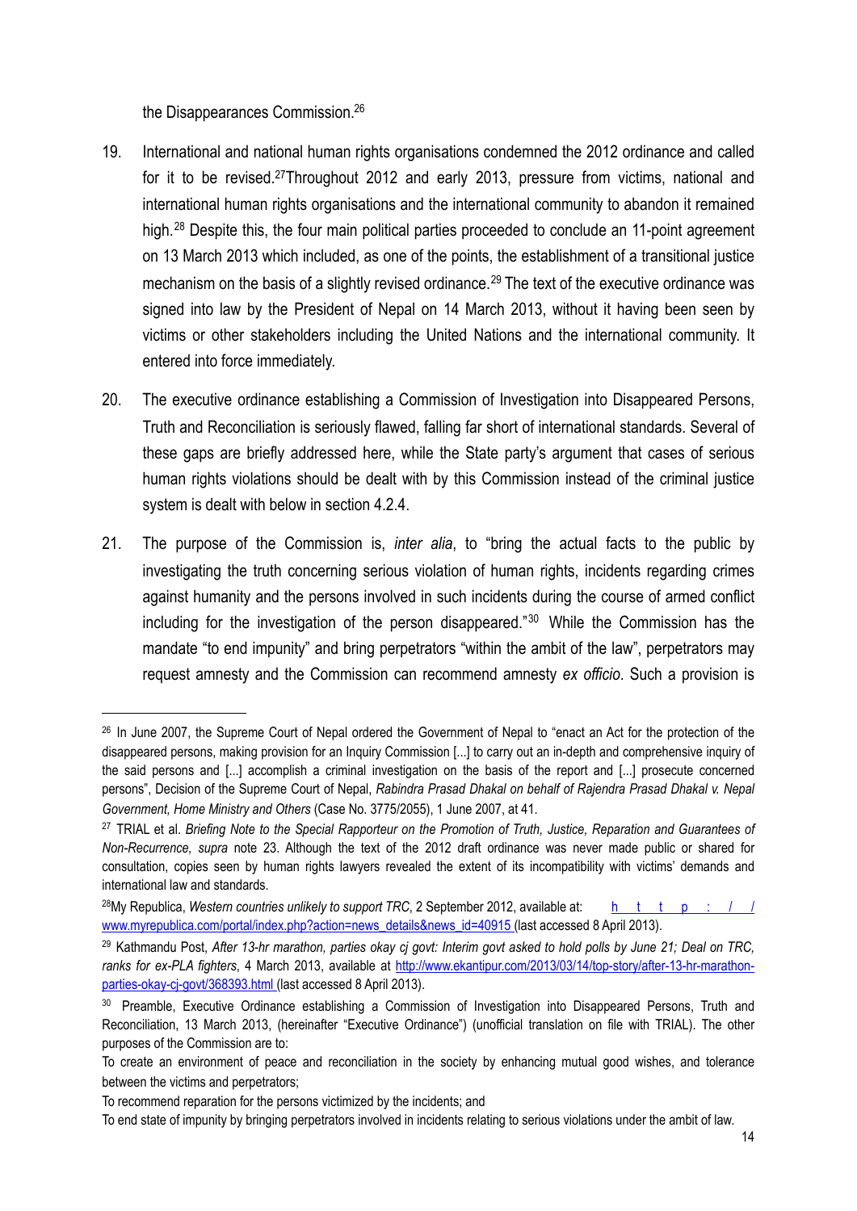the Disappearances Commission.[26]

19. International and national human rights organisations condemned the 2012 ordinance and called for it to be revised.[27]Throughout 2012 and early 2013, pressure from victims, national and international human rights organisations and the international community to abandon it remained high.[28] Despite this, the four main political parties proceeded to conclude an 11-point agreement on 13 March 2013 which included, as one of the points, the establishment of a transitional justice mechanism on the basis of a slightly revised ordinance.[29] The text of the executive ordinance was signed into law by the President of Nepal on 14 March 2013, without it having been seen by victims or other stakeholders including the United Nations and the international community. It entered into force immediately.

20. The executive ordinance establishing a Commission of Investigation into Disappeared Persons, Truth and Reconciliation is seriously flawed, falling far short of international standards. Several of these gaps are briefly addressed here, while the State party's argument that cases of serious human rights violations should be dealt with by this Commission instead of the criminal justice system is dealt with below in section 4.2.4.

21. The purpose of the Commission is, *inter alia*, to "bring the actual facts to the public by investigating the truth concerning serious violation of human rights, incidents regarding crimes against humanity and the persons involved in such incidents during the course of armed conflict including for the investigation of the person disappeared."[30] While the Commission has the mandate "to end impunity" and bring perpetrators "within the ambit of the law", perpetrators may request amnesty and the Commission can recommend amnesty *ex officio*. Such a provision is

---

[26] In June 2007, the Supreme Court of Nepal ordered the Government of Nepal to "enact an Act for the protection of the disappeared persons, making provision for an Inquiry Commission [...] to carry out an in-depth and comprehensive inquiry of the said persons and [...] accomplish a criminal investigation on the basis of the report and [...] prosecute concerned persons", Decision of the Supreme Court of Nepal, *Rabindra Prasad Dhakal on behalf of Rajendra Prasad Dhakal v. Nepal Government, Home Ministry and Others* (Case No. 3775/2055), 1 June 2007, at 41.

[27] TRIAL et al. *Briefing Note to the Special Rapporteur on the Promotion of Truth, Justice, Reparation and Guarantees of Non-Recurrence, supra* note 23. Although the text of the 2012 draft ordinance was never made public or shared for consultation, copies seen by human rights lawyers revealed the extent of its incompatibility with victims' demands and international law and standards.

[28] My Republica, *Western countries unlikely to support TRC*, 2 September 2012, available at: http://www.myrepublica.com/portal/index.php?action=news_details&news_id=40915 (last accessed 8 April 2013).

[29] Kathmandu Post, *After 13-hr marathon, parties okay cj govt: Interim govt asked to hold polls by June 21; Deal on TRC, ranks for ex-PLA fighters*, 4 March 2013, available at http://www.ekantipur.com/2013/03/14/top-story/after-13-hr-marathon-parties-okay-cj-govt/368393.html (last accessed 8 April 2013).

[30] Preamble, Executive Ordinance establishing a Commission of Investigation into Disappeared Persons, Truth and Reconciliation, 13 March 2013, (hereinafter "Executive Ordinance") (unofficial translation on file with TRIAL). The other purposes of the Commission are to:

To create an environment of peace and reconciliation in the society by enhancing mutual good wishes, and tolerance between the victims and perpetrators;

To recommend reparation for the persons victimized by the incidents; and

To end state of impunity by bringing perpetrators involved in incidents relating to serious violations under the ambit of law.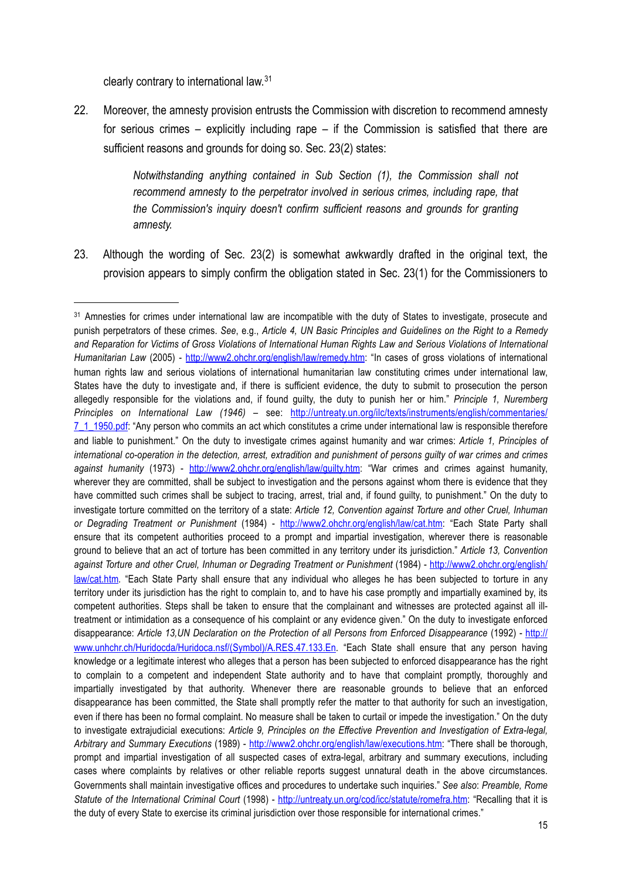clearly contrary to international law.[31]

22. Moreover, the amnesty provision entrusts the Commission with discretion to recommend amnesty for serious crimes – explicitly including rape – if the Commission is satisfied that there are sufficient reasons and grounds for doing so. Sec. 23(2) states:

> *Notwithstanding anything contained in Sub Section (1), the Commission shall not recommend amnesty to the perpetrator involved in serious crimes, including rape, that the Commission's inquiry doesn't confirm sufficient reasons and grounds for granting amnesty.*

23. Although the wording of Sec. 23(2) is somewhat awkwardly drafted in the original text, the provision appears to simply confirm the obligation stated in Sec. 23(1) for the Commissioners to

---

[31] Amnesties for crimes under international law are incompatible with the duty of States to investigate, prosecute and punish perpetrators of these crimes. *See*, e.g., *Article 4, UN Basic Principles and Guidelines on the Right to a Remedy and Reparation for Victims of Gross Violations of International Human Rights Law and Serious Violations of International Humanitarian Law* (2005) - http://www2.ohchr.org/english/law/remedy.htm: "In cases of gross violations of international human rights law and serious violations of international humanitarian law constituting crimes under international law, States have the duty to investigate and, if there is sufficient evidence, the duty to submit to prosecution the person allegedly responsible for the violations and, if found guilty, the duty to punish her or him." *Principle 1, Nuremberg Principles on International Law (1946)* – see: http://untreaty.un.org/ilc/texts/instruments/english/commentaries/7_1_1950.pdf: "Any person who commits an act which constitutes a crime under international law is responsible therefore and liable to punishment." On the duty to investigate crimes against humanity and war crimes: *Article 1, Principles of international co-operation in the detection, arrest, extradition and punishment of persons guilty of war crimes and crimes against humanity* (1973) - http://www2.ohchr.org/english/law/guilty.htm: "War crimes and crimes against humanity, wherever they are committed, shall be subject to investigation and the persons against whom there is evidence that they have committed such crimes shall be subject to tracing, arrest, trial and, if found guilty, to punishment." On the duty to investigate torture committed on the territory of a state: *Article 12, Convention against Torture and other Cruel, Inhuman or Degrading Treatment or Punishment* (1984) - http://www2.ohchr.org/english/law/cat.htm: "Each State Party shall ensure that its competent authorities proceed to a prompt and impartial investigation, wherever there is reasonable ground to believe that an act of torture has been committed in any territory under its jurisdiction." *Article 13, Convention against Torture and other Cruel, Inhuman or Degrading Treatment or Punishment* (1984) - http://www2.ohchr.org/english/law/cat.htm. "Each State Party shall ensure that any individual who alleges he has been subjected to torture in any territory under its jurisdiction has the right to complain to, and to have his case promptly and impartially examined by, its competent authorities. Steps shall be taken to ensure that the complainant and witnesses are protected against all ill-treatment or intimidation as a consequence of his complaint or any evidence given." On the duty to investigate enforced disappearance: *Article 13,UN Declaration on the Protection of all Persons from Enforced Disappearance* (1992) - http://www.unhchr.ch/Huridocda/Huridoca.nsf/(Symbol)/A.RES.47.133.En. "Each State shall ensure that any person having knowledge or a legitimate interest who alleges that a person has been subjected to enforced disappearance has the right to complain to a competent and independent State authority and to have that complaint promptly, thoroughly and impartially investigated by that authority. Whenever there are reasonable grounds to believe that an enforced disappearance has been committed, the State shall promptly refer the matter to that authority for such an investigation, even if there has been no formal complaint. No measure shall be taken to curtail or impede the investigation." On the duty to investigate extrajudicial executions: *Article 9, Principles on the Effective Prevention and Investigation of Extra-legal, Arbitrary and Summary Executions* (1989) - http://www2.ohchr.org/english/law/executions.htm: "There shall be thorough, prompt and impartial investigation of all suspected cases of extra-legal, arbitrary and summary executions, including cases where complaints by relatives or other reliable reports suggest unnatural death in the above circumstances. Governments shall maintain investigative offices and procedures to undertake such inquiries." *See also*: *Preamble, Rome Statute of the International Criminal Court* (1998) - http://untreaty.un.org/cod/icc/statute/romefra.htm: "Recalling that it is the duty of every State to exercise its criminal jurisdiction over those responsible for international crimes."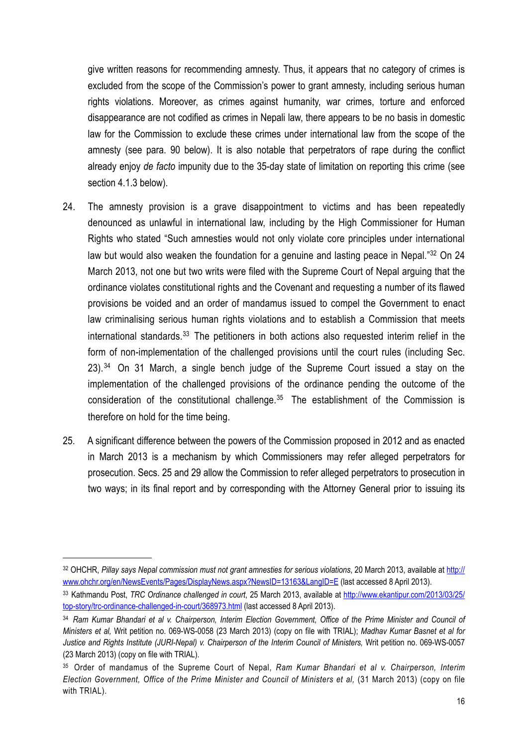give written reasons for recommending amnesty. Thus, it appears that no category of crimes is excluded from the scope of the Commission's power to grant amnesty, including serious human rights violations. Moreover, as crimes against humanity, war crimes, torture and enforced disappearance are not codified as crimes in Nepali law, there appears to be no basis in domestic law for the Commission to exclude these crimes under international law from the scope of the amnesty (see para. 90 below). It is also notable that perpetrators of rape during the conflict already enjoy *de facto* impunity due to the 35-day state of limitation on reporting this crime (see section 4.1.3 below).

24. The amnesty provision is a grave disappointment to victims and has been repeatedly denounced as unlawful in international law, including by the High Commissioner for Human Rights who stated "Such amnesties would not only violate core principles under international law but would also weaken the foundation for a genuine and lasting peace in Nepal."[32] On 24 March 2013, not one but two writs were filed with the Supreme Court of Nepal arguing that the ordinance violates constitutional rights and the Covenant and requesting a number of its flawed provisions be voided and an order of mandamus issued to compel the Government to enact law criminalising serious human rights violations and to establish a Commission that meets international standards.[33] The petitioners in both actions also requested interim relief in the form of non-implementation of the challenged provisions until the court rules (including Sec. 23).[34] On 31 March, a single bench judge of the Supreme Court issued a stay on the implementation of the challenged provisions of the ordinance pending the outcome of the consideration of the constitutional challenge.[35] The establishment of the Commission is therefore on hold for the time being.

25. A significant difference between the powers of the Commission proposed in 2012 and as enacted in March 2013 is a mechanism by which Commissioners may refer alleged perpetrators for prosecution. Secs. 25 and 29 allow the Commission to refer alleged perpetrators to prosecution in two ways; in its final report and by corresponding with the Attorney General prior to issuing its

---

[32] OHCHR, *Pillay says Nepal commission must not grant amnesties for serious violations*, 20 March 2013, available at http://www.ohchr.org/en/NewsEvents/Pages/DisplayNews.aspx?NewsID=13163&LangID=E (last accessed 8 April 2013).

[33] Kathmandu Post, *TRC Ordinance challenged in court*, 25 March 2013, available at http://www.ekantipur.com/2013/03/25/top-story/trc-ordinance-challenged-in-court/368973.html (last accessed 8 April 2013).

[34] *Ram Kumar Bhandari et al v. Chairperson, Interim Election Government, Office of the Prime Minister and Council of Ministers et al*, Writ petition no. 069-WS-0058 (23 March 2013) (copy on file with TRIAL); *Madhav Kumar Basnet et al for Justice and Rights Institute (JURI-Nepal) v. Chairperson of the Interim Council of Ministers,* Writ petition no. 069-WS-0057 (23 March 2013) (copy on file with TRIAL).

[35] Order of mandamus of the Supreme Court of Nepal, *Ram Kumar Bhandari et al v. Chairperson, Interim Election Government, Office of the Prime Minister and Council of Ministers et al,* (31 March 2013) (copy on file with TRIAL).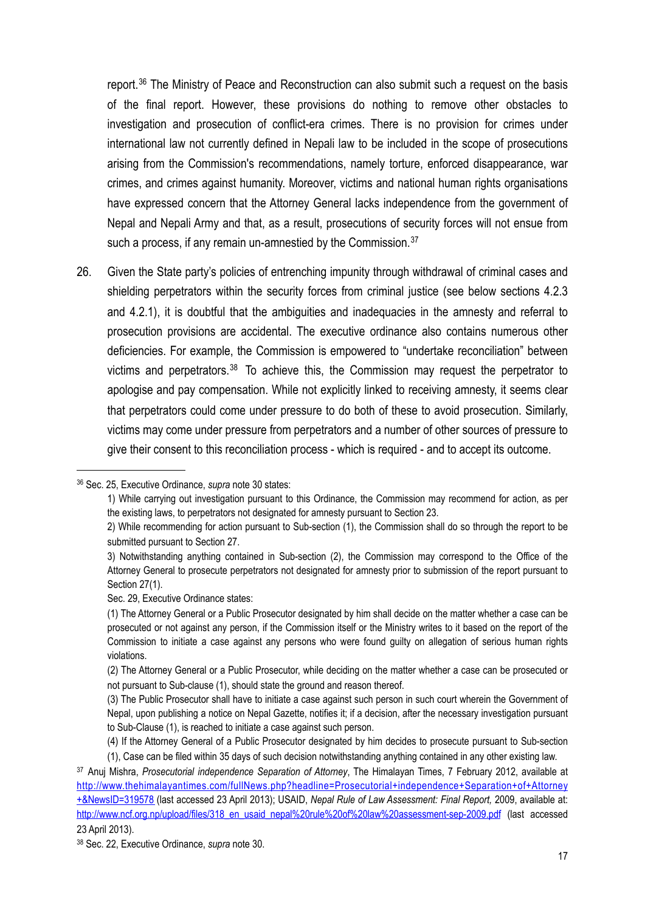report.[36] The Ministry of Peace and Reconstruction can also submit such a request on the basis of the final report. However, these provisions do nothing to remove other obstacles to investigation and prosecution of conflict-era crimes. There is no provision for crimes under international law not currently defined in Nepali law to be included in the scope of prosecutions arising from the Commission's recommendations, namely torture, enforced disappearance, war crimes, and crimes against humanity. Moreover, victims and national human rights organisations have expressed concern that the Attorney General lacks independence from the government of Nepal and Nepali Army and that, as a result, prosecutions of security forces will not ensue from such a process, if any remain un-amnestied by the Commission.[37]

26. Given the State party's policies of entrenching impunity through withdrawal of criminal cases and shielding perpetrators within the security forces from criminal justice (see below sections 4.2.3 and 4.2.1), it is doubtful that the ambiguities and inadequacies in the amnesty and referral to prosecution provisions are accidental. The executive ordinance also contains numerous other deficiencies. For example, the Commission is empowered to "undertake reconciliation" between victims and perpetrators.[38] To achieve this, the Commission may request the perpetrator to apologise and pay compensation. While not explicitly linked to receiving amnesty, it seems clear that perpetrators could come under pressure to do both of these to avoid prosecution. Similarly, victims may come under pressure from perpetrators and a number of other sources of pressure to give their consent to this reconciliation process - which is required - and to accept its outcome.

---

[36] Sec. 25, Executive Ordinance, *supra* note 30 states:

1) While carrying out investigation pursuant to this Ordinance, the Commission may recommend for action, as per the existing laws, to perpetrators not designated for amnesty pursuant to Section 23.

2) While recommending for action pursuant to Sub-section (1), the Commission shall do so through the report to be submitted pursuant to Section 27.

3) Notwithstanding anything contained in Sub-section (2), the Commission may correspond to the Office of the Attorney General to prosecute perpetrators not designated for amnesty prior to submission of the report pursuant to Section 27(1).

Sec. 29, Executive Ordinance states:

(1) The Attorney General or a Public Prosecutor designated by him shall decide on the matter whether a case can be prosecuted or not against any person, if the Commission itself or the Ministry writes to it based on the report of the Commission to initiate a case against any persons who were found guilty on allegation of serious human rights violations.

(2) The Attorney General or a Public Prosecutor, while deciding on the matter whether a case can be prosecuted or not pursuant to Sub-clause (1), should state the ground and reason thereof.

(3) The Public Prosecutor shall have to initiate a case against such person in such court wherein the Government of Nepal, upon publishing a notice on Nepal Gazette, notifies it; if a decision, after the necessary investigation pursuant to Sub-Clause (1), is reached to initiate a case against such person.

(4) If the Attorney General of a Public Prosecutor designated by him decides to prosecute pursuant to Sub-section (1), Case can be filed within 35 days of such decision notwithstanding anything contained in any other existing law.

[37] Anuj Mishra, *Prosecutorial independence Separation of Attorney*, The Himalayan Times, 7 February 2012, available at http://www.thehimalayantimes.com/fullNews.php?headline=Prosecutorial+independence+Separation+of+Attorney+&NewsID=319578 (last accessed 23 April 2013); USAID, *Nepal Rule of Law Assessment: Final Report,* 2009, available at: http://www.ncf.org.np/upload/files/318_en_usaid_nepal%20rule%20of%20law%20assessment-sep-2009.pdf (last accessed 23 April 2013).

[38] Sec. 22, Executive Ordinance, *supra* note 30.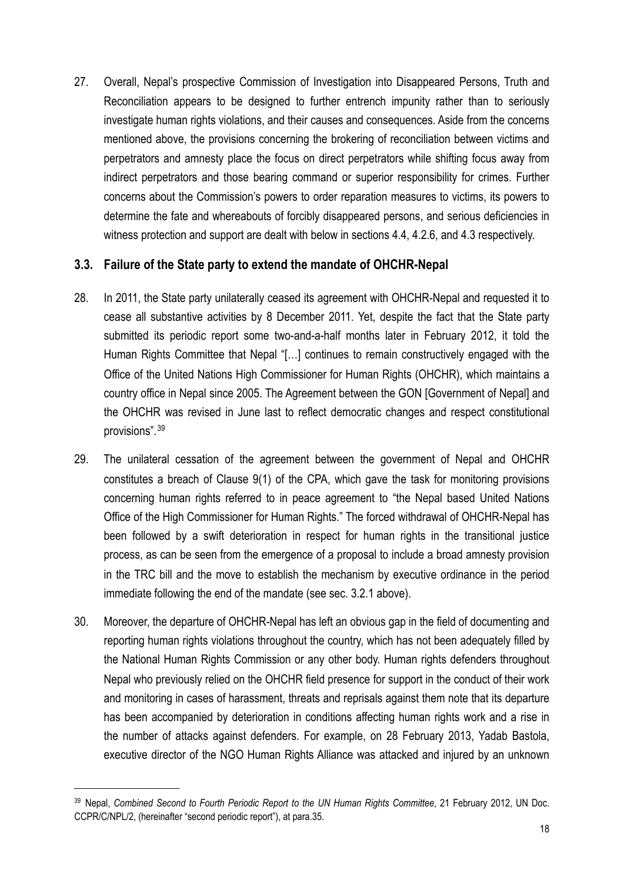27. Overall, Nepal's prospective Commission of Investigation into Disappeared Persons, Truth and Reconciliation appears to be designed to further entrench impunity rather than to seriously investigate human rights violations, and their causes and consequences. Aside from the concerns mentioned above, the provisions concerning the brokering of reconciliation between victims and perpetrators and amnesty place the focus on direct perpetrators while shifting focus away from indirect perpetrators and those bearing command or superior responsibility for crimes. Further concerns about the Commission's powers to order reparation measures to victims, its powers to determine the fate and whereabouts of forcibly disappeared persons, and serious deficiencies in witness protection and support are dealt with below in sections 4.4, 4.2.6, and 4.3 respectively.

### 3.3. Failure of the State party to extend the mandate of OHCHR-Nepal

28. In 2011, the State party unilaterally ceased its agreement with OHCHR-Nepal and requested it to cease all substantive activities by 8 December 2011. Yet, despite the fact that the State party submitted its periodic report some two-and-a-half months later in February 2012, it told the Human Rights Committee that Nepal "[…] continues to remain constructively engaged with the Office of the United Nations High Commissioner for Human Rights (OHCHR), which maintains a country office in Nepal since 2005. The Agreement between the GON [Government of Nepal] and the OHCHR was revised in June last to reflect democratic changes and respect constitutional provisions".[39]

29. The unilateral cessation of the agreement between the government of Nepal and OHCHR constitutes a breach of Clause 9(1) of the CPA, which gave the task for monitoring provisions concerning human rights referred to in peace agreement to "the Nepal based United Nations Office of the High Commissioner for Human Rights." The forced withdrawal of OHCHR-Nepal has been followed by a swift deterioration in respect for human rights in the transitional justice process, as can be seen from the emergence of a proposal to include a broad amnesty provision in the TRC bill and the move to establish the mechanism by executive ordinance in the period immediate following the end of the mandate (see sec. 3.2.1 above).

30. Moreover, the departure of OHCHR-Nepal has left an obvious gap in the field of documenting and reporting human rights violations throughout the country, which has not been adequately filled by the National Human Rights Commission or any other body. Human rights defenders throughout Nepal who previously relied on the OHCHR field presence for support in the conduct of their work and monitoring in cases of harassment, threats and reprisals against them note that its departure has been accompanied by deterioration in conditions affecting human rights work and a rise in the number of attacks against defenders. For example, on 28 February 2013, Yadab Bastola, executive director of the NGO Human Rights Alliance was attacked and injured by an unknown

---

[39] Nepal, *Combined Second to Fourth Periodic Report to the UN Human Rights Committee*, 21 February 2012, UN Doc. CCPR/C/NPL/2, (hereinafter "second periodic report"), at para.35.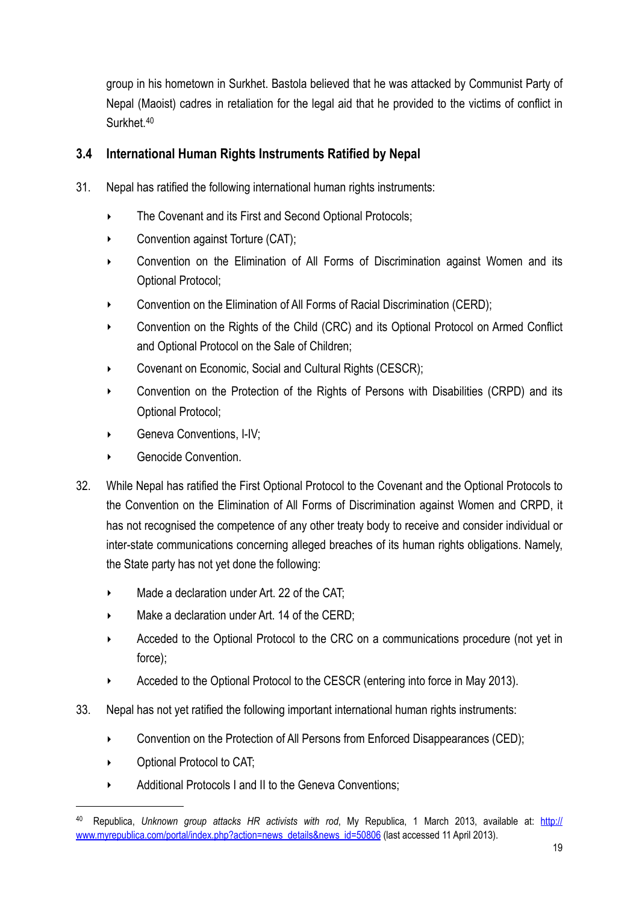group in his hometown in Surkhet. Bastola believed that he was attacked by Communist Party of Nepal (Maoist) cadres in retaliation for the legal aid that he provided to the victims of conflict in Surkhet.[40]

## 3.4 International Human Rights Instruments Ratified by Nepal

31. Nepal has ratified the following international human rights instruments:

    - The Covenant and its First and Second Optional Protocols;
    - Convention against Torture (CAT);
    - Convention on the Elimination of All Forms of Discrimination against Women and its Optional Protocol;
    - Convention on the Elimination of All Forms of Racial Discrimination (CERD);
    - Convention on the Rights of the Child (CRC) and its Optional Protocol on Armed Conflict and Optional Protocol on the Sale of Children;
    - Covenant on Economic, Social and Cultural Rights (CESCR);
    - Convention on the Protection of the Rights of Persons with Disabilities (CRPD) and its Optional Protocol;
    - Geneva Conventions, I-IV;
    - Genocide Convention.

32. While Nepal has ratified the First Optional Protocol to the Covenant and the Optional Protocols to the Convention on the Elimination of All Forms of Discrimination against Women and CRPD, it has not recognised the competence of any other treaty body to receive and consider individual or inter-state communications concerning alleged breaches of its human rights obligations. Namely, the State party has not yet done the following:

    - Made a declaration under Art. 22 of the CAT;
    - Make a declaration under Art. 14 of the CERD;
    - Acceded to the Optional Protocol to the CRC on a communications procedure (not yet in force);
    - Acceded to the Optional Protocol to the CESCR (entering into force in May 2013).

33. Nepal has not yet ratified the following important international human rights instruments:

    - Convention on the Protection of All Persons from Enforced Disappearances (CED);
    - Optional Protocol to CAT;
    - Additional Protocols I and II to the Geneva Conventions;

---

[40] Republica, *Unknown group attacks HR activists with rod*, My Republica, 1 March 2013, available at: http://www.myrepublica.com/portal/index.php?action=news_details&news_id=50806 (last accessed 11 April 2013).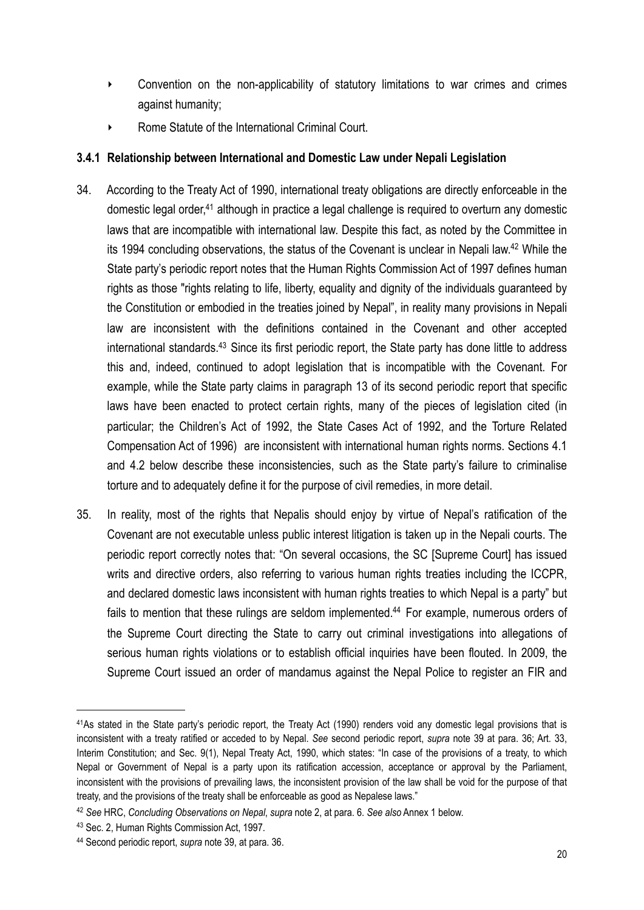- Convention on the non-applicability of statutory limitations to war crimes and crimes against humanity;
- Rome Statute of the International Criminal Court.

### 3.4.1 Relationship between International and Domestic Law under Nepali Legislation

34. According to the Treaty Act of 1990, international treaty obligations are directly enforceable in the domestic legal order,[41] although in practice a legal challenge is required to overturn any domestic laws that are incompatible with international law. Despite this fact, as noted by the Committee in its 1994 concluding observations, the status of the Covenant is unclear in Nepali law.[42] While the State party's periodic report notes that the Human Rights Commission Act of 1997 defines human rights as those "rights relating to life, liberty, equality and dignity of the individuals guaranteed by the Constitution or embodied in the treaties joined by Nepal", in reality many provisions in Nepali law are inconsistent with the definitions contained in the Covenant and other accepted international standards.[43] Since its first periodic report, the State party has done little to address this and, indeed, continued to adopt legislation that is incompatible with the Covenant. For example, while the State party claims in paragraph 13 of its second periodic report that specific laws have been enacted to protect certain rights, many of the pieces of legislation cited (in particular; the Children's Act of 1992, the State Cases Act of 1992, and the Torture Related Compensation Act of 1996) are inconsistent with international human rights norms. Sections 4.1 and 4.2 below describe these inconsistencies, such as the State party's failure to criminalise torture and to adequately define it for the purpose of civil remedies, in more detail.

35. In reality, most of the rights that Nepalis should enjoy by virtue of Nepal's ratification of the Covenant are not executable unless public interest litigation is taken up in the Nepali courts. The periodic report correctly notes that: "On several occasions, the SC [Supreme Court] has issued writs and directive orders, also referring to various human rights treaties including the ICCPR, and declared domestic laws inconsistent with human rights treaties to which Nepal is a party" but fails to mention that these rulings are seldom implemented.[44] For example, numerous orders of the Supreme Court directing the State to carry out criminal investigations into allegations of serious human rights violations or to establish official inquiries have been flouted. In 2009, the Supreme Court issued an order of mandamus against the Nepal Police to register an FIR and

---

[41] As stated in the State party's periodic report, the Treaty Act (1990) renders void any domestic legal provisions that is inconsistent with a treaty ratified or acceded to by Nepal. *See* second periodic report, *supra* note 39 at para. 36; Art. 33, Interim Constitution; and Sec. 9(1), Nepal Treaty Act, 1990, which states: "In case of the provisions of a treaty, to which Nepal or Government of Nepal is a party upon its ratification accession, acceptance or approval by the Parliament, inconsistent with the provisions of prevailing laws, the inconsistent provision of the law shall be void for the purpose of that treaty, and the provisions of the treaty shall be enforceable as good as Nepalese laws."

[42] *See* HRC, *Concluding Observations on Nepal*, *supra* note 2, at para. 6. *See also* Annex 1 below.

[43] Sec. 2, Human Rights Commission Act, 1997.

[44] Second periodic report, *supra* note 39, at para. 36.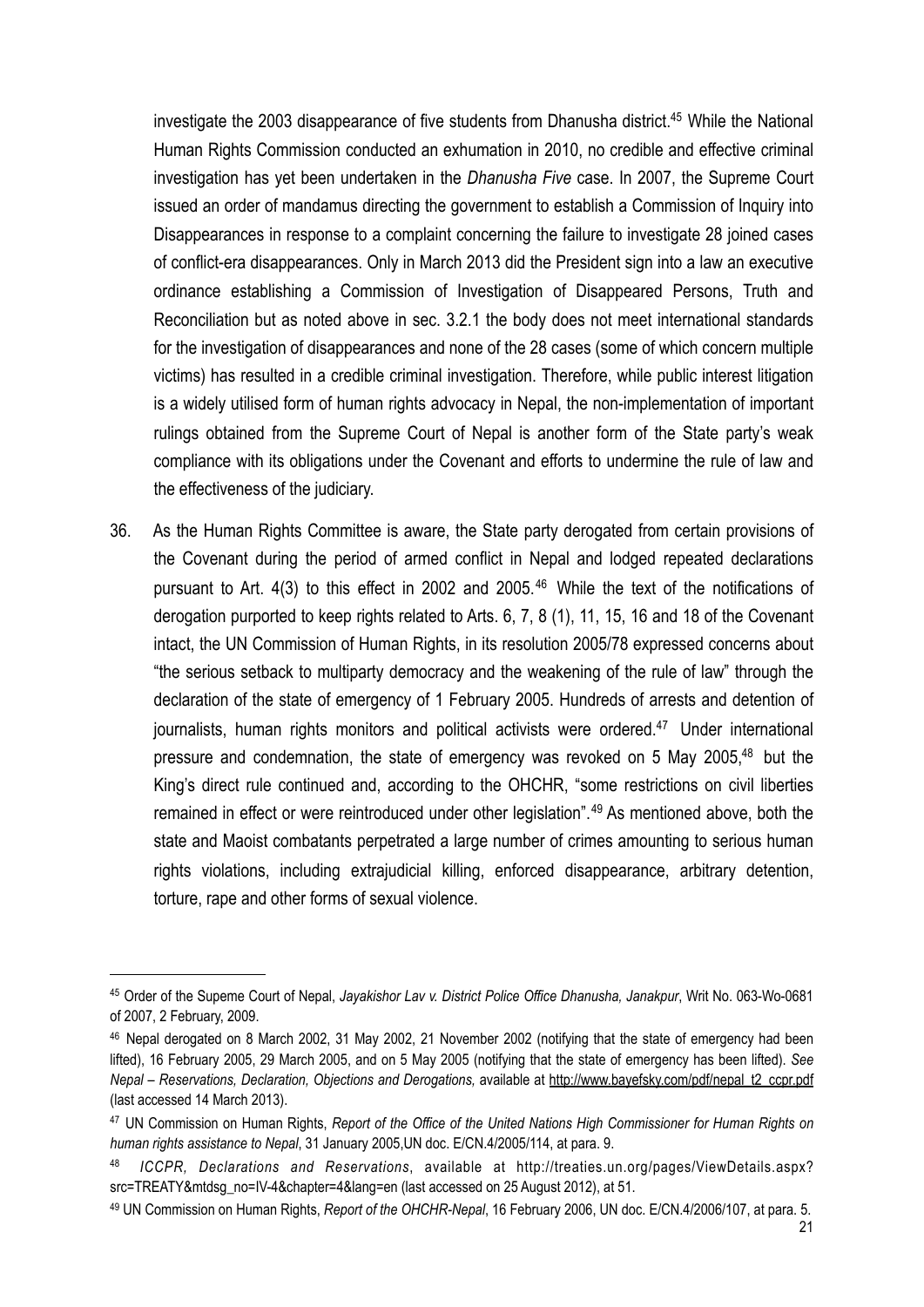investigate the 2003 disappearance of five students from Dhanusha district.[45] While the National Human Rights Commission conducted an exhumation in 2010, no credible and effective criminal investigation has yet been undertaken in the *Dhanusha Five* case. In 2007, the Supreme Court issued an order of mandamus directing the government to establish a Commission of Inquiry into Disappearances in response to a complaint concerning the failure to investigate 28 joined cases of conflict-era disappearances. Only in March 2013 did the President sign into a law an executive ordinance establishing a Commission of Investigation of Disappeared Persons, Truth and Reconciliation but as noted above in sec. 3.2.1 the body does not meet international standards for the investigation of disappearances and none of the 28 cases (some of which concern multiple victims) has resulted in a credible criminal investigation. Therefore, while public interest litigation is a widely utilised form of human rights advocacy in Nepal, the non-implementation of important rulings obtained from the Supreme Court of Nepal is another form of the State party's weak compliance with its obligations under the Covenant and efforts to undermine the rule of law and the effectiveness of the judiciary.

36. As the Human Rights Committee is aware, the State party derogated from certain provisions of the Covenant during the period of armed conflict in Nepal and lodged repeated declarations pursuant to Art. 4(3) to this effect in 2002 and 2005.[46] While the text of the notifications of derogation purported to keep rights related to Arts. 6, 7, 8 (1), 11, 15, 16 and 18 of the Covenant intact, the UN Commission of Human Rights, in its resolution 2005/78 expressed concerns about "the serious setback to multiparty democracy and the weakening of the rule of law" through the declaration of the state of emergency of 1 February 2005. Hundreds of arrests and detention of journalists, human rights monitors and political activists were ordered.[47] Under international pressure and condemnation, the state of emergency was revoked on 5 May 2005,[48] but the King's direct rule continued and, according to the OHCHR, "some restrictions on civil liberties remained in effect or were reintroduced under other legislation".[49] As mentioned above, both the state and Maoist combatants perpetrated a large number of crimes amounting to serious human rights violations, including extrajudicial killing, enforced disappearance, arbitrary detention, torture, rape and other forms of sexual violence.

---

[45] Order of the Supeme Court of Nepal, *Jayakishor Lav v. District Police Office Dhanusha, Janakpur*, Writ No. 063-Wo-0681 of 2007, 2 February, 2009.

[46] Nepal derogated on 8 March 2002, 31 May 2002, 21 November 2002 (notifying that the state of emergency had been lifted), 16 February 2005, 29 March 2005, and on 5 May 2005 (notifying that the state of emergency has been lifted). *See Nepal – Reservations, Declaration, Objections and Derogations,* available at http://www.bayefsky.com/pdf/nepal_t2_ccpr.pdf (last accessed 14 March 2013).

[47] UN Commission on Human Rights, *Report of the Office of the United Nations High Commissioner for Human Rights on human rights assistance to Nepal*, 31 January 2005,UN doc. E/CN.4/2005/114, at para. 9.

[48] *ICCPR, Declarations and Reservations*, available at http://treaties.un.org/pages/ViewDetails.aspx?src=TREATY&mtdsg_no=IV-4&chapter=4&lang=en (last accessed on 25 August 2012), at 51.

[49] UN Commission on Human Rights, *Report of the OHCHR-Nepal*, 16 February 2006, UN doc. E/CN.4/2006/107, at para. 5.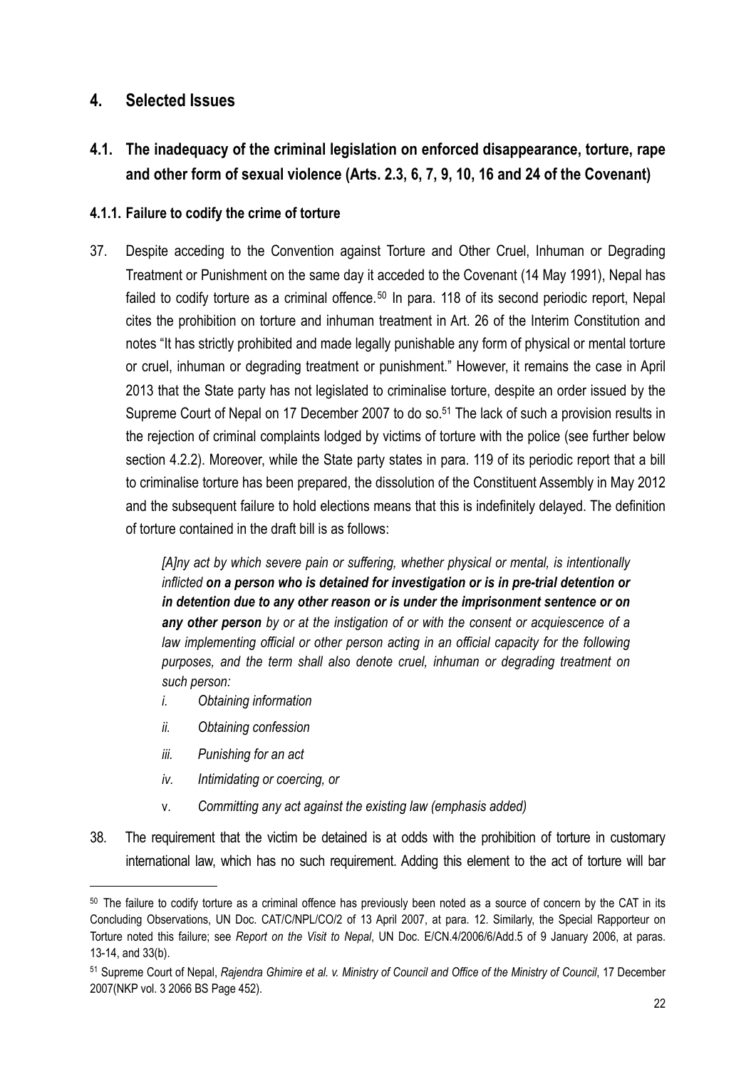## 4. Selected Issues

### 4.1. The inadequacy of the criminal legislation on enforced disappearance, torture, rape and other form of sexual violence (Arts. 2.3, 6, 7, 9, 10, 16 and 24 of the Covenant)

#### 4.1.1. Failure to codify the crime of torture

37. Despite acceding to the Convention against Torture and Other Cruel, Inhuman or Degrading Treatment or Punishment on the same day it acceded to the Covenant (14 May 1991), Nepal has failed to codify torture as a criminal offence.[50] In para. 118 of its second periodic report, Nepal cites the prohibition on torture and inhuman treatment in Art. 26 of the Interim Constitution and notes "It has strictly prohibited and made legally punishable any form of physical or mental torture or cruel, inhuman or degrading treatment or punishment." However, it remains the case in April 2013 that the State party has not legislated to criminalise torture, despite an order issued by the Supreme Court of Nepal on 17 December 2007 to do so.[51] The lack of such a provision results in the rejection of criminal complaints lodged by victims of torture with the police (see further below section 4.2.2). Moreover, while the State party states in para. 119 of its periodic report that a bill to criminalise torture has been prepared, the dissolution of the Constituent Assembly in May 2012 and the subsequent failure to hold elections means that this is indefinitely delayed. The definition of torture contained in the draft bill is as follows:

> *[A]ny act by which severe pain or suffering, whether physical or mental, is intentionally inflicted* ***on a person who is detained for investigation or is in pre-trial detention or in detention due to any other reason or is under the imprisonment sentence or on any other person*** *by or at the instigation of or with the consent or acquiescence of a law implementing official or other person acting in an official capacity for the following purposes, and the term shall also denote cruel, inhuman or degrading treatment on such person:*
>
> i. *Obtaining information*
> ii. *Obtaining confession*
> iii. *Punishing for an act*
> iv. *Intimidating or coercing, or*
> v. *Committing any act against the existing law (emphasis added)*

38. The requirement that the victim be detained is at odds with the prohibition of torture in customary international law, which has no such requirement. Adding this element to the act of torture will bar

---

[50] The failure to codify torture as a criminal offence has previously been noted as a source of concern by the CAT in its Concluding Observations, UN Doc. CAT/C/NPL/CO/2 of 13 April 2007, at para. 12. Similarly, the Special Rapporteur on Torture noted this failure; see *Report on the Visit to Nepal*, UN Doc. E/CN.4/2006/6/Add.5 of 9 January 2006, at paras. 13-14, and 33(b).

[51] Supreme Court of Nepal, *Rajendra Ghimire et al. v. Ministry of Council and Office of the Ministry of Council*, 17 December 2007(NKP vol. 3 2066 BS Page 452).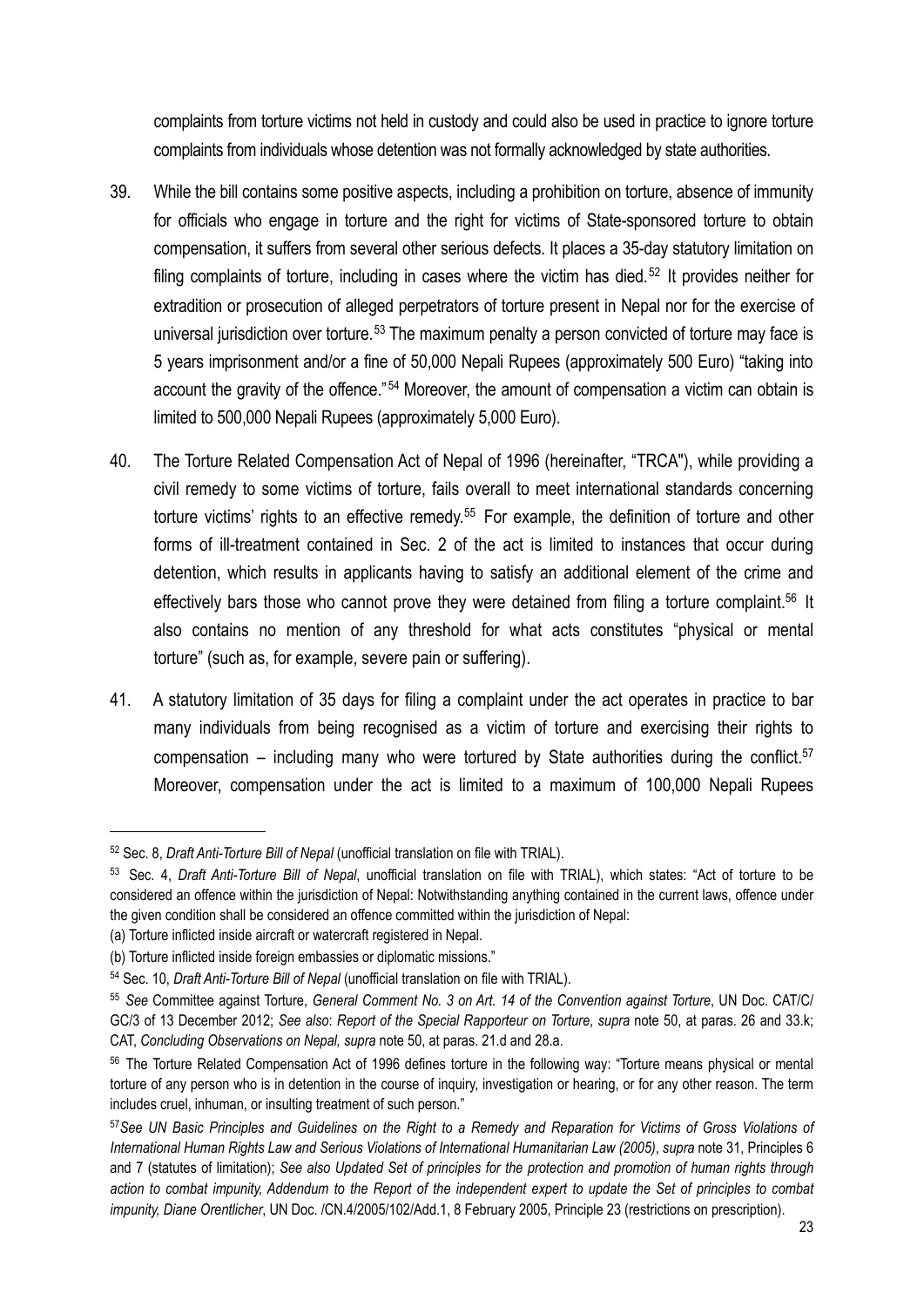complaints from torture victims not held in custody and could also be used in practice to ignore torture complaints from individuals whose detention was not formally acknowledged by state authorities.

39. While the bill contains some positive aspects, including a prohibition on torture, absence of immunity for officials who engage in torture and the right for victims of State-sponsored torture to obtain compensation, it suffers from several other serious defects. It places a 35-day statutory limitation on filing complaints of torture, including in cases where the victim has died.[52] It provides neither for extradition or prosecution of alleged perpetrators of torture present in Nepal nor for the exercise of universal jurisdiction over torture.[53] The maximum penalty a person convicted of torture may face is 5 years imprisonment and/or a fine of 50,000 Nepali Rupees (approximately 500 Euro) "taking into account the gravity of the offence."[54] Moreover, the amount of compensation a victim can obtain is limited to 500,000 Nepali Rupees (approximately 5,000 Euro).

40. The Torture Related Compensation Act of Nepal of 1996 (hereinafter, "TRCA"), while providing a civil remedy to some victims of torture, fails overall to meet international standards concerning torture victims' rights to an effective remedy.[55] For example, the definition of torture and other forms of ill-treatment contained in Sec. 2 of the act is limited to instances that occur during detention, which results in applicants having to satisfy an additional element of the crime and effectively bars those who cannot prove they were detained from filing a torture complaint.[56] It also contains no mention of any threshold for what acts constitutes "physical or mental torture" (such as, for example, severe pain or suffering).

41. A statutory limitation of 35 days for filing a complaint under the act operates in practice to bar many individuals from being recognised as a victim of torture and exercising their rights to compensation – including many who were tortured by State authorities during the conflict.[57] Moreover, compensation under the act is limited to a maximum of 100,000 Nepali Rupees

---

[52] Sec. 8, *Draft Anti-Torture Bill of Nepal* (unofficial translation on file with TRIAL).

[53] Sec. 4, *Draft Anti-Torture Bill of Nepal*, unofficial translation on file with TRIAL), which states: "Act of torture to be considered an offence within the jurisdiction of Nepal: Notwithstanding anything contained in the current laws, offence under the given condition shall be considered an offence committed within the jurisdiction of Nepal:

(a) Torture inflicted inside aircraft or watercraft registered in Nepal.

(b) Torture inflicted inside foreign embassies or diplomatic missions."

[54] Sec. 10, *Draft Anti-Torture Bill of Nepal* (unofficial translation on file with TRIAL).

[55] *See* Committee against Torture, *General Comment No. 3 on Art. 14 of the Convention against Torture*, UN Doc. CAT/C/GC/3 of 13 December 2012; *See also*: *Report of the Special Rapporteur on Torture*, *supra* note 50, at paras. 26 and 33.k; CAT, *Concluding Observations on Nepal, supra* note 50, at paras. 21.d and 28.a.

[56] The Torture Related Compensation Act of 1996 defines torture in the following way: "Torture means physical or mental torture of any person who is in detention in the course of inquiry, investigation or hearing, or for any other reason. The term includes cruel, inhuman, or insulting treatment of such person."

[57] *See UN Basic Principles and Guidelines on the Right to a Remedy and Reparation for Victims of Gross Violations of International Human Rights Law and Serious Violations of International Humanitarian Law (2005)*, *supra* note 31, Principles 6 and 7 (statutes of limitation); *See also Updated Set of principles for the protection and promotion of human rights through action to combat impunity, Addendum to the Report of the independent expert to update the Set of principles to combat impunity, Diane Orentlicher*, UN Doc. /CN.4/2005/102/Add.1, 8 February 2005, Principle 23 (restrictions on prescription).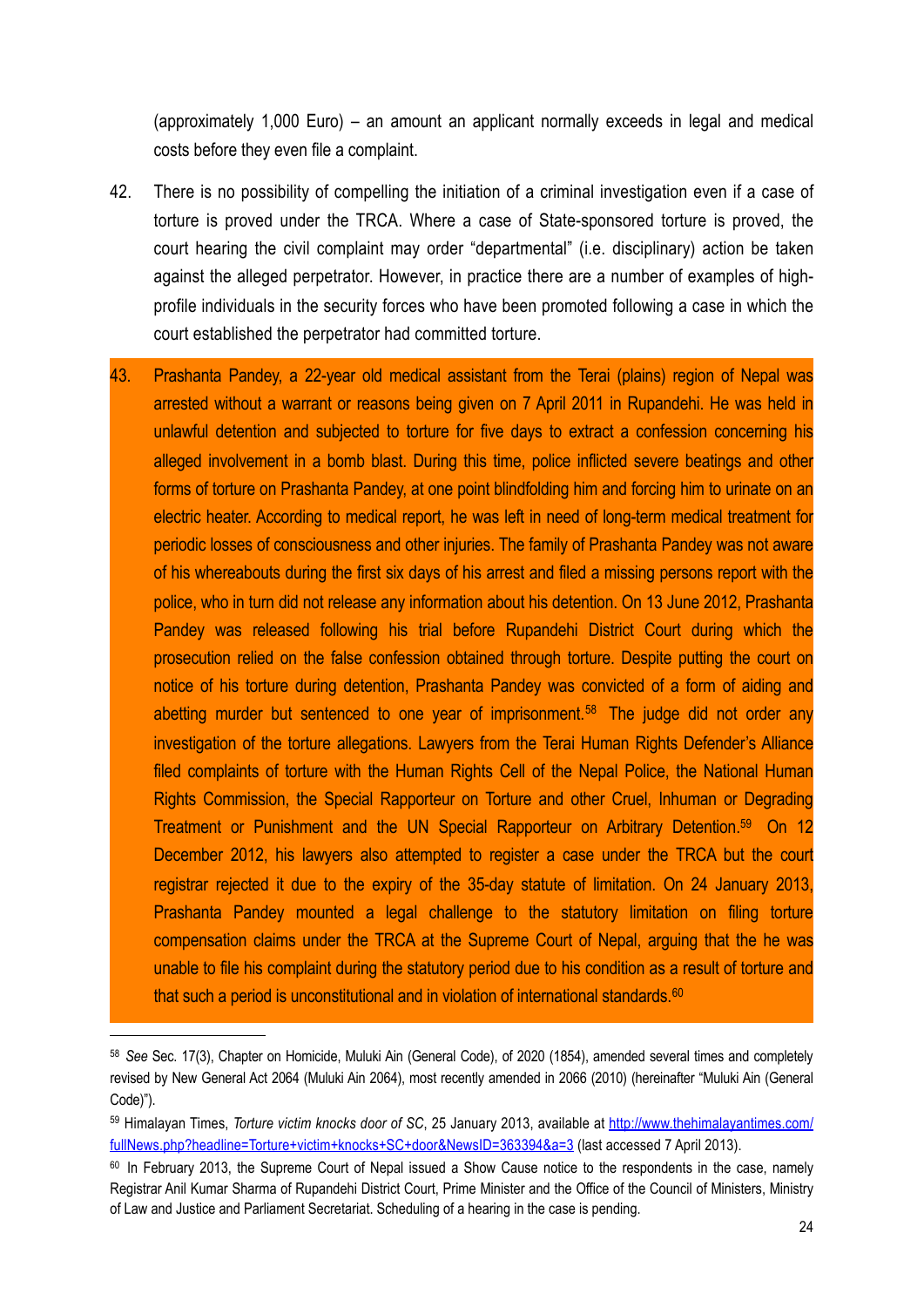(approximately 1,000 Euro) – an amount an applicant normally exceeds in legal and medical costs before they even file a complaint.

42. There is no possibility of compelling the initiation of a criminal investigation even if a case of torture is proved under the TRCA. Where a case of State-sponsored torture is proved, the court hearing the civil complaint may order "departmental" (i.e. disciplinary) action be taken against the alleged perpetrator. However, in practice there are a number of examples of high-profile individuals in the security forces who have been promoted following a case in which the court established the perpetrator had committed torture.

43. Prashanta Pandey, a 22-year old medical assistant from the Terai (plains) region of Nepal was arrested without a warrant or reasons being given on 7 April 2011 in Rupandehi. He was held in unlawful detention and subjected to torture for five days to extract a confession concerning his alleged involvement in a bomb blast. During this time, police inflicted severe beatings and other forms of torture on Prashanta Pandey, at one point blindfolding him and forcing him to urinate on an electric heater. According to medical report, he was left in need of long-term medical treatment for periodic losses of consciousness and other injuries. The family of Prashanta Pandey was not aware of his whereabouts during the first six days of his arrest and filed a missing persons report with the police, who in turn did not release any information about his detention. On 13 June 2012, Prashanta Pandey was released following his trial before Rupandehi District Court during which the prosecution relied on the false confession obtained through torture. Despite putting the court on notice of his torture during detention, Prashanta Pandey was convicted of a form of aiding and abetting murder but sentenced to one year of imprisonment.[58] The judge did not order any investigation of the torture allegations. Lawyers from the Terai Human Rights Defender's Alliance filed complaints of torture with the Human Rights Cell of the Nepal Police, the National Human Rights Commission, the Special Rapporteur on Torture and other Cruel, Inhuman or Degrading Treatment or Punishment and the UN Special Rapporteur on Arbitrary Detention.[59] On 12 December 2012, his lawyers also attempted to register a case under the TRCA but the court registrar rejected it due to the expiry of the 35-day statute of limitation. On 24 January 2013, Prashanta Pandey mounted a legal challenge to the statutory limitation on filing torture compensation claims under the TRCA at the Supreme Court of Nepal, arguing that the he was unable to file his complaint during the statutory period due to his condition as a result of torture and that such a period is unconstitutional and in violation of international standards.[60]

---

[58] *See* Sec. 17(3), Chapter on Homicide, Muluki Ain (General Code), of 2020 (1854), amended several times and completely revised by New General Act 2064 (Muluki Ain 2064), most recently amended in 2066 (2010) (hereinafter "Muluki Ain (General Code)").

[59] Himalayan Times, *Torture victim knocks door of SC*, 25 January 2013, available at http://www.thehimalayantimes.com/fullNews.php?headline=Torture+victim+knocks+SC+door&NewsID=363394&a=3 (last accessed 7 April 2013).

[60] In February 2013, the Supreme Court of Nepal issued a Show Cause notice to the respondents in the case, namely Registrar Anil Kumar Sharma of Rupandehi District Court, Prime Minister and the Office of the Council of Ministers, Ministry of Law and Justice and Parliament Secretariat. Scheduling of a hearing in the case is pending.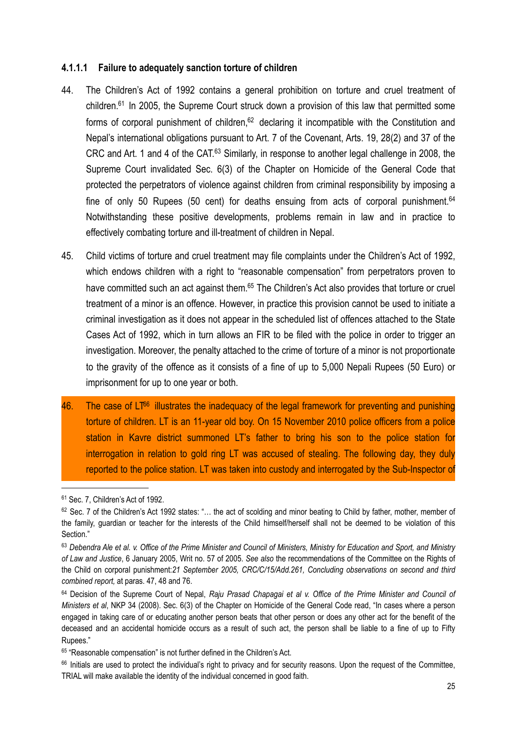#### 4.1.1.1 Failure to adequately sanction torture of children

44. The Children's Act of 1992 contains a general prohibition on torture and cruel treatment of children.[61] In 2005, the Supreme Court struck down a provision of this law that permitted some forms of corporal punishment of children,[62] declaring it incompatible with the Constitution and Nepal's international obligations pursuant to Art. 7 of the Covenant, Arts. 19, 28(2) and 37 of the CRC and Art. 1 and 4 of the CAT.[63] Similarly, in response to another legal challenge in 2008, the Supreme Court invalidated Sec. 6(3) of the Chapter on Homicide of the General Code that protected the perpetrators of violence against children from criminal responsibility by imposing a fine of only 50 Rupees (50 cent) for deaths ensuing from acts of corporal punishment.[64] Notwithstanding these positive developments, problems remain in law and in practice to effectively combating torture and ill-treatment of children in Nepal.

45. Child victims of torture and cruel treatment may file complaints under the Children's Act of 1992, which endows children with a right to "reasonable compensation" from perpetrators proven to have committed such an act against them.[65] The Children's Act also provides that torture or cruel treatment of a minor is an offence. However, in practice this provision cannot be used to initiate a criminal investigation as it does not appear in the scheduled list of offences attached to the State Cases Act of 1992, which in turn allows an FIR to be filed with the police in order to trigger an investigation. Moreover, the penalty attached to the crime of torture of a minor is not proportionate to the gravity of the offence as it consists of a fine of up to 5,000 Nepali Rupees (50 Euro) or imprisonment for up to one year or both.

46. The case of LT[66] illustrates the inadequacy of the legal framework for preventing and punishing torture of children. LT is an 11-year old boy. On 15 November 2010 police officers from a police station in Kavre district summoned LT's father to bring his son to the police station for interrogation in relation to gold ring LT was accused of stealing. The following day, they duly reported to the police station. LT was taken into custody and interrogated by the Sub-Inspector of

---

[61] Sec. 7, Children's Act of 1992.

[62] Sec. 7 of the Children's Act 1992 states: "… the act of scolding and minor beating to Child by father, mother, member of the family, guardian or teacher for the interests of the Child himself/herself shall not be deemed to be violation of this Section."

[63] *Debendra Ale et al. v. Office of the Prime Minister and Council of Ministers, Ministry for Education and Sport, and Ministry of Law and Justice*, 6 January 2005, Writ no. 57 of 2005. *See also* the recommendations of the Committee on the Rights of the Child on corporal punishment:*21 September 2005, CRC/C/15/Add.261, Concluding observations on second and third combined report,* at paras. 47, 48 and 76.

[64] Decision of the Supreme Court of Nepal, *Raju Prasad Chapagai et al v. Office of the Prime Minister and Council of Ministers et al*, NKP 34 (2008). Sec. 6(3) of the Chapter on Homicide of the General Code read, "In cases where a person engaged in taking care of or educating another person beats that other person or does any other act for the benefit of the deceased and an accidental homicide occurs as a result of such act, the person shall be liable to a fine of up to Fifty Rupees."

[65] "Reasonable compensation" is not further defined in the Children's Act.

[66] Initials are used to protect the individual's right to privacy and for security reasons. Upon the request of the Committee, TRIAL will make available the identity of the individual concerned in good faith.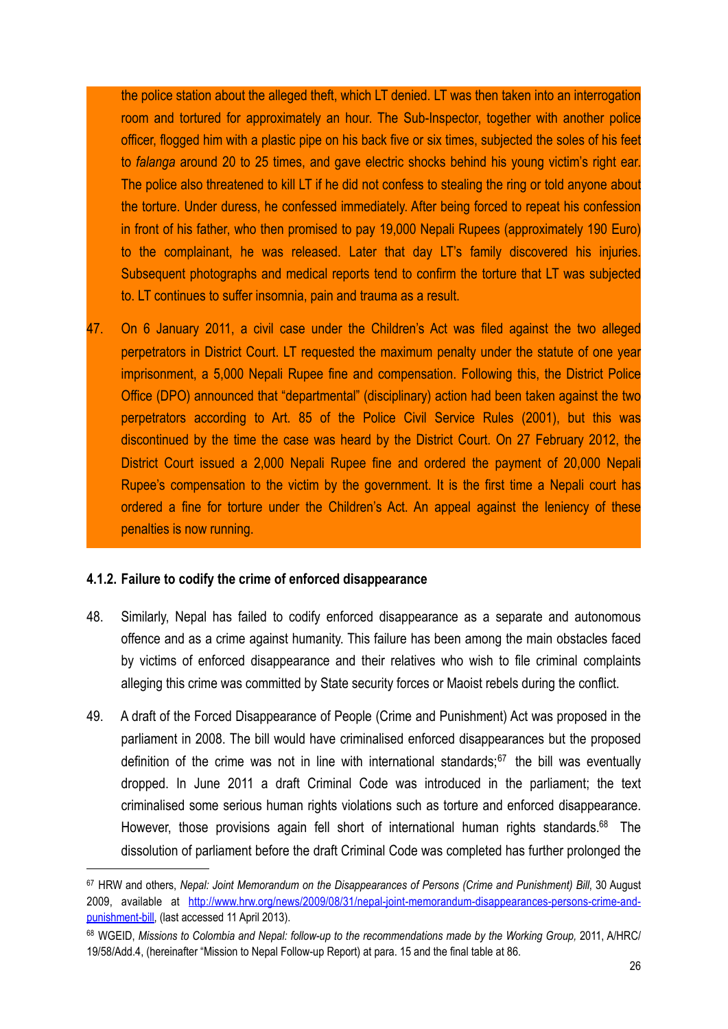the police station about the alleged theft, which LT denied. LT was then taken into an interrogation room and tortured for approximately an hour. The Sub-Inspector, together with another police officer, flogged him with a plastic pipe on his back five or six times, subjected the soles of his feet to *falanga* around 20 to 25 times, and gave electric shocks behind his young victim's right ear. The police also threatened to kill LT if he did not confess to stealing the ring or told anyone about the torture. Under duress, he confessed immediately. After being forced to repeat his confession in front of his father, who then promised to pay 19,000 Nepali Rupees (approximately 190 Euro) to the complainant, he was released. Later that day LT's family discovered his injuries. Subsequent photographs and medical reports tend to confirm the torture that LT was subjected to. LT continues to suffer insomnia, pain and trauma as a result.

47. On 6 January 2011, a civil case under the Children's Act was filed against the two alleged perpetrators in District Court. LT requested the maximum penalty under the statute of one year imprisonment, a 5,000 Nepali Rupee fine and compensation. Following this, the District Police Office (DPO) announced that "departmental" (disciplinary) action had been taken against the two perpetrators according to Art. 85 of the Police Civil Service Rules (2001), but this was discontinued by the time the case was heard by the District Court. On 27 February 2012, the District Court issued a 2,000 Nepali Rupee fine and ordered the payment of 20,000 Nepali Rupee's compensation to the victim by the government. It is the first time a Nepali court has ordered a fine for torture under the Children's Act. An appeal against the leniency of these penalties is now running.

#### 4.1.2. Failure to codify the crime of enforced disappearance

48. Similarly, Nepal has failed to codify enforced disappearance as a separate and autonomous offence and as a crime against humanity. This failure has been among the main obstacles faced by victims of enforced disappearance and their relatives who wish to file criminal complaints alleging this crime was committed by State security forces or Maoist rebels during the conflict.

49. A draft of the Forced Disappearance of People (Crime and Punishment) Act was proposed in the parliament in 2008. The bill would have criminalised enforced disappearances but the proposed definition of the crime was not in line with international standards;[67] the bill was eventually dropped. In June 2011 a draft Criminal Code was introduced in the parliament; the text criminalised some serious human rights violations such as torture and enforced disappearance. However, those provisions again fell short of international human rights standards.[68] The dissolution of parliament before the draft Criminal Code was completed has further prolonged the

---

[67] HRW and others, *Nepal: Joint Memorandum on the Disappearances of Persons (Crime and Punishment) Bill*, 30 August 2009, available at http://www.hrw.org/news/2009/08/31/nepal-joint-memorandum-disappearances-persons-crime-and-punishment-bill, (last accessed 11 April 2013).

[68] WGEID, *Missions to Colombia and Nepal: follow-up to the recommendations made by the Working Group,* 2011, A/HRC/19/58/Add.4, (hereinafter "Mission to Nepal Follow-up Report) at para. 15 and the final table at 86.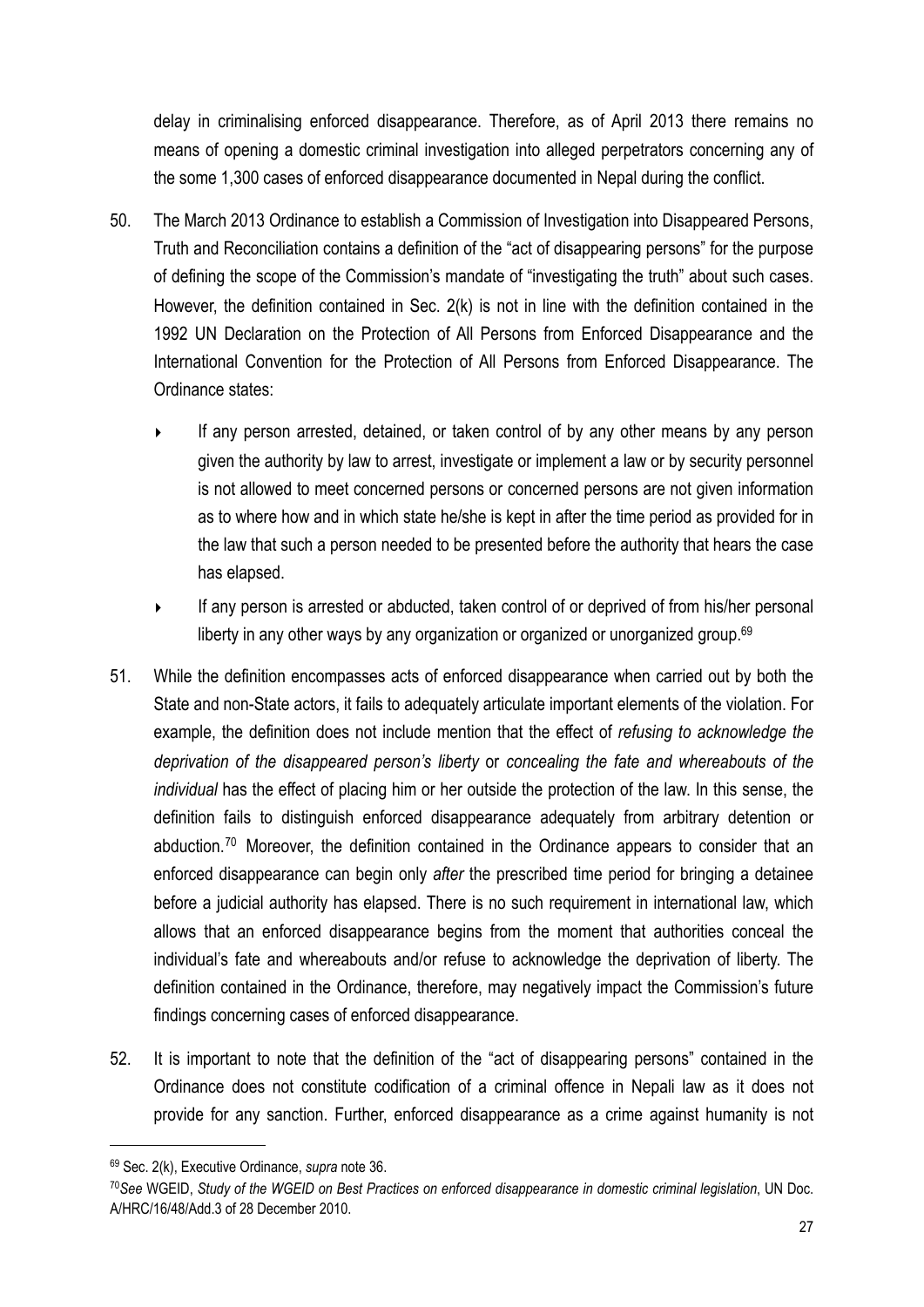delay in criminalising enforced disappearance. Therefore, as of April 2013 there remains no means of opening a domestic criminal investigation into alleged perpetrators concerning any of the some 1,300 cases of enforced disappearance documented in Nepal during the conflict.

50. The March 2013 Ordinance to establish a Commission of Investigation into Disappeared Persons, Truth and Reconciliation contains a definition of the "act of disappearing persons" for the purpose of defining the scope of the Commission's mandate of "investigating the truth" about such cases. However, the definition contained in Sec. 2(k) is not in line with the definition contained in the 1992 UN Declaration on the Protection of All Persons from Enforced Disappearance and the International Convention for the Protection of All Persons from Enforced Disappearance. The Ordinance states:

    - If any person arrested, detained, or taken control of by any other means by any person given the authority by law to arrest, investigate or implement a law or by security personnel is not allowed to meet concerned persons or concerned persons are not given information as to where how and in which state he/she is kept in after the time period as provided for in the law that such a person needed to be presented before the authority that hears the case has elapsed.
    - If any person is arrested or abducted, taken control of or deprived of from his/her personal liberty in any other ways by any organization or organized or unorganized group.[69]

51. While the definition encompasses acts of enforced disappearance when carried out by both the State and non-State actors, it fails to adequately articulate important elements of the violation. For example, the definition does not include mention that the effect of *refusing to acknowledge the deprivation of the disappeared person's liberty* or *concealing the fate and whereabouts of the individual* has the effect of placing him or her outside the protection of the law. In this sense, the definition fails to distinguish enforced disappearance adequately from arbitrary detention or abduction.[70] Moreover, the definition contained in the Ordinance appears to consider that an enforced disappearance can begin only *after* the prescribed time period for bringing a detainee before a judicial authority has elapsed. There is no such requirement in international law, which allows that an enforced disappearance begins from the moment that authorities conceal the individual's fate and whereabouts and/or refuse to acknowledge the deprivation of liberty. The definition contained in the Ordinance, therefore, may negatively impact the Commission's future findings concerning cases of enforced disappearance.

52. It is important to note that the definition of the "act of disappearing persons" contained in the Ordinance does not constitute codification of a criminal offence in Nepali law as it does not provide for any sanction. Further, enforced disappearance as a crime against humanity is not

---

[69] Sec. 2(k), Executive Ordinance, *supra* note 36.

[70] *See* WGEID, *Study of the WGEID on Best Practices on enforced disappearance in domestic criminal legislation*, UN Doc. A/HRC/16/48/Add.3 of 28 December 2010.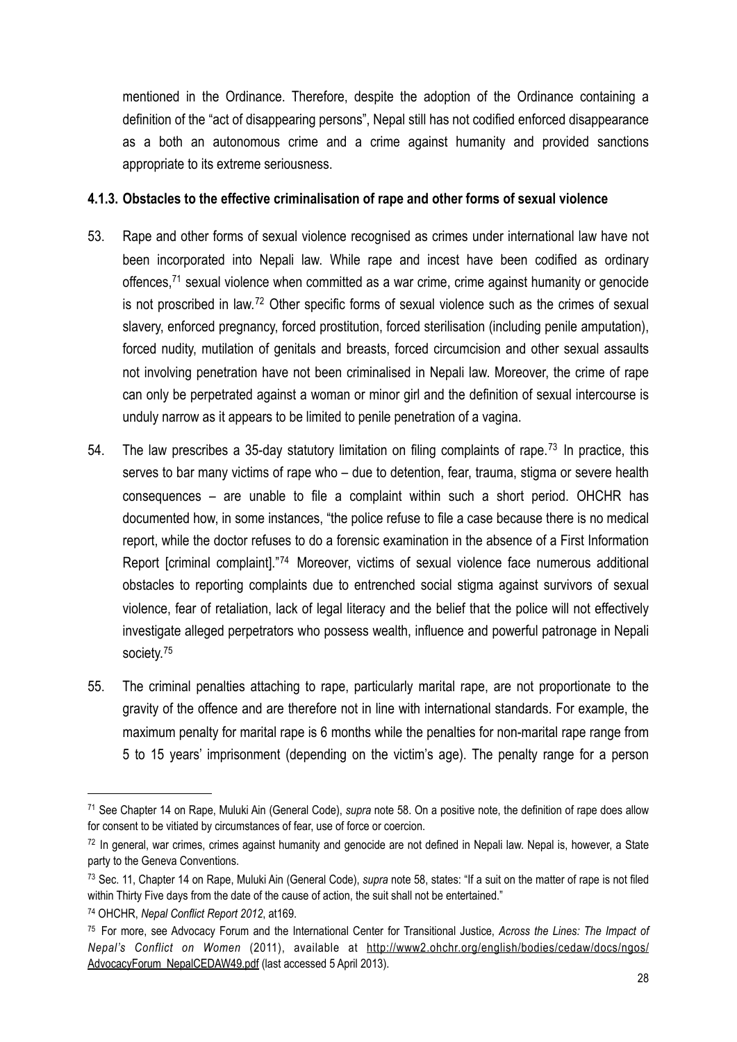mentioned in the Ordinance. Therefore, despite the adoption of the Ordinance containing a definition of the "act of disappearing persons", Nepal still has not codified enforced disappearance as a both an autonomous crime and a crime against humanity and provided sanctions appropriate to its extreme seriousness.

#### 4.1.3. Obstacles to the effective criminalisation of rape and other forms of sexual violence

53. Rape and other forms of sexual violence recognised as crimes under international law have not been incorporated into Nepali law. While rape and incest have been codified as ordinary offences,[71] sexual violence when committed as a war crime, crime against humanity or genocide is not proscribed in law.[72] Other specific forms of sexual violence such as the crimes of sexual slavery, enforced pregnancy, forced prostitution, forced sterilisation (including penile amputation), forced nudity, mutilation of genitals and breasts, forced circumcision and other sexual assaults not involving penetration have not been criminalised in Nepali law. Moreover, the crime of rape can only be perpetrated against a woman or minor girl and the definition of sexual intercourse is unduly narrow as it appears to be limited to penile penetration of a vagina.

54. The law prescribes a 35-day statutory limitation on filing complaints of rape.[73] In practice, this serves to bar many victims of rape who – due to detention, fear, trauma, stigma or severe health consequences – are unable to file a complaint within such a short period. OHCHR has documented how, in some instances, "the police refuse to file a case because there is no medical report, while the doctor refuses to do a forensic examination in the absence of a First Information Report [criminal complaint]."[74] Moreover, victims of sexual violence face numerous additional obstacles to reporting complaints due to entrenched social stigma against survivors of sexual violence, fear of retaliation, lack of legal literacy and the belief that the police will not effectively investigate alleged perpetrators who possess wealth, influence and powerful patronage in Nepali society.[75]

55. The criminal penalties attaching to rape, particularly marital rape, are not proportionate to the gravity of the offence and are therefore not in line with international standards. For example, the maximum penalty for marital rape is 6 months while the penalties for non-marital rape range from 5 to 15 years' imprisonment (depending on the victim's age). The penalty range for a person

---

[71] See Chapter 14 on Rape, Muluki Ain (General Code), *supra* note 58. On a positive note, the definition of rape does allow for consent to be vitiated by circumstances of fear, use of force or coercion.

[72] In general, war crimes, crimes against humanity and genocide are not defined in Nepali law. Nepal is, however, a State party to the Geneva Conventions.

[73] Sec. 11, Chapter 14 on Rape, Muluki Ain (General Code), *supra* note 58, states: "If a suit on the matter of rape is not filed within Thirty Five days from the date of the cause of action, the suit shall not be entertained."

[74] OHCHR, *Nepal Conflict Report 2012*, at169.

[75] For more, see Advocacy Forum and the International Center for Transitional Justice, *Across the Lines: The Impact of Nepal's Conflict on Women* (2011), available at http://www2.ohchr.org/english/bodies/cedaw/docs/ngos/AdvocacyForum_NepalCEDAW49.pdf (last accessed 5 April 2013).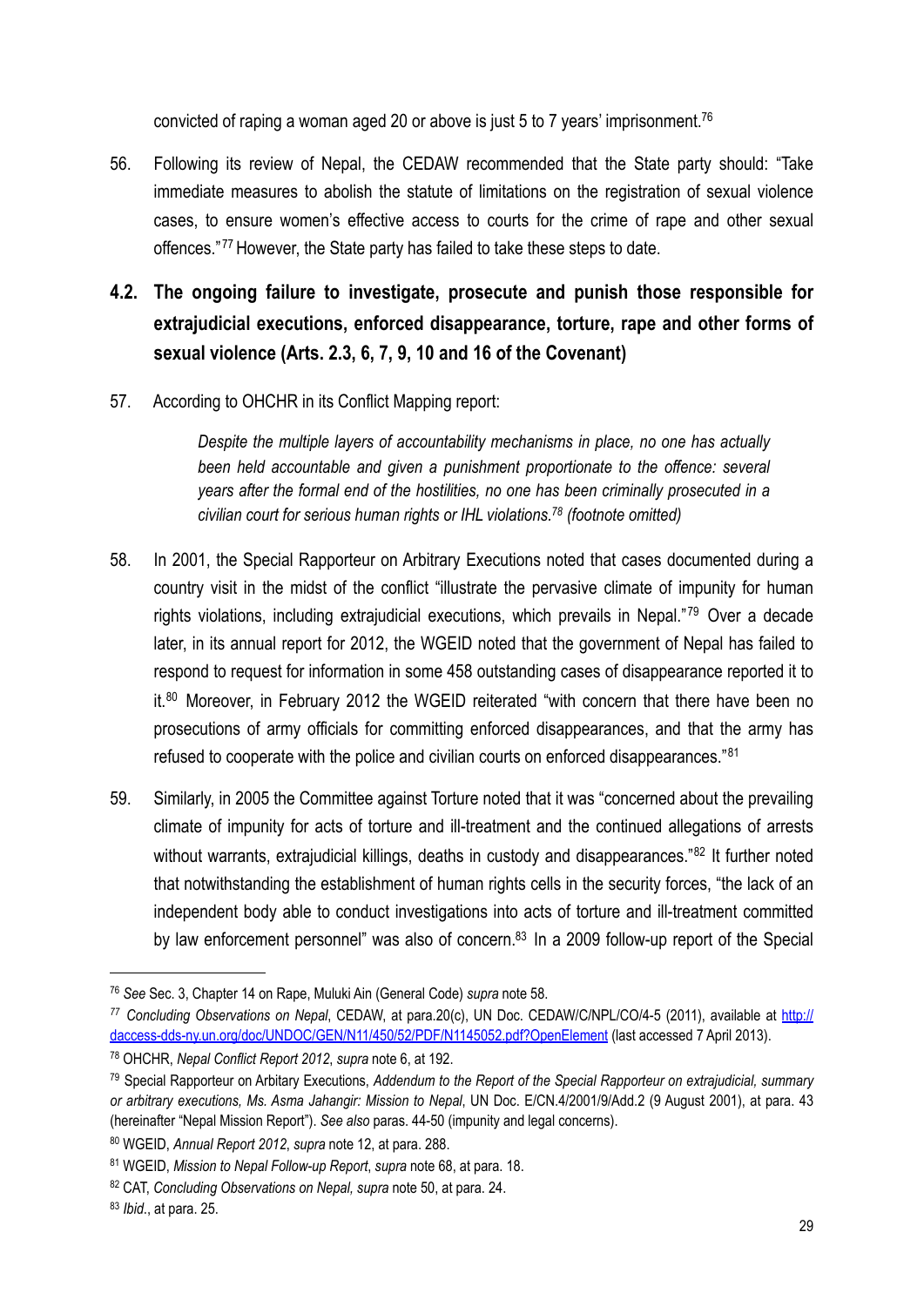convicted of raping a woman aged 20 or above is just 5 to 7 years' imprisonment.[76]

56. Following its review of Nepal, the CEDAW recommended that the State party should: "Take immediate measures to abolish the statute of limitations on the registration of sexual violence cases, to ensure women's effective access to courts for the crime of rape and other sexual offences."[77] However, the State party has failed to take these steps to date.

### 4.2. The ongoing failure to investigate, prosecute and punish those responsible for extrajudicial executions, enforced disappearance, torture, rape and other forms of sexual violence (Arts. 2.3, 6, 7, 9, 10 and 16 of the Covenant)

57. According to OHCHR in its Conflict Mapping report:

> *Despite the multiple layers of accountability mechanisms in place, no one has actually been held accountable and given a punishment proportionate to the offence: several years after the formal end of the hostilities, no one has been criminally prosecuted in a civilian court for serious human rights or IHL violations.[78] (footnote omitted)*

58. In 2001, the Special Rapporteur on Arbitrary Executions noted that cases documented during a country visit in the midst of the conflict "illustrate the pervasive climate of impunity for human rights violations, including extrajudicial executions, which prevails in Nepal."[79] Over a decade later, in its annual report for 2012, the WGEID noted that the government of Nepal has failed to respond to request for information in some 458 outstanding cases of disappearance reported it to it.[80] Moreover, in February 2012 the WGEID reiterated "with concern that there have been no prosecutions of army officials for committing enforced disappearances, and that the army has refused to cooperate with the police and civilian courts on enforced disappearances."[81]

59. Similarly, in 2005 the Committee against Torture noted that it was "concerned about the prevailing climate of impunity for acts of torture and ill-treatment and the continued allegations of arrests without warrants, extrajudicial killings, deaths in custody and disappearances."[82] It further noted that notwithstanding the establishment of human rights cells in the security forces, "the lack of an independent body able to conduct investigations into acts of torture and ill-treatment committed by law enforcement personnel" was also of concern.[83] In a 2009 follow-up report of the Special

---

[76] *See* Sec. 3, Chapter 14 on Rape, Muluki Ain (General Code) *supra* note 58.

[77] *Concluding Observations on Nepal*, CEDAW, at para.20(c), UN Doc. CEDAW/C/NPL/CO/4-5 (2011), available at http://daccess-dds-ny.un.org/doc/UNDOC/GEN/N11/450/52/PDF/N1145052.pdf?OpenElement (last accessed 7 April 2013).

[78] OHCHR, *Nepal Conflict Report 2012*, *supra* note 6, at 192.

[79] Special Rapporteur on Arbitary Executions, *Addendum to the Report of the Special Rapporteur on extrajudicial, summary or arbitrary executions, Ms. Asma Jahangir: Mission to Nepal*, UN Doc. E/CN.4/2001/9/Add.2 (9 August 2001), at para. 43 (hereinafter "Nepal Mission Report"). *See also* paras. 44-50 (impunity and legal concerns).

[80] WGEID, *Annual Report 2012*, *supra* note 12, at para. 288.

[81] WGEID, *Mission to Nepal Follow-up Report*, *supra* note 68, at para. 18.

[82] CAT, *Concluding Observations on Nepal, supra* note 50, at para. 24.

[83] *Ibid*., at para. 25.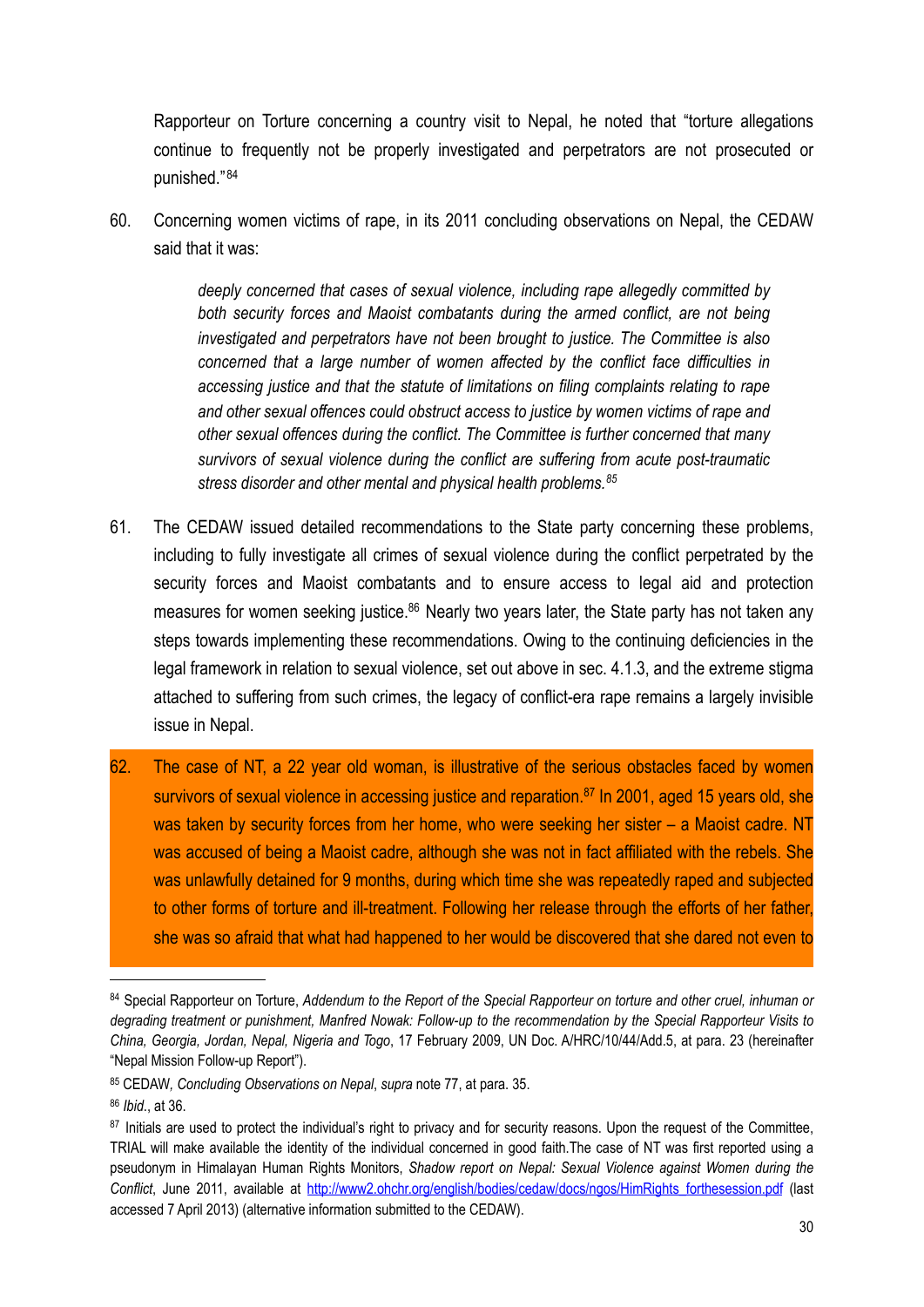Rapporteur on Torture concerning a country visit to Nepal, he noted that "torture allegations continue to frequently not be properly investigated and perpetrators are not prosecuted or punished."[84]

60. Concerning women victims of rape, in its 2011 concluding observations on Nepal, the CEDAW said that it was:

> *deeply concerned that cases of sexual violence, including rape allegedly committed by both security forces and Maoist combatants during the armed conflict, are not being investigated and perpetrators have not been brought to justice. The Committee is also concerned that a large number of women affected by the conflict face difficulties in accessing justice and that the statute of limitations on filing complaints relating to rape and other sexual offences could obstruct access to justice by women victims of rape and other sexual offences during the conflict. The Committee is further concerned that many survivors of sexual violence during the conflict are suffering from acute post-traumatic stress disorder and other mental and physical health problems.*[85]

61. The CEDAW issued detailed recommendations to the State party concerning these problems, including to fully investigate all crimes of sexual violence during the conflict perpetrated by the security forces and Maoist combatants and to ensure access to legal aid and protection measures for women seeking justice.[86] Nearly two years later, the State party has not taken any steps towards implementing these recommendations. Owing to the continuing deficiencies in the legal framework in relation to sexual violence, set out above in sec. 4.1.3, and the extreme stigma attached to suffering from such crimes, the legacy of conflict-era rape remains a largely invisible issue in Nepal.

62. The case of NT, a 22 year old woman, is illustrative of the serious obstacles faced by women survivors of sexual violence in accessing justice and reparation.[87] In 2001, aged 15 years old, she was taken by security forces from her home, who were seeking her sister – a Maoist cadre. NT was accused of being a Maoist cadre, although she was not in fact affiliated with the rebels. She was unlawfully detained for 9 months, during which time she was repeatedly raped and subjected to other forms of torture and ill-treatment. Following her release through the efforts of her father, she was so afraid that what had happened to her would be discovered that she dared not even to

---

[84] Special Rapporteur on Torture, *Addendum to the Report of the Special Rapporteur on torture and other cruel, inhuman or degrading treatment or punishment, Manfred Nowak: Follow-up to the recommendation by the Special Rapporteur Visits to China, Georgia, Jordan, Nepal, Nigeria and Togo*, 17 February 2009, UN Doc. A/HRC/10/44/Add.5, at para. 23 (hereinafter "Nepal Mission Follow-up Report").

[85] CEDAW*, Concluding Observations on Nepal*, *supra* note 77, at para. 35.

[86] *Ibid.*, at 36.

[87] Initials are used to protect the individual's right to privacy and for security reasons. Upon the request of the Committee, TRIAL will make available the identity of the individual concerned in good faith.The case of NT was first reported using a pseudonym in Himalayan Human Rights Monitors, *Shadow report on Nepal: Sexual Violence against Women during the Conflict*, June 2011, available at http://www2.ohchr.org/english/bodies/cedaw/docs/ngos/HimRights_forthesession.pdf (last accessed 7 April 2013) (alternative information submitted to the CEDAW).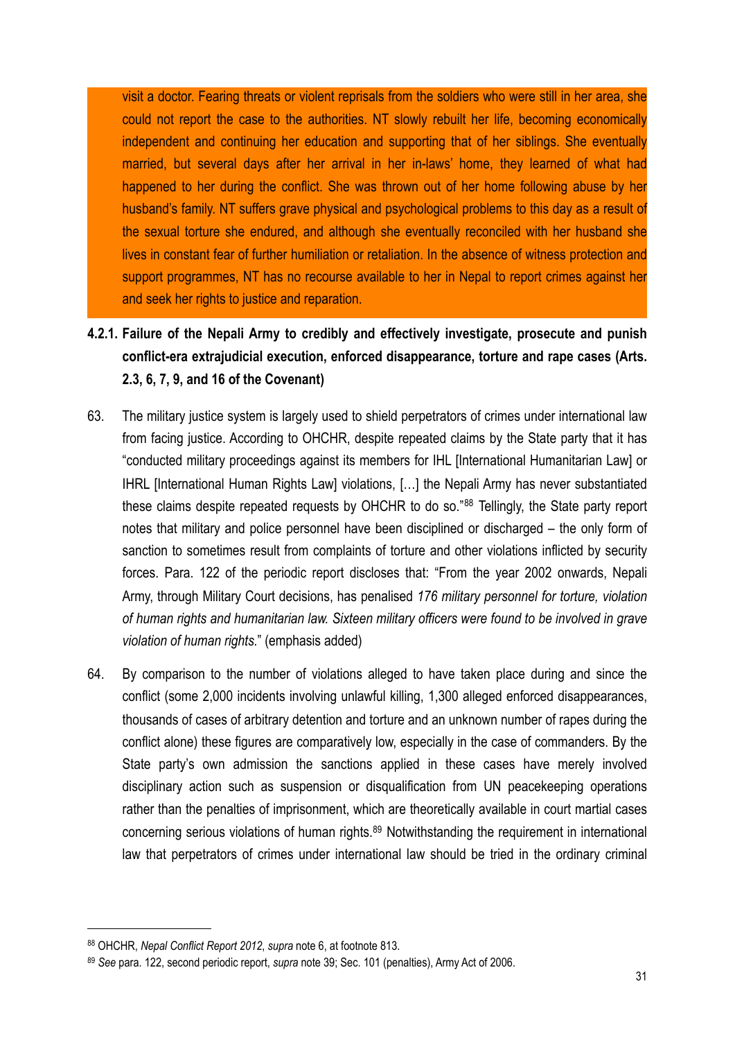visit a doctor. Fearing threats or violent reprisals from the soldiers who were still in her area, she could not report the case to the authorities. NT slowly rebuilt her life, becoming economically independent and continuing her education and supporting that of her siblings. She eventually married, but several days after her arrival in her in-laws' home, they learned of what had happened to her during the conflict. She was thrown out of her home following abuse by her husband's family. NT suffers grave physical and psychological problems to this day as a result of the sexual torture she endured, and although she eventually reconciled with her husband she lives in constant fear of further humiliation or retaliation. In the absence of witness protection and support programmes, NT has no recourse available to her in Nepal to report crimes against her and seek her rights to justice and reparation.

#### 4.2.1. Failure of the Nepali Army to credibly and effectively investigate, prosecute and punish conflict-era extrajudicial execution, enforced disappearance, torture and rape cases (Arts. 2.3, 6, 7, 9, and 16 of the Covenant)

63. The military justice system is largely used to shield perpetrators of crimes under international law from facing justice. According to OHCHR, despite repeated claims by the State party that it has "conducted military proceedings against its members for IHL [International Humanitarian Law] or IHRL [International Human Rights Law] violations, […] the Nepali Army has never substantiated these claims despite repeated requests by OHCHR to do so."[88] Tellingly, the State party report notes that military and police personnel have been disciplined or discharged – the only form of sanction to sometimes result from complaints of torture and other violations inflicted by security forces. Para. 122 of the periodic report discloses that: "From the year 2002 onwards, Nepali Army, through Military Court decisions, has penalised *176 military personnel for torture, violation of human rights and humanitarian law. Sixteen military officers were found to be involved in grave violation of human rights.*" (emphasis added)

64. By comparison to the number of violations alleged to have taken place during and since the conflict (some 2,000 incidents involving unlawful killing, 1,300 alleged enforced disappearances, thousands of cases of arbitrary detention and torture and an unknown number of rapes during the conflict alone) these figures are comparatively low, especially in the case of commanders. By the State party's own admission the sanctions applied in these cases have merely involved disciplinary action such as suspension or disqualification from UN peacekeeping operations rather than the penalties of imprisonment, which are theoretically available in court martial cases concerning serious violations of human rights.[89] Notwithstanding the requirement in international law that perpetrators of crimes under international law should be tried in the ordinary criminal

---

[88] OHCHR, *Nepal Conflict Report 2012*, *supra* note 6, at footnote 813.

[89] *See* para. 122, second periodic report, *supra* note 39; Sec. 101 (penalties), Army Act of 2006.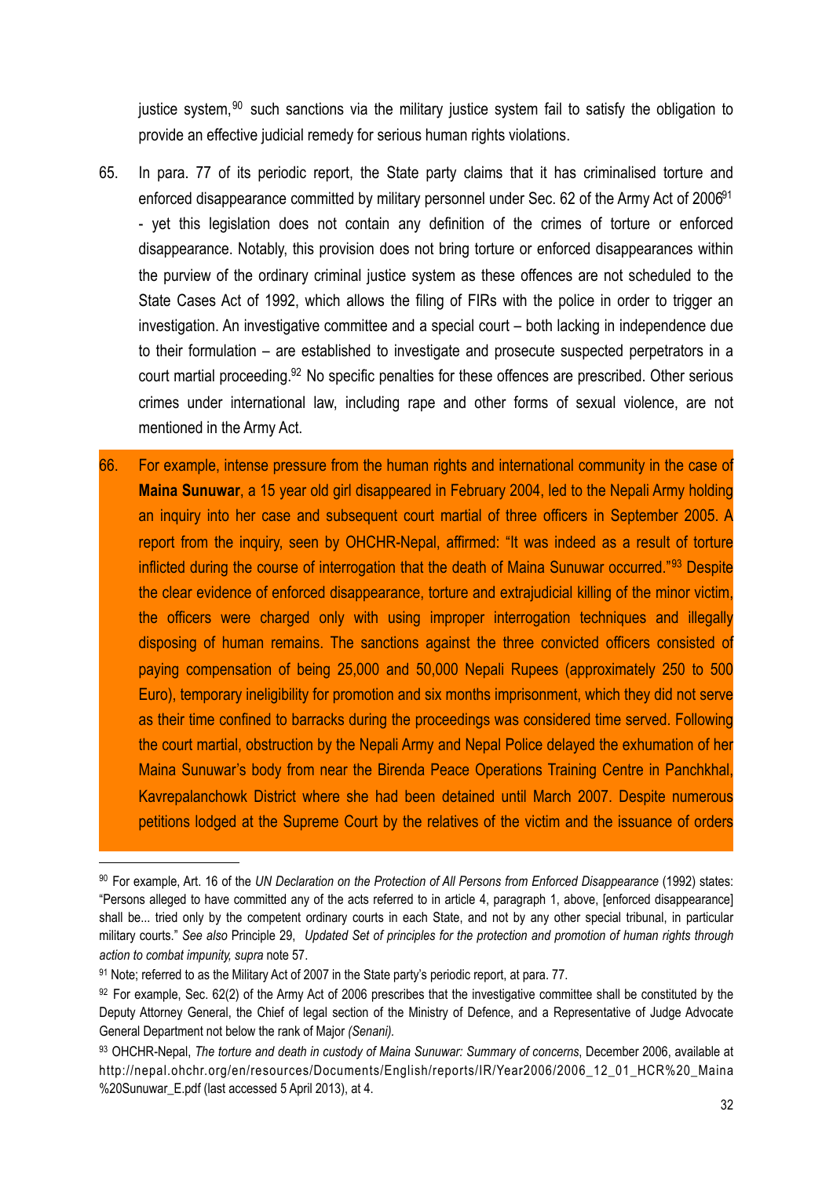justice system,[90] such sanctions via the military justice system fail to satisfy the obligation to provide an effective judicial remedy for serious human rights violations.

65. In para. 77 of its periodic report, the State party claims that it has criminalised torture and enforced disappearance committed by military personnel under Sec. 62 of the Army Act of 2006[91] - yet this legislation does not contain any definition of the crimes of torture or enforced disappearance. Notably, this provision does not bring torture or enforced disappearances within the purview of the ordinary criminal justice system as these offences are not scheduled to the State Cases Act of 1992, which allows the filing of FIRs with the police in order to trigger an investigation. An investigative committee and a special court – both lacking in independence due to their formulation – are established to investigate and prosecute suspected perpetrators in a court martial proceeding.[92] No specific penalties for these offences are prescribed. Other serious crimes under international law, including rape and other forms of sexual violence, are not mentioned in the Army Act.

66. For example, intense pressure from the human rights and international community in the case of **Maina Sunuwar**, a 15 year old girl disappeared in February 2004, led to the Nepali Army holding an inquiry into her case and subsequent court martial of three officers in September 2005. A report from the inquiry, seen by OHCHR-Nepal, affirmed: "It was indeed as a result of torture inflicted during the course of interrogation that the death of Maina Sunuwar occurred."[93] Despite the clear evidence of enforced disappearance, torture and extrajudicial killing of the minor victim, the officers were charged only with using improper interrogation techniques and illegally disposing of human remains. The sanctions against the three convicted officers consisted of paying compensation of being 25,000 and 50,000 Nepali Rupees (approximately 250 to 500 Euro), temporary ineligibility for promotion and six months imprisonment, which they did not serve as their time confined to barracks during the proceedings was considered time served. Following the court martial, obstruction by the Nepali Army and Nepal Police delayed the exhumation of her Maina Sunuwar's body from near the Birenda Peace Operations Training Centre in Panchkhal, Kavrepalanchowk District where she had been detained until March 2007. Despite numerous petitions lodged at the Supreme Court by the relatives of the victim and the issuance of orders

---

[90] For example, Art. 16 of the *UN Declaration on the Protection of All Persons from Enforced Disappearance* (1992) states: "Persons alleged to have committed any of the acts referred to in article 4, paragraph 1, above, [enforced disappearance] shall be... tried only by the competent ordinary courts in each State, and not by any other special tribunal, in particular military courts." *See also* Principle 29, *Updated Set of principles for the protection and promotion of human rights through action to combat impunity, supra* note 57.

[91] Note; referred to as the Military Act of 2007 in the State party's periodic report, at para. 77.

[92] For example, Sec. 62(2) of the Army Act of 2006 prescribes that the investigative committee shall be constituted by the Deputy Attorney General, the Chief of legal section of the Ministry of Defence, and a Representative of Judge Advocate General Department not below the rank of Major *(Senani).*

[93] OHCHR-Nepal, *The torture and death in custody of Maina Sunuwar: Summary of concerns*, December 2006, available at http://nepal.ohchr.org/en/resources/Documents/English/reports/IR/Year2006/2006_12_01_HCR%20_Maina%20Sunuwar_E.pdf (last accessed 5 April 2013), at 4.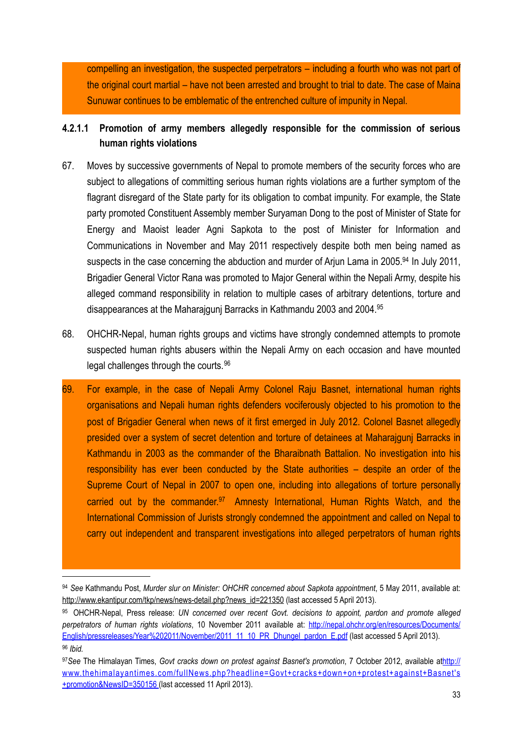compelling an investigation, the suspected perpetrators – including a fourth who was not part of the original court martial – have not been arrested and brought to trial to date. The case of Maina Sunuwar continues to be emblematic of the entrenched culture of impunity in Nepal.

#### 4.2.1.1 Promotion of army members allegedly responsible for the commission of serious human rights violations

67. Moves by successive governments of Nepal to promote members of the security forces who are subject to allegations of committing serious human rights violations are a further symptom of the flagrant disregard of the State party for its obligation to combat impunity. For example, the State party promoted Constituent Assembly member Suryaman Dong to the post of Minister of State for Energy and Maoist leader Agni Sapkota to the post of Minister for Information and Communications in November and May 2011 respectively despite both men being named as suspects in the case concerning the abduction and murder of Arjun Lama in 2005.[94] In July 2011, Brigadier General Victor Rana was promoted to Major General within the Nepali Army, despite his alleged command responsibility in relation to multiple cases of arbitrary detentions, torture and disappearances at the Maharajgunj Barracks in Kathmandu 2003 and 2004.[95]

68. OHCHR-Nepal, human rights groups and victims have strongly condemned attempts to promote suspected human rights abusers within the Nepali Army on each occasion and have mounted legal challenges through the courts.[96]

69. For example, in the case of Nepali Army Colonel Raju Basnet, international human rights organisations and Nepali human rights defenders vociferously objected to his promotion to the post of Brigadier General when news of it first emerged in July 2012. Colonel Basnet allegedly presided over a system of secret detention and torture of detainees at Maharajgunj Barracks in Kathmandu in 2003 as the commander of the Bharaibnath Battalion. No investigation into his responsibility has ever been conducted by the State authorities – despite an order of the Supreme Court of Nepal in 2007 to open one, including into allegations of torture personally carried out by the commander.[97] Amnesty International, Human Rights Watch, and the International Commission of Jurists strongly condemned the appointment and called on Nepal to carry out independent and transparent investigations into alleged perpetrators of human rights

---

[94] *See* Kathmandu Post, *Murder slur on Minister: OHCHR concerned about Sapkota appointment*, 5 May 2011, available at: http://www.ekantipur.com/tkp/news/news-detail.php?news_id=221350 (last accessed 5 April 2013).

[95] OHCHR-Nepal, Press release: *UN concerned over recent Govt. decisions to appoint, pardon and promote alleged perpetrators of human rights violations*, 10 November 2011 available at: http://nepal.ohchr.org/en/resources/Documents/English/pressreleases/Year%202011/November/2011_11_10_PR_Dhungel_pardon_E.pdf (last accessed 5 April 2013).

[96] *Ibid.*

[97] *See* The Himalayan Times, *Govt cracks down on protest against Basnet's promotion*, 7 October 2012, available at http://www.thehimalayantimes.com/fullNews.php?headline=Govt+cracks+down+on+protest+against+Basnet's+promotion&NewsID=350156 (last accessed 11 April 2013).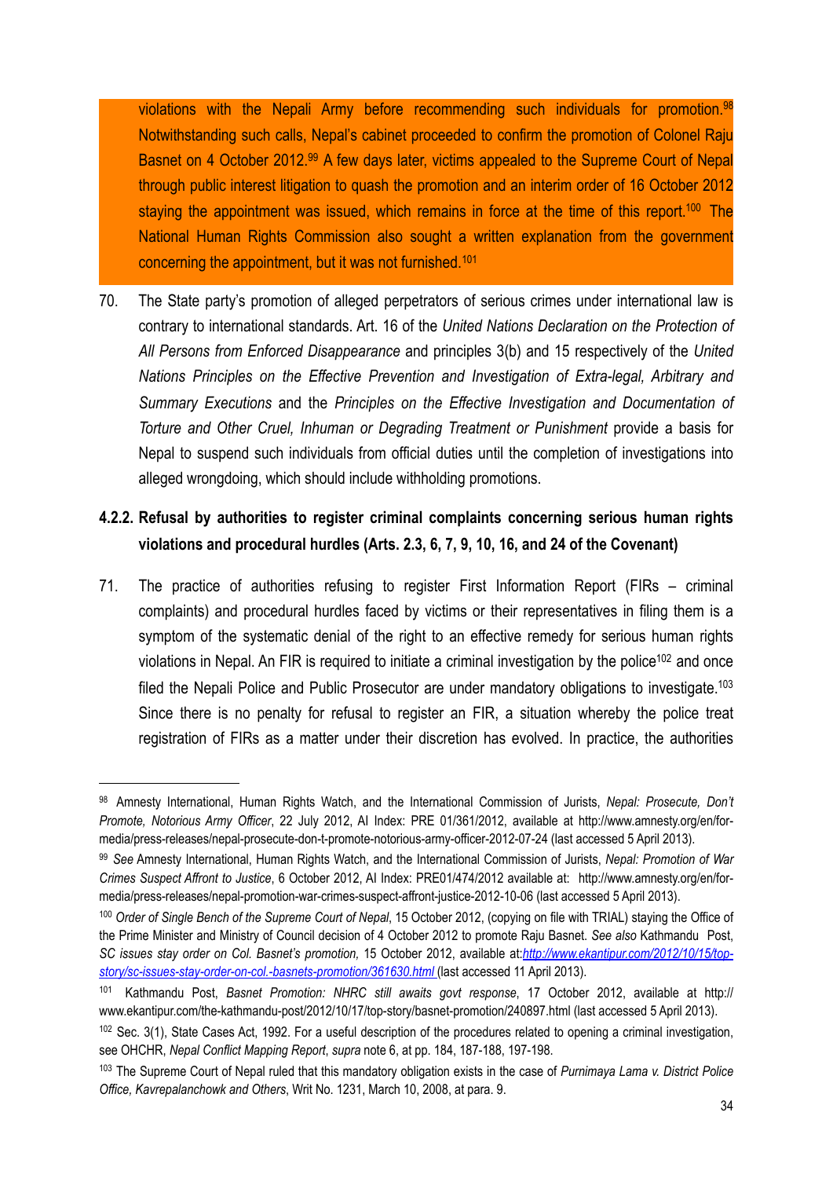violations with the Nepali Army before recommending such individuals for promotion.[98] Notwithstanding such calls, Nepal's cabinet proceeded to confirm the promotion of Colonel Raju Basnet on 4 October 2012.[99] A few days later, victims appealed to the Supreme Court of Nepal through public interest litigation to quash the promotion and an interim order of 16 October 2012 staying the appointment was issued, which remains in force at the time of this report.[100] The National Human Rights Commission also sought a written explanation from the government concerning the appointment, but it was not furnished.[101]

70. The State party's promotion of alleged perpetrators of serious crimes under international law is contrary to international standards. Art. 16 of the *United Nations Declaration on the Protection of All Persons from Enforced Disappearance* and principles 3(b) and 15 respectively of the *United Nations Principles on the Effective Prevention and Investigation of Extra-legal, Arbitrary and Summary Executions* and the *Principles on the Effective Investigation and Documentation of Torture and Other Cruel, Inhuman or Degrading Treatment or Punishment* provide a basis for Nepal to suspend such individuals from official duties until the completion of investigations into alleged wrongdoing, which should include withholding promotions.

#### 4.2.2. Refusal by authorities to register criminal complaints concerning serious human rights violations and procedural hurdles (Arts. 2.3, 6, 7, 9, 10, 16, and 24 of the Covenant)

71. The practice of authorities refusing to register First Information Report (FIRs – criminal complaints) and procedural hurdles faced by victims or their representatives in filing them is a symptom of the systematic denial of the right to an effective remedy for serious human rights violations in Nepal. An FIR is required to initiate a criminal investigation by the police[102] and once filed the Nepali Police and Public Prosecutor are under mandatory obligations to investigate.[103] Since there is no penalty for refusal to register an FIR, a situation whereby the police treat registration of FIRs as a matter under their discretion has evolved. In practice, the authorities

---

[98] Amnesty International, Human Rights Watch, and the International Commission of Jurists, *Nepal: Prosecute, Don't Promote, Notorious Army Officer*, 22 July 2012, AI Index: PRE 01/361/2012, available at http://www.amnesty.org/en/for-media/press-releases/nepal-prosecute-don-t-promote-notorious-army-officer-2012-07-24 (last accessed 5 April 2013).

[99] *See* Amnesty International, Human Rights Watch, and the International Commission of Jurists, *Nepal: Promotion of War Crimes Suspect Affront to Justice*, 6 October 2012, AI Index: PRE01/474/2012 available at: http://www.amnesty.org/en/for-media/press-releases/nepal-promotion-war-crimes-suspect-affront-justice-2012-10-06 (last accessed 5 April 2013).

[100] *Order of Single Bench of the Supreme Court of Nepal*, 15 October 2012, (copying on file with TRIAL) staying the Office of the Prime Minister and Ministry of Council decision of 4 October 2012 to promote Raju Basnet. *See also* Kathmandu Post, *SC issues stay order on Col. Basnet's promotion,* 15 October 2012, available at: *http://www.ekantipur.com/2012/10/15/top-story/sc-issues-stay-order-on-col.-basnets-promotion/361630.html* (last accessed 11 April 2013).

[101] Kathmandu Post, *Basnet Promotion: NHRC still awaits govt response*, 17 October 2012, available at http://www.ekantipur.com/the-kathmandu-post/2012/10/17/top-story/basnet-promotion/240897.html (last accessed 5 April 2013).

[102] Sec. 3(1), State Cases Act, 1992. For a useful description of the procedures related to opening a criminal investigation, see OHCHR, *Nepal Conflict Mapping Report*, *supra* note 6, at pp. 184, 187-188, 197-198.

[103] The Supreme Court of Nepal ruled that this mandatory obligation exists in the case of *Purnimaya Lama v. District Police Office, Kavrepalanchowk and Others*, Writ No. 1231, March 10, 2008, at para. 9.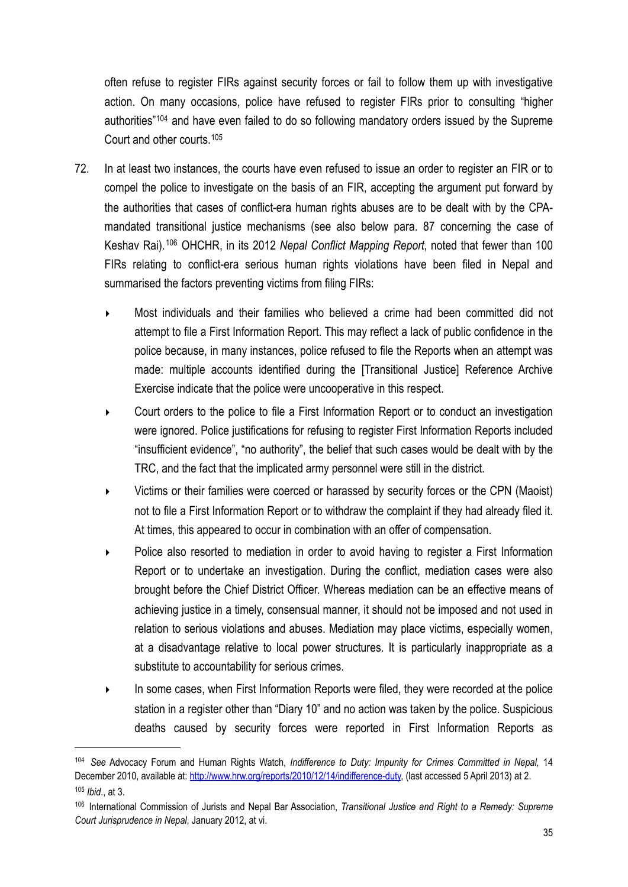often refuse to register FIRs against security forces or fail to follow them up with investigative action. On many occasions, police have refused to register FIRs prior to consulting "higher authorities"[104] and have even failed to do so following mandatory orders issued by the Supreme Court and other courts.[105]

72. In at least two instances, the courts have even refused to issue an order to register an FIR or to compel the police to investigate on the basis of an FIR, accepting the argument put forward by the authorities that cases of conflict-era human rights abuses are to be dealt with by the CPA-mandated transitional justice mechanisms (see also below para. 87 concerning the case of Keshav Rai).[106] OHCHR, in its 2012 *Nepal Conflict Mapping Report*, noted that fewer than 100 FIRs relating to conflict-era serious human rights violations have been filed in Nepal and summarised the factors preventing victims from filing FIRs:

   - Most individuals and their families who believed a crime had been committed did not attempt to file a First Information Report. This may reflect a lack of public confidence in the police because, in many instances, police refused to file the Reports when an attempt was made: multiple accounts identified during the [Transitional Justice] Reference Archive Exercise indicate that the police were uncooperative in this respect.
   - Court orders to the police to file a First Information Report or to conduct an investigation were ignored. Police justifications for refusing to register First Information Reports included "insufficient evidence", "no authority", the belief that such cases would be dealt with by the TRC, and the fact that the implicated army personnel were still in the district.
   - Victims or their families were coerced or harassed by security forces or the CPN (Maoist) not to file a First Information Report or to withdraw the complaint if they had already filed it. At times, this appeared to occur in combination with an offer of compensation.
   - Police also resorted to mediation in order to avoid having to register a First Information Report or to undertake an investigation. During the conflict, mediation cases were also brought before the Chief District Officer. Whereas mediation can be an effective means of achieving justice in a timely, consensual manner, it should not be imposed and not used in relation to serious violations and abuses. Mediation may place victims, especially women, at a disadvantage relative to local power structures. It is particularly inappropriate as a substitute to accountability for serious crimes.
   - In some cases, when First Information Reports were filed, they were recorded at the police station in a register other than "Diary 10" and no action was taken by the police. Suspicious deaths caused by security forces were reported in First Information Reports as

---

[104] *See* Advocacy Forum and Human Rights Watch, *Indifference to Duty: Impunity for Crimes Committed in Nepal,* 14 December 2010, available at: http://www.hrw.org/reports/2010/12/14/indifference-duty, (last accessed 5 April 2013) at 2.

[105] *Ibid*., at 3.

[106] International Commission of Jurists and Nepal Bar Association, *Transitional Justice and Right to a Remedy: Supreme Court Jurisprudence in Nepal*, January 2012, at vi.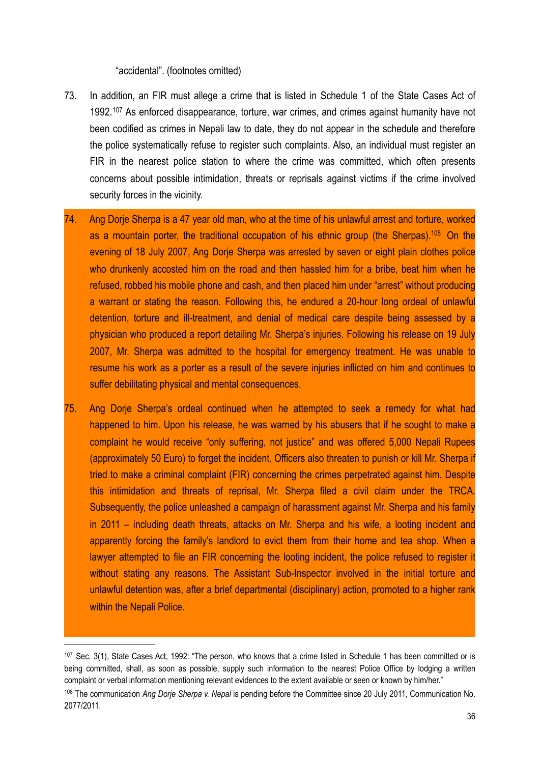"accidental". (footnotes omitted)

73. In addition, an FIR must allege a crime that is listed in Schedule 1 of the State Cases Act of 1992.[107] As enforced disappearance, torture, war crimes, and crimes against humanity have not been codified as crimes in Nepali law to date, they do not appear in the schedule and therefore the police systematically refuse to register such complaints. Also, an individual must register an FIR in the nearest police station to where the crime was committed, which often presents concerns about possible intimidation, threats or reprisals against victims if the crime involved security forces in the vicinity.

74. Ang Dorje Sherpa is a 47 year old man, who at the time of his unlawful arrest and torture, worked as a mountain porter, the traditional occupation of his ethnic group (the Sherpas).[108] On the evening of 18 July 2007, Ang Dorje Sherpa was arrested by seven or eight plain clothes police who drunkenly accosted him on the road and then hassled him for a bribe, beat him when he refused, robbed his mobile phone and cash, and then placed him under "arrest" without producing a warrant or stating the reason. Following this, he endured a 20-hour long ordeal of unlawful detention, torture and ill-treatment, and denial of medical care despite being assessed by a physician who produced a report detailing Mr. Sherpa's injuries. Following his release on 19 July 2007, Mr. Sherpa was admitted to the hospital for emergency treatment. He was unable to resume his work as a porter as a result of the severe injuries inflicted on him and continues to suffer debilitating physical and mental consequences.

75. Ang Dorje Sherpa's ordeal continued when he attempted to seek a remedy for what had happened to him. Upon his release, he was warned by his abusers that if he sought to make a complaint he would receive "only suffering, not justice" and was offered 5,000 Nepali Rupees (approximately 50 Euro) to forget the incident. Officers also threaten to punish or kill Mr. Sherpa if tried to make a criminal complaint (FIR) concerning the crimes perpetrated against him. Despite this intimidation and threats of reprisal, Mr. Sherpa filed a civil claim under the TRCA. Subsequently, the police unleashed a campaign of harassment against Mr. Sherpa and his family in 2011 – including death threats, attacks on Mr. Sherpa and his wife, a looting incident and apparently forcing the family's landlord to evict them from their home and tea shop. When a lawyer attempted to file an FIR concerning the looting incident, the police refused to register it without stating any reasons. The Assistant Sub-Inspector involved in the initial torture and unlawful detention was, after a brief departmental (disciplinary) action, promoted to a higher rank within the Nepali Police.

---

[107] Sec. 3(1), State Cases Act, 1992: "The person, who knows that a crime listed in Schedule 1 has been committed or is being committed, shall, as soon as possible, supply such information to the nearest Police Office by lodging a written complaint or verbal information mentioning relevant evidences to the extent available or seen or known by him/her."

[108] The communication *Ang Dorje Sherpa v. Nepal* is pending before the Committee since 20 July 2011, Communication No. 2077/2011.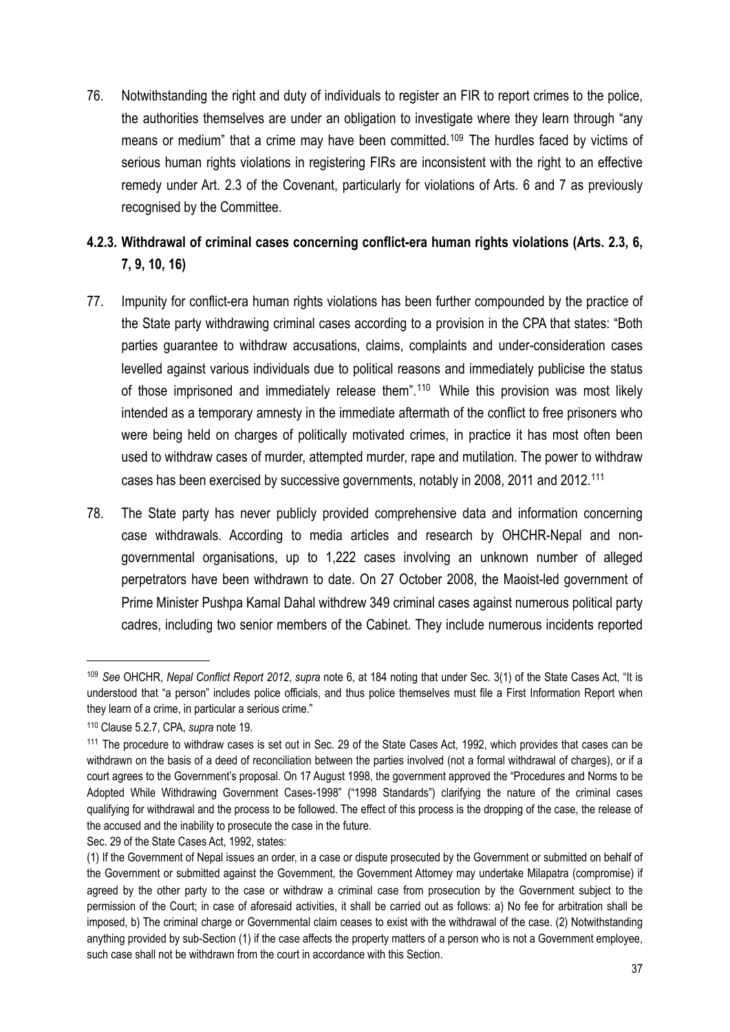76. Notwithstanding the right and duty of individuals to register an FIR to report crimes to the police, the authorities themselves are under an obligation to investigate where they learn through "any means or medium" that a crime may have been committed.[109] The hurdles faced by victims of serious human rights violations in registering FIRs are inconsistent with the right to an effective remedy under Art. 2.3 of the Covenant, particularly for violations of Arts. 6 and 7 as previously recognised by the Committee.

### 4.2.3. Withdrawal of criminal cases concerning conflict-era human rights violations (Arts. 2.3, 6, 7, 9, 10, 16)

77. Impunity for conflict-era human rights violations has been further compounded by the practice of the State party withdrawing criminal cases according to a provision in the CPA that states: "Both parties guarantee to withdraw accusations, claims, complaints and under-consideration cases levelled against various individuals due to political reasons and immediately publicise the status of those imprisoned and immediately release them".[110] While this provision was most likely intended as a temporary amnesty in the immediate aftermath of the conflict to free prisoners who were being held on charges of politically motivated crimes, in practice it has most often been used to withdraw cases of murder, attempted murder, rape and mutilation. The power to withdraw cases has been exercised by successive governments, notably in 2008, 2011 and 2012.[111]

78. The State party has never publicly provided comprehensive data and information concerning case withdrawals. According to media articles and research by OHCHR-Nepal and non-governmental organisations, up to 1,222 cases involving an unknown number of alleged perpetrators have been withdrawn to date. On 27 October 2008, the Maoist-led government of Prime Minister Pushpa Kamal Dahal withdrew 349 criminal cases against numerous political party cadres, including two senior members of the Cabinet. They include numerous incidents reported

---

[109] *See* OHCHR, *Nepal Conflict Report 2012*, *supra* note 6, at 184 noting that under Sec. 3(1) of the State Cases Act, "It is understood that "a person" includes police officials, and thus police themselves must file a First Information Report when they learn of a crime, in particular a serious crime."

[110] Clause 5.2.7, CPA, *supra* note 19.

[111] The procedure to withdraw cases is set out in Sec. 29 of the State Cases Act, 1992, which provides that cases can be withdrawn on the basis of a deed of reconciliation between the parties involved (not a formal withdrawal of charges), or if a court agrees to the Government's proposal. On 17 August 1998, the government approved the "Procedures and Norms to be Adopted While Withdrawing Government Cases-1998" ("1998 Standards") clarifying the nature of the criminal cases qualifying for withdrawal and the process to be followed. The effect of this process is the dropping of the case, the release of the accused and the inability to prosecute the case in the future.

Sec. 29 of the State Cases Act, 1992, states:

(1) If the Government of Nepal issues an order, in a case or dispute prosecuted by the Government or submitted on behalf of the Government or submitted against the Government, the Government Attorney may undertake Milapatra (compromise) if agreed by the other party to the case or withdraw a criminal case from prosecution by the Government subject to the permission of the Court; in case of aforesaid activities, it shall be carried out as follows: a) No fee for arbitration shall be imposed, b) The criminal charge or Governmental claim ceases to exist with the withdrawal of the case. (2) Notwithstanding anything provided by sub-Section (1) if the case affects the property matters of a person who is not a Government employee, such case shall not be withdrawn from the court in accordance with this Section.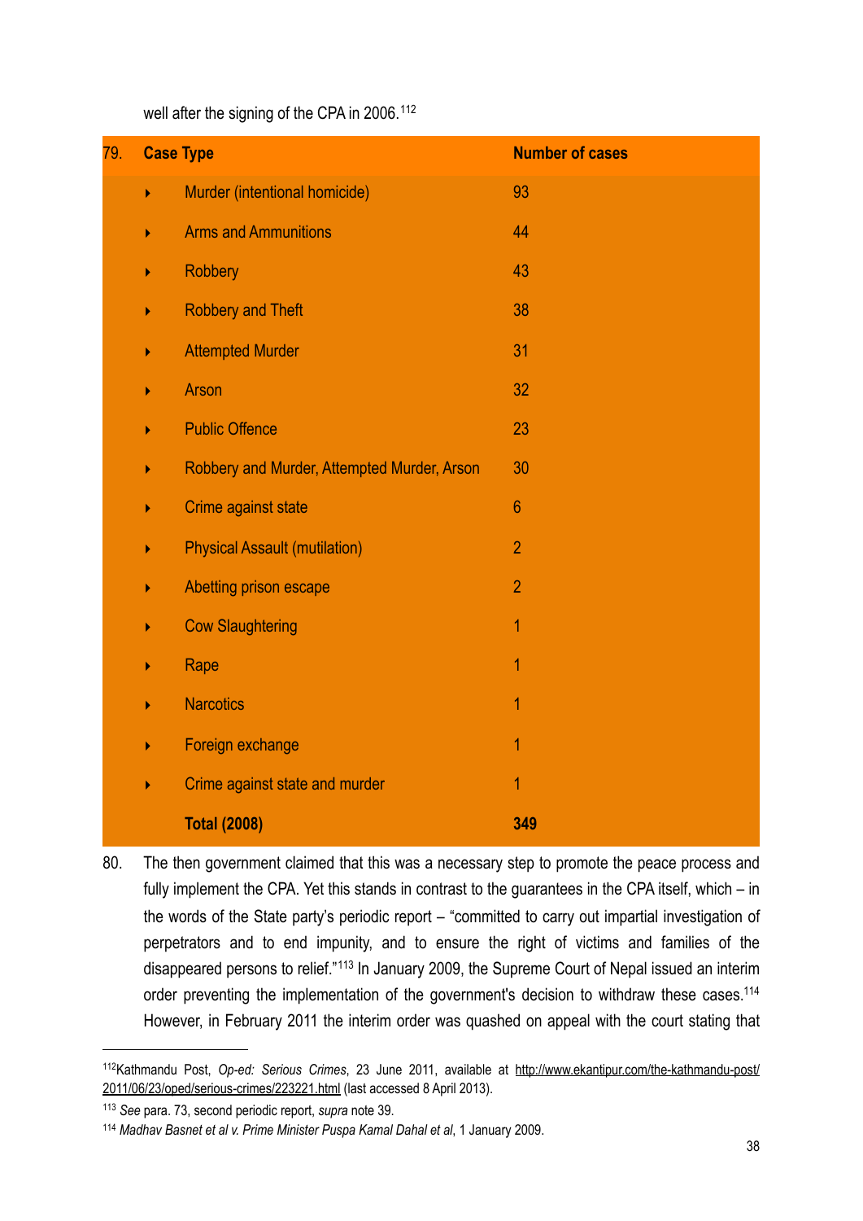well after the signing of the CPA in 2006.[112]

79.

| Case Type | Number of cases |
|---|---|
| Murder (intentional homicide) | 93 |
| Arms and Ammunitions | 44 |
| Robbery | 43 |
| Robbery and Theft | 38 |
| Attempted Murder | 31 |
| Arson | 32 |
| Public Offence | 23 |
| Robbery and Murder, Attempted Murder, Arson | 30 |
| Crime against state | 6 |
| Physical Assault (mutilation) | 2 |
| Abetting prison escape | 2 |
| Cow Slaughtering | 1 |
| Rape | 1 |
| Narcotics | 1 |
| Foreign exchange | 1 |
| Crime against state and murder | 1 |
| **Total (2008)** | **349** |

80. The then government claimed that this was a necessary step to promote the peace process and fully implement the CPA. Yet this stands in contrast to the guarantees in the CPA itself, which – in the words of the State party's periodic report – "committed to carry out impartial investigation of perpetrators and to end impunity, and to ensure the right of victims and families of the disappeared persons to relief."[113] In January 2009, the Supreme Court of Nepal issued an interim order preventing the implementation of the government's decision to withdraw these cases.[114] However, in February 2011 the interim order was quashed on appeal with the court stating that

---

[112] Kathmandu Post, *Op-ed: Serious Crimes*, 23 June 2011, available at http://www.ekantipur.com/the-kathmandu-post/2011/06/23/oped/serious-crimes/223221.html (last accessed 8 April 2013).

[113] *See* para. 73, second periodic report, *supra* note 39.

[114] *Madhav Basnet et al v. Prime Minister Puspa Kamal Dahal et al*, 1 January 2009.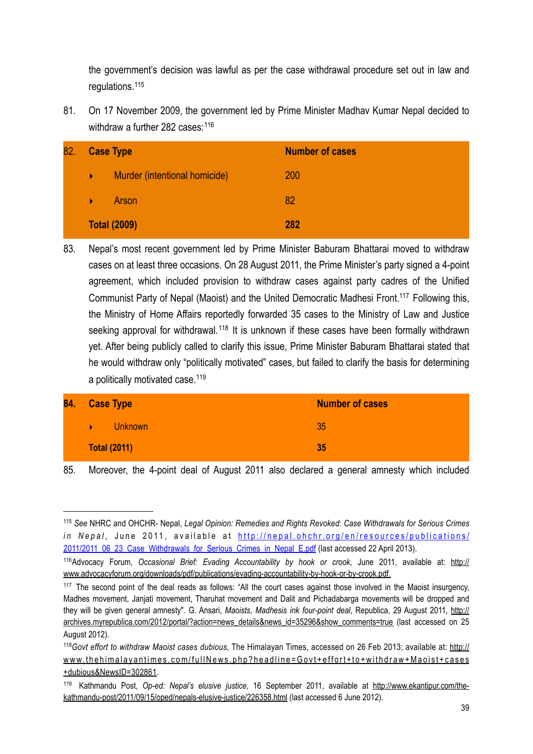the government's decision was lawful as per the case withdrawal procedure set out in law and regulations.[115]

81. On 17 November 2009, the government led by Prime Minister Madhav Kumar Nepal decided to withdraw a further 282 cases:[116]

| 82. | Case Type | Number of cases |
|---|---|---|
| | ‣ Murder (intentional homicide) | 200 |
| | ‣ Arson | 82 |
| | **Total (2009)** | **282** |

83. Nepal's most recent government led by Prime Minister Baburam Bhattarai moved to withdraw cases on at least three occasions. On 28 August 2011, the Prime Minister's party signed a 4-point agreement, which included provision to withdraw cases against party cadres of the Unified Communist Party of Nepal (Maoist) and the United Democratic Madhesi Front.[117] Following this, the Ministry of Home Affairs reportedly forwarded 35 cases to the Ministry of Law and Justice seeking approval for withdrawal.[118] It is unknown if these cases have been formally withdrawn yet. After being publicly called to clarify this issue, Prime Minister Baburam Bhattarai stated that he would withdraw only "politically motivated" cases, but failed to clarify the basis for determining a politically motivated case.[119]

| 84. | Case Type | Number of cases |
|---|---|---|
| | ‣ Unknown | 35 |
| | **Total (2011)** | **35** |

85. Moreover, the 4-point deal of August 2011 also declared a general amnesty which included

---

[115] *See* NHRC and OHCHR- Nepal, *Legal Opinion: Remedies and Rights Revoked: Case Withdrawals for Serious Crimes in Nepal*, June 2011, available at http://nepal.ohchr.org/en/resources/publications/2011/2011_06_23_Case_Withdrawals_for_Serious_Crimes_in_Nepal_E.pdf (last accessed 22 April 2013).

[116] Advocacy Forum, *Occasional Brief: Evading Accountability by hook or crook*, June 2011, available at: http://www.advocacyforum.org/downloads/pdf/publications/evading-accountability-by-hook-or-by-crook.pdf.

[117] The second point of the deal reads as follows: "All the court cases against those involved in the Maoist insurgency, Madhes movement, Janjati movement, Tharuhat movement and Dalit and Pichadabarga movements will be dropped and they will be given general amnesty". G. Ansari, *Maoists, Madhesis ink four-point deal*, Republica, 29 August 2011, http://archives.myrepublica.com/2012/portal/?action=news_details&news_id=35296&show_comments=true (last accessed on 25 August 2012).

[118] *Govt effort to withdraw Maoist cases dubious*, The Himalayan Times, accessed on 26 Feb 2013; available at: http://www.thehimalayantimes.com/fullNews.php?headline=Govt+effort+to+withdraw+Maoist+cases+dubious&NewsID=302861.

[119] Kathmandu Post, *Op-ed: Nepal's elusive justice,* 16 September 2011, available at http://www.ekantipur.com/the-kathmandu-post/2011/09/15/oped/nepals-elusive-justice/226358.html (last accessed 6 June 2012).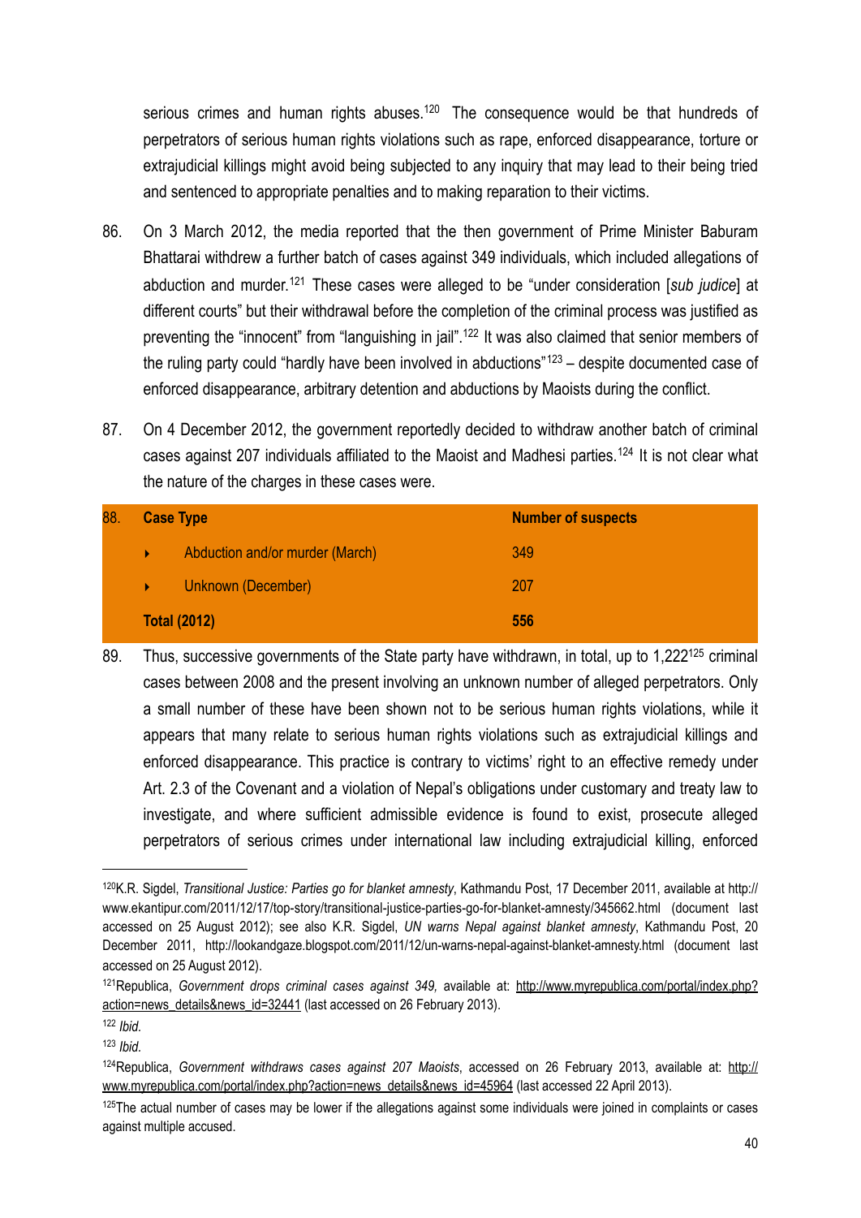serious crimes and human rights abuses.[120] The consequence would be that hundreds of perpetrators of serious human rights violations such as rape, enforced disappearance, torture or extrajudicial killings might avoid being subjected to any inquiry that may lead to their being tried and sentenced to appropriate penalties and to making reparation to their victims.

86. On 3 March 2012, the media reported that the then government of Prime Minister Baburam Bhattarai withdrew a further batch of cases against 349 individuals, which included allegations of abduction and murder.[121] These cases were alleged to be "under consideration [*sub judice*] at different courts" but their withdrawal before the completion of the criminal process was justified as preventing the "innocent" from "languishing in jail".[122] It was also claimed that senior members of the ruling party could "hardly have been involved in abductions"[123] – despite documented case of enforced disappearance, arbitrary detention and abductions by Maoists during the conflict.

87. On 4 December 2012, the government reportedly decided to withdraw another batch of criminal cases against 207 individuals affiliated to the Maoist and Madhesi parties.[124] It is not clear what the nature of the charges in these cases were.

88.

| Case Type | Number of suspects |
|---|---|
| ▸ Abduction and/or murder (March) | 349 |
| ▸ Unknown (December) | 207 |
| **Total (2012)** | **556** |

89. Thus, successive governments of the State party have withdrawn, in total, up to 1,222[125] criminal cases between 2008 and the present involving an unknown number of alleged perpetrators. Only a small number of these have been shown not to be serious human rights violations, while it appears that many relate to serious human rights violations such as extrajudicial killings and enforced disappearance. This practice is contrary to victims' right to an effective remedy under Art. 2.3 of the Covenant and a violation of Nepal's obligations under customary and treaty law to investigate, and where sufficient admissible evidence is found to exist, prosecute alleged perpetrators of serious crimes under international law including extrajudicial killing, enforced

---

[120] K.R. Sigdel, *Transitional Justice: Parties go for blanket amnesty*, Kathmandu Post, 17 December 2011, available at http://www.ekantipur.com/2011/12/17/top-story/transitional-justice-parties-go-for-blanket-amnesty/345662.html (document last accessed on 25 August 2012); see also K.R. Sigdel, *UN warns Nepal against blanket amnesty*, Kathmandu Post, 20 December 2011, http://lookandgaze.blogspot.com/2011/12/un-warns-nepal-against-blanket-amnesty.html (document last accessed on 25 August 2012).

[121] Republica, *Government drops criminal cases against 349,* available at: http://www.myrepublica.com/portal/index.php?action=news_details&news_id=32441 (last accessed on 26 February 2013).

[122] *Ibid.*

[123] *Ibid.*

[124] Republica, *Government withdraws cases against 207 Maoists*, accessed on 26 February 2013, available at: http://www.myrepublica.com/portal/index.php?action=news_details&news_id=45964 (last accessed 22 April 2013).

[125] The actual number of cases may be lower if the allegations against some individuals were joined in complaints or cases against multiple accused.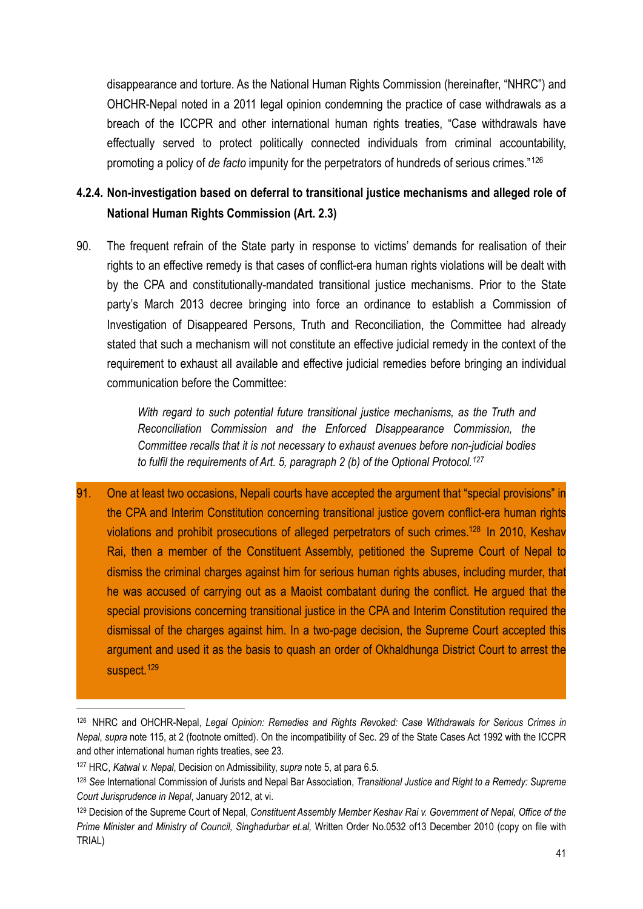disappearance and torture. As the National Human Rights Commission (hereinafter, "NHRC") and OHCHR-Nepal noted in a 2011 legal opinion condemning the practice of case withdrawals as a breach of the ICCPR and other international human rights treaties, "Case withdrawals have effectually served to protect politically connected individuals from criminal accountability, promoting a policy of *de facto* impunity for the perpetrators of hundreds of serious crimes."[126]

### 4.2.4. Non-investigation based on deferral to transitional justice mechanisms and alleged role of National Human Rights Commission (Art. 2.3)

90. The frequent refrain of the State party in response to victims' demands for realisation of their rights to an effective remedy is that cases of conflict-era human rights violations will be dealt with by the CPA and constitutionally-mandated transitional justice mechanisms. Prior to the State party's March 2013 decree bringing into force an ordinance to establish a Commission of Investigation of Disappeared Persons, Truth and Reconciliation, the Committee had already stated that such a mechanism will not constitute an effective judicial remedy in the context of the requirement to exhaust all available and effective judicial remedies before bringing an individual communication before the Committee:

> *With regard to such potential future transitional justice mechanisms, as the Truth and Reconciliation Commission and the Enforced Disappearance Commission, the Committee recalls that it is not necessary to exhaust avenues before non-judicial bodies to fulfil the requirements of Art. 5, paragraph 2 (b) of the Optional Protocol.*[127]

91. One at least two occasions, Nepali courts have accepted the argument that "special provisions" in the CPA and Interim Constitution concerning transitional justice govern conflict-era human rights violations and prohibit prosecutions of alleged perpetrators of such crimes.[128] In 2010, Keshav Rai, then a member of the Constituent Assembly, petitioned the Supreme Court of Nepal to dismiss the criminal charges against him for serious human rights abuses, including murder, that he was accused of carrying out as a Maoist combatant during the conflict. He argued that the special provisions concerning transitional justice in the CPA and Interim Constitution required the dismissal of the charges against him. In a two-page decision, the Supreme Court accepted this argument and used it as the basis to quash an order of Okhaldhunga District Court to arrest the suspect.[129]

---

[126] NHRC and OHCHR-Nepal, *Legal Opinion: Remedies and Rights Revoked: Case Withdrawals for Serious Crimes in Nepal*, *supra* note 115, at 2 (footnote omitted). On the incompatibility of Sec. 29 of the State Cases Act 1992 with the ICCPR and other international human rights treaties, see 23.

[127] HRC, *Katwal v. Nepal*, Decision on Admissibility, *supra* note 5, at para 6.5.

[128] *See* International Commission of Jurists and Nepal Bar Association, *Transitional Justice and Right to a Remedy: Supreme Court Jurisprudence in Nepal*, January 2012, at vi.

[129] Decision of the Supreme Court of Nepal, *Constituent Assembly Member Keshav Rai v. Government of Nepal, Office of the Prime Minister and Ministry of Council, Singhadurbar et.al,* Written Order No.0532 of13 December 2010 (copy on file with TRIAL)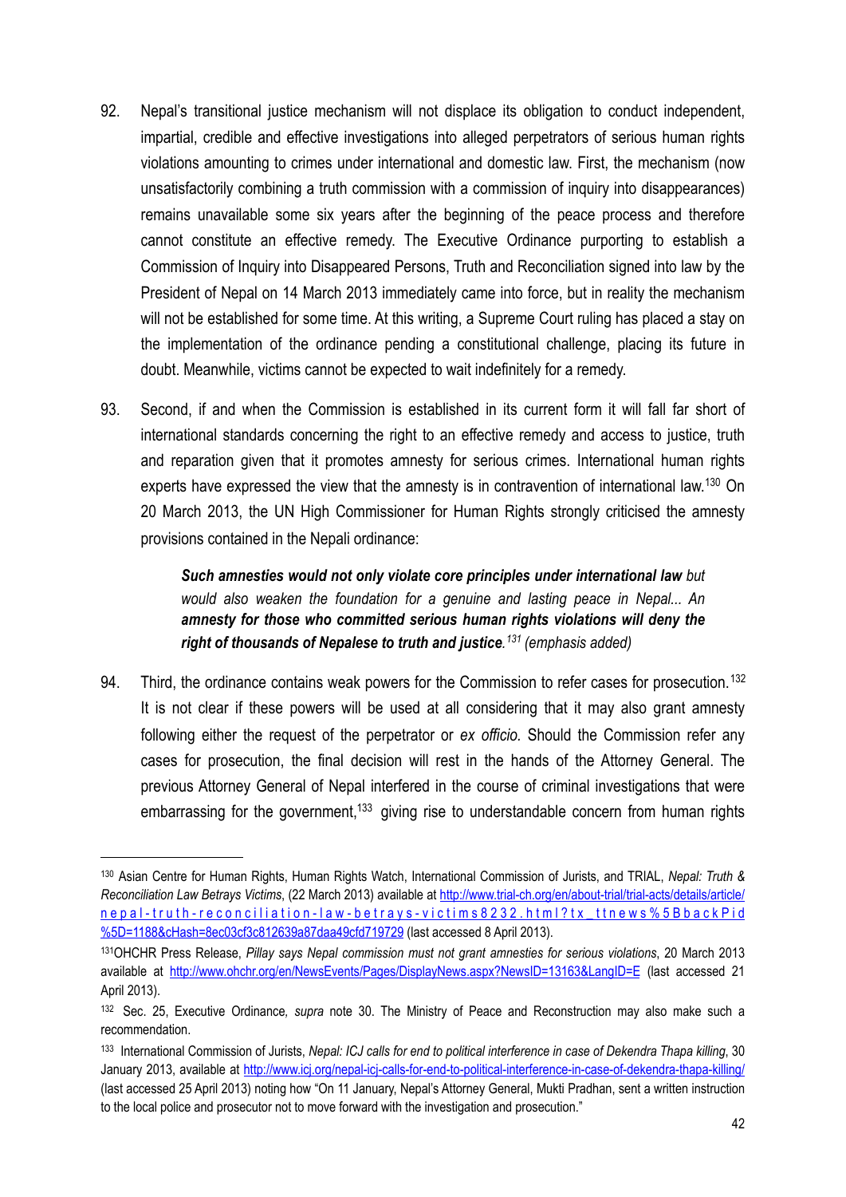92. Nepal's transitional justice mechanism will not displace its obligation to conduct independent, impartial, credible and effective investigations into alleged perpetrators of serious human rights violations amounting to crimes under international and domestic law. First, the mechanism (now unsatisfactorily combining a truth commission with a commission of inquiry into disappearances) remains unavailable some six years after the beginning of the peace process and therefore cannot constitute an effective remedy. The Executive Ordinance purporting to establish a Commission of Inquiry into Disappeared Persons, Truth and Reconciliation signed into law by the President of Nepal on 14 March 2013 immediately came into force, but in reality the mechanism will not be established for some time. At this writing, a Supreme Court ruling has placed a stay on the implementation of the ordinance pending a constitutional challenge, placing its future in doubt. Meanwhile, victims cannot be expected to wait indefinitely for a remedy.

93. Second, if and when the Commission is established in its current form it will fall far short of international standards concerning the right to an effective remedy and access to justice, truth and reparation given that it promotes amnesty for serious crimes. International human rights experts have expressed the view that the amnesty is in contravention of international law.[130] On 20 March 2013, the UN High Commissioner for Human Rights strongly criticised the amnesty provisions contained in the Nepali ordinance:

> ***Such amnesties would not only violate core principles under international law*** *but would also weaken the foundation for a genuine and lasting peace in Nepal...* ***An amnesty for those who committed serious human rights violations will deny the right of thousands of Nepalese to truth and justice.***[131] *(emphasis added)*

94. Third, the ordinance contains weak powers for the Commission to refer cases for prosecution.[132] It is not clear if these powers will be used at all considering that it may also grant amnesty following either the request of the perpetrator or *ex officio.* Should the Commission refer any cases for prosecution, the final decision will rest in the hands of the Attorney General. The previous Attorney General of Nepal interfered in the course of criminal investigations that were embarrassing for the government,[133] giving rise to understandable concern from human rights

---

[130] Asian Centre for Human Rights, Human Rights Watch, International Commission of Jurists, and TRIAL, *Nepal: Truth & Reconciliation Law Betrays Victims*, (22 March 2013) available at http://www.trial-ch.org/en/about-trial/trial-acts/details/article/nepal-truth-reconciliation-law-betrays-victims8232.html?tx_ttnews%5BbackPid%5D=1188&cHash=8ec03cf3c812639a87daa49cfd719729 (last accessed 8 April 2013).

[131] OHCHR Press Release, *Pillay says Nepal commission must not grant amnesties for serious violations*, 20 March 2013 available at http://www.ohchr.org/en/NewsEvents/Pages/DisplayNews.aspx?NewsID=13163&LangID=E (last accessed 21 April 2013).

[132] Sec. 25, Executive Ordinance*, supra* note 30. The Ministry of Peace and Reconstruction may also make such a recommendation.

[133] International Commission of Jurists, *Nepal: ICJ calls for end to political interference in case of Dekendra Thapa killing*, 30 January 2013, available at http://www.icj.org/nepal-icj-calls-for-end-to-political-interference-in-case-of-dekendra-thapa-killing/ (last accessed 25 April 2013) noting how "On 11 January, Nepal's Attorney General, Mukti Pradhan, sent a written instruction to the local police and prosecutor not to move forward with the investigation and prosecution."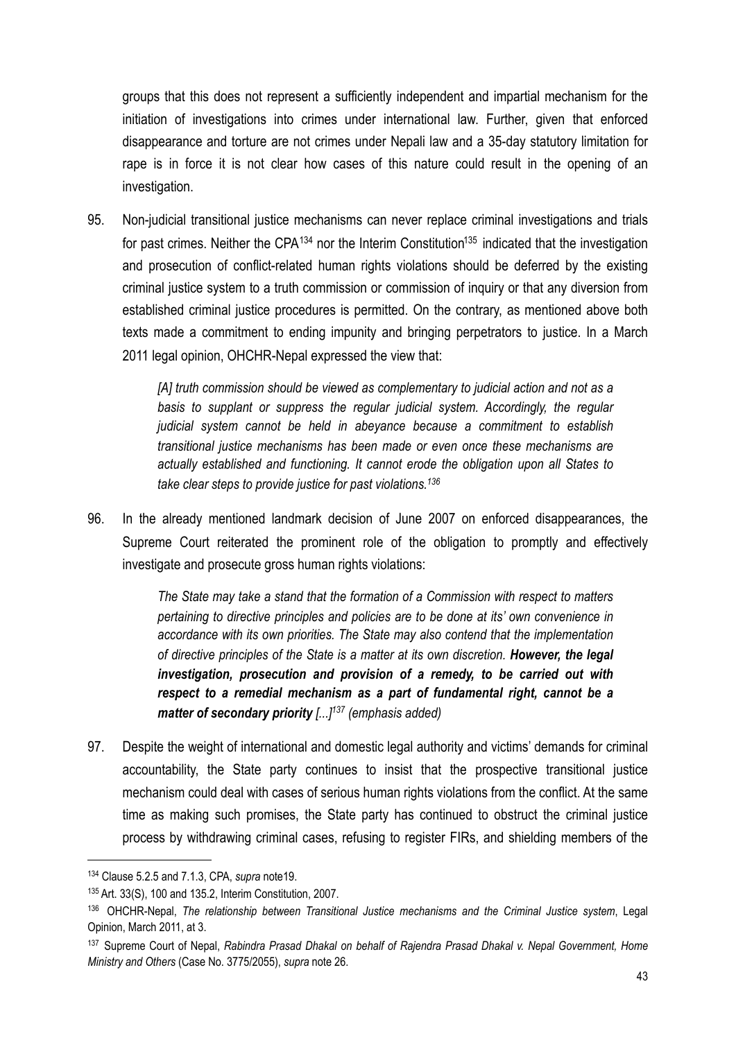groups that this does not represent a sufficiently independent and impartial mechanism for the initiation of investigations into crimes under international law. Further, given that enforced disappearance and torture are not crimes under Nepali law and a 35-day statutory limitation for rape is in force it is not clear how cases of this nature could result in the opening of an investigation.

95. Non-judicial transitional justice mechanisms can never replace criminal investigations and trials for past crimes. Neither the CPA[134] nor the Interim Constitution[135] indicated that the investigation and prosecution of conflict-related human rights violations should be deferred by the existing criminal justice system to a truth commission or commission of inquiry or that any diversion from established criminal justice procedures is permitted. On the contrary, as mentioned above both texts made a commitment to ending impunity and bringing perpetrators to justice. In a March 2011 legal opinion, OHCHR-Nepal expressed the view that:

> *[A] truth commission should be viewed as complementary to judicial action and not as a basis to supplant or suppress the regular judicial system. Accordingly, the regular judicial system cannot be held in abeyance because a commitment to establish transitional justice mechanisms has been made or even once these mechanisms are actually established and functioning. It cannot erode the obligation upon all States to take clear steps to provide justice for past violations.*[136]

96. In the already mentioned landmark decision of June 2007 on enforced disappearances, the Supreme Court reiterated the prominent role of the obligation to promptly and effectively investigate and prosecute gross human rights violations:

> *The State may take a stand that the formation of a Commission with respect to matters pertaining to directive principles and policies are to be done at its' own convenience in accordance with its own priorities. The State may also contend that the implementation of directive principles of the State is a matter at its own discretion. **However, the legal investigation, prosecution and provision of a remedy, to be carried out with respect to a remedial mechanism as a part of fundamental right, cannot be a matter of secondary priority** [...]*[137] *(emphasis added)*

97. Despite the weight of international and domestic legal authority and victims' demands for criminal accountability, the State party continues to insist that the prospective transitional justice mechanism could deal with cases of serious human rights violations from the conflict. At the same time as making such promises, the State party has continued to obstruct the criminal justice process by withdrawing criminal cases, refusing to register FIRs, and shielding members of the

---

[134] Clause 5.2.5 and 7.1.3, CPA, *supra* note19.

[135] Art. 33(S), 100 and 135.2, Interim Constitution, 2007.

[136] OHCHR-Nepal, *The relationship between Transitional Justice mechanisms and the Criminal Justice system*, Legal Opinion, March 2011, at 3.

[137] Supreme Court of Nepal, *Rabindra Prasad Dhakal on behalf of Rajendra Prasad Dhakal v. Nepal Government, Home Ministry and Others* (Case No. 3775/2055), *supra* note 26.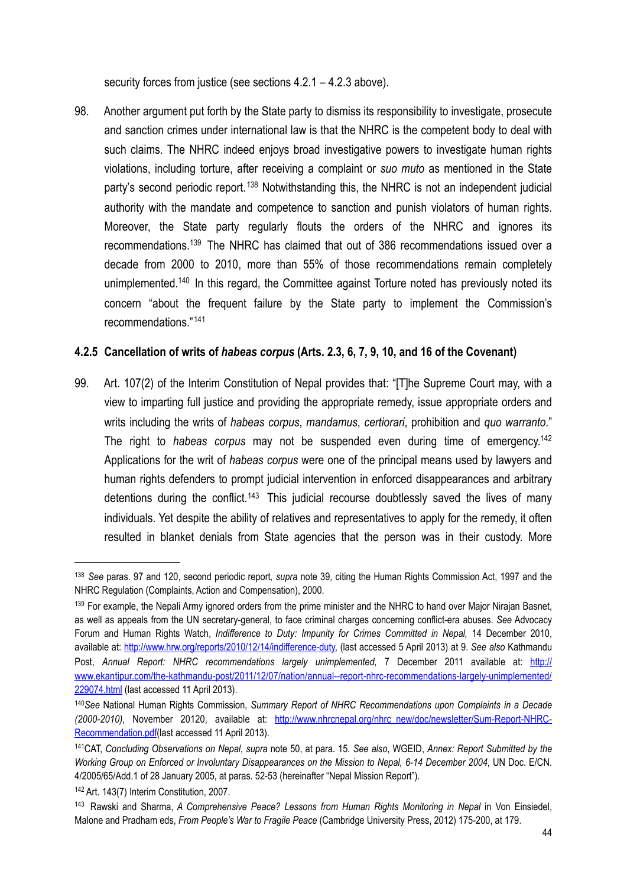security forces from justice (see sections 4.2.1 – 4.2.3 above).

98. Another argument put forth by the State party to dismiss its responsibility to investigate, prosecute and sanction crimes under international law is that the NHRC is the competent body to deal with such claims. The NHRC indeed enjoys broad investigative powers to investigate human rights violations, including torture, after receiving a complaint or *suo muto* as mentioned in the State party's second periodic report.[138] Notwithstanding this, the NHRC is not an independent judicial authority with the mandate and competence to sanction and punish violators of human rights. Moreover, the State party regularly flouts the orders of the NHRC and ignores its recommendations.[139] The NHRC has claimed that out of 386 recommendations issued over a decade from 2000 to 2010, more than 55% of those recommendations remain completely unimplemented.[140] In this regard, the Committee against Torture noted has previously noted its concern "about the frequent failure by the State party to implement the Commission's recommendations."[141]

### 4.2.5 Cancellation of writs of *habeas corpus* (Arts. 2.3, 6, 7, 9, 10, and 16 of the Covenant)

99. Art. 107(2) of the Interim Constitution of Nepal provides that: "[T]he Supreme Court may, with a view to imparting full justice and providing the appropriate remedy, issue appropriate orders and writs including the writs of *habeas corpus*, *mandamus*, *certiorari*, prohibition and *quo warranto*." The right to *habeas corpus* may not be suspended even during time of emergency.[142] Applications for the writ of *habeas corpus* were one of the principal means used by lawyers and human rights defenders to prompt judicial intervention in enforced disappearances and arbitrary detentions during the conflict.[143] This judicial recourse doubtlessly saved the lives of many individuals. Yet despite the ability of relatives and representatives to apply for the remedy, it often resulted in blanket denials from State agencies that the person was in their custody. More

---

[138] *See* paras. 97 and 120, second periodic report*, supra* note 39, citing the Human Rights Commission Act, 1997 and the NHRC Regulation (Complaints, Action and Compensation), 2000.

[139] For example, the Nepali Army ignored orders from the prime minister and the NHRC to hand over Major Nirajan Basnet, as well as appeals from the UN secretary-general, to face criminal charges concerning conflict-era abuses. *See* Advocacy Forum and Human Rights Watch, *Indifference to Duty: Impunity for Crimes Committed in Nepal,* 14 December 2010, available at: http://www.hrw.org/reports/2010/12/14/indifference-duty, (last accessed 5 April 2013) at 9. *See also* Kathmandu Post, *Annual Report: NHRC recommendations largely unimplemented,* 7 December 2011 available at: http://www.ekantipur.com/the-kathmandu-post/2011/12/07/nation/annual--report-nhrc-recommendations-largely-unimplemented/229074.html (last accessed 11 April 2013).

[140] *See* National Human Rights Commission, *Summary Report of NHRC Recommendations upon Complaints in a Decade (2000-2010)*, November 20120, available at: http://www.nhrcnepal.org/nhrc_new/doc/newsletter/Sum-Report-NHRC-Recommendation.pdf(last accessed 11 April 2013).

[141] CAT, *Concluding Observations on Nepal*, *supra* note 50, at para. 15. *See also*, WGEID, *Annex: Report Submitted by the Working Group on Enforced or Involuntary Disappearances on the Mission to Nepal, 6-14 December 2004*, UN Doc. E/CN. 4/2005/65/Add.1 of 28 January 2005, at paras. 52-53 (hereinafter "Nepal Mission Report").

[142] Art. 143(7) Interim Constitution, 2007.

[143] Rawski and Sharma, *A Comprehensive Peace? Lessons from Human Rights Monitoring in Nepal* in Von Einsiedel, Malone and Pradham eds, *From People's War to Fragile Peace* (Cambridge University Press, 2012) 175-200, at 179.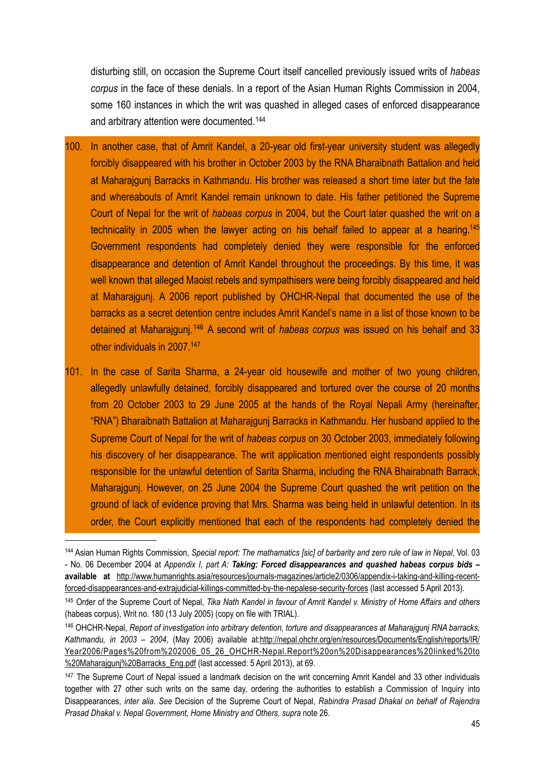disturbing still, on occasion the Supreme Court itself cancelled previously issued writs of *habeas corpus* in the face of these denials. In a report of the Asian Human Rights Commission in 2004, some 160 instances in which the writ was quashed in alleged cases of enforced disappearance and arbitrary attention were documented.[144]

100. In another case, that of Amrit Kandel, a 20-year old first-year university student was allegedly forcibly disappeared with his brother in October 2003 by the RNA Bharaibnath Battalion and held at Maharajgunj Barracks in Kathmandu. His brother was released a short time later but the fate and whereabouts of Amrit Kandel remain unknown to date. His father petitioned the Supreme Court of Nepal for the writ of *habeas corpus* in 2004, but the Court later quashed the writ on a technicality in 2005 when the lawyer acting on his behalf failed to appear at a hearing.[145] Government respondents had completely denied they were responsible for the enforced disappearance and detention of Amrit Kandel throughout the proceedings. By this time, it was well known that alleged Maoist rebels and sympathisers were being forcibly disappeared and held at Maharajgunj. A 2006 report published by OHCHR-Nepal that documented the use of the barracks as a secret detention centre includes Amrit Kandel's name in a list of those known to be detained at Maharajgunj.[146] A second writ of *habeas corpus* was issued on his behalf and 33 other individuals in 2007.[147]

101. In the case of Sarita Sharma, a 24-year old housewife and mother of two young children, allegedly unlawfully detained, forcibly disappeared and tortured over the course of 20 months from 20 October 2003 to 29 June 2005 at the hands of the Royal Nepali Army (hereinafter, "RNA") Bharaibnath Battalion at Maharajgunj Barracks in Kathmandu. Her husband applied to the Supreme Court of Nepal for the writ of *habeas corpus* on 30 October 2003, immediately following his discovery of her disappearance. The writ application mentioned eight respondents possibly responsible for the unlawful detention of Sarita Sharma, including the RNA Bhairabnath Barrack, Maharajgunj. However, on 25 June 2004 the Supreme Court quashed the writ petition on the ground of lack of evidence proving that Mrs. Sharma was being held in unlawful detention. In its order, the Court explicitly mentioned that each of the respondents had completely denied the

---

[144] Asian Human Rights Commission, *Special report: The mathamatics [sic] of barbarity and zero rule of law in Nepal*, Vol. 03 - No. 06 December 2004 at *Appendix I, part A:* ***Taking: Forced disappearances and quashed habeas corpus bids –*** **available at** http://www.humanrights.asia/resources/journals-magazines/article2/0306/appendix-i-taking-and-killing-recent-forced-disappearances-and-extrajudicial-killings-committed-by-the-nepalese-security-forces (last accessed 5 April 2013).

[145] Order of the Supreme Court of Nepal, *Tika Nath Kandel in favour of Amrit Kandel v. Ministry of Home Affairs and others* (habeas corpus), Writ no. 180 (13 July 2005) (copy on file with TRIAL).

[146] OHCHR-Nepal, *Report of investigation into arbitrary detention, torture and disappearances at Maharajgunj RNA barracks, Kathmandu, in 2003 – 2004*, (May 2006) available at:http://nepal.ohchr.org/en/resources/Documents/English/reports/IR/Year2006/Pages%20from%202006_05_26_OHCHR-Nepal.Report%20on%20Disappearances%20linked%20to%20Maharajgunj%20Barracks_Eng.pdf (last accessed: 5 April 2013), at 69.

[147] The Supreme Court of Nepal issued a landmark decision on the writ concerning Amrit Kandel and 33 other individuals together with 27 other such writs on the same day, ordering the authorities to establish a Commission of Inquiry into Disappearances, *inter alia*. *See* Decision of the Supreme Court of Nepal, *Rabindra Prasad Dhakal on behalf of Rajendra Prasad Dhakal v. Nepal Government, Home Ministry and Others, supra* note 26.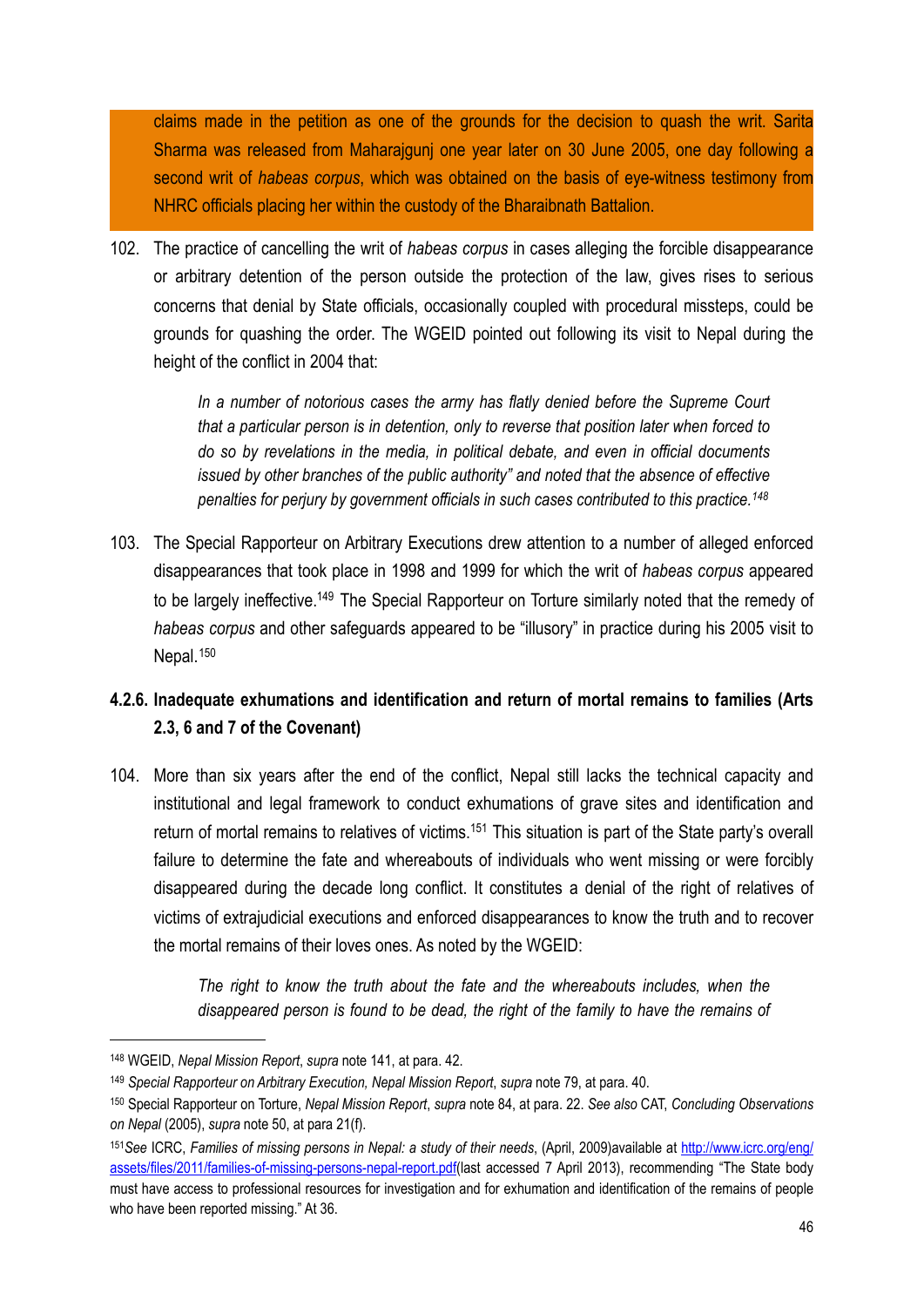claims made in the petition as one of the grounds for the decision to quash the writ. Sarita Sharma was released from Maharajgunj one year later on 30 June 2005, one day following a second writ of *habeas corpus*, which was obtained on the basis of eye-witness testimony from NHRC officials placing her within the custody of the Bharaibnath Battalion.

102. The practice of cancelling the writ of *habeas corpus* in cases alleging the forcible disappearance or arbitrary detention of the person outside the protection of the law, gives rises to serious concerns that denial by State officials, occasionally coupled with procedural missteps, could be grounds for quashing the order. The WGEID pointed out following its visit to Nepal during the height of the conflict in 2004 that:

> *In a number of notorious cases the army has flatly denied before the Supreme Court that a particular person is in detention, only to reverse that position later when forced to do so by revelations in the media, in political debate, and even in official documents issued by other branches of the public authority" and noted that the absence of effective penalties for perjury by government officials in such cases contributed to this practice.*[148]

103. The Special Rapporteur on Arbitrary Executions drew attention to a number of alleged enforced disappearances that took place in 1998 and 1999 for which the writ of *habeas corpus* appeared to be largely ineffective.[149] The Special Rapporteur on Torture similarly noted that the remedy of *habeas corpus* and other safeguards appeared to be "illusory" in practice during his 2005 visit to Nepal.[150]

#### 4.2.6. Inadequate exhumations and identification and return of mortal remains to families (Arts 2.3, 6 and 7 of the Covenant)

104. More than six years after the end of the conflict, Nepal still lacks the technical capacity and institutional and legal framework to conduct exhumations of grave sites and identification and return of mortal remains to relatives of victims.[151] This situation is part of the State party's overall failure to determine the fate and whereabouts of individuals who went missing or were forcibly disappeared during the decade long conflict. It constitutes a denial of the right of relatives of victims of extrajudicial executions and enforced disappearances to know the truth and to recover the mortal remains of their loves ones. As noted by the WGEID:

> *The right to know the truth about the fate and the whereabouts includes, when the disappeared person is found to be dead, the right of the family to have the remains of*

---

[148] WGEID, *Nepal Mission Report*, *supra* note 141, at para. 42.

[149] *Special Rapporteur on Arbitrary Execution, Nepal Mission Report*, *supra* note 79, at para. 40.

[150] Special Rapporteur on Torture, *Nepal Mission Report*, *supra* note 84, at para. 22. *See also* CAT, *Concluding Observations on Nepal* (2005), *supra* note 50, at para 21(f).

[151] *See* ICRC, *Families of missing persons in Nepal: a study of their needs*, (April, 2009)available at [http://www.icrc.org/eng/assets/files/2011/families-of-missing-persons-nepal-report.pdf](http://www.icrc.org/eng/assets/files/2011/families-of-missing-persons-nepal-report.pdf)(last accessed 7 April 2013), recommending "The State body must have access to professional resources for investigation and for exhumation and identification of the remains of people who have been reported missing." At 36.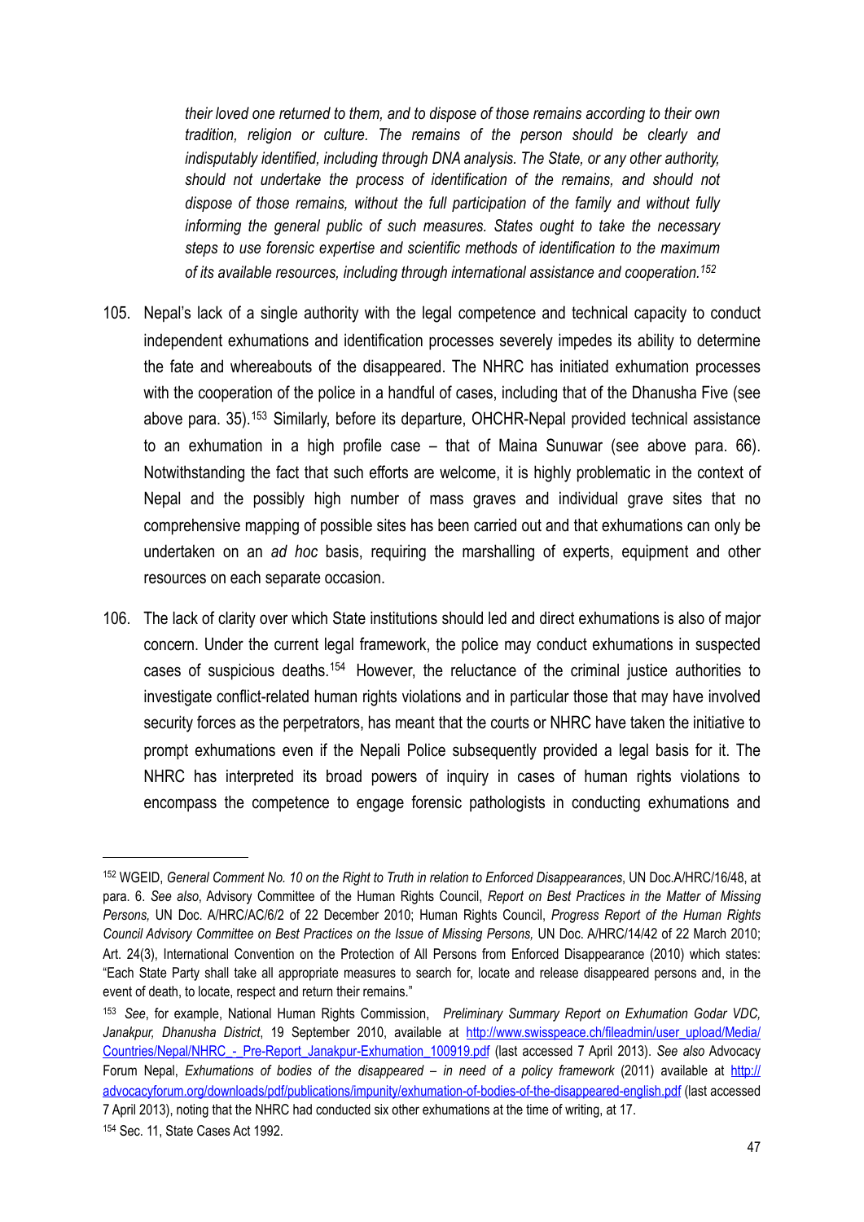*their loved one returned to them, and to dispose of those remains according to their own tradition, religion or culture. The remains of the person should be clearly and indisputably identified, including through DNA analysis. The State, or any other authority, should not undertake the process of identification of the remains, and should not dispose of those remains, without the full participation of the family and without fully informing the general public of such measures. States ought to take the necessary steps to use forensic expertise and scientific methods of identification to the maximum of its available resources, including through international assistance and cooperation.*[152]

105. Nepal's lack of a single authority with the legal competence and technical capacity to conduct independent exhumations and identification processes severely impedes its ability to determine the fate and whereabouts of the disappeared. The NHRC has initiated exhumation processes with the cooperation of the police in a handful of cases, including that of the Dhanusha Five (see above para. 35).[153] Similarly, before its departure, OHCHR-Nepal provided technical assistance to an exhumation in a high profile case – that of Maina Sunuwar (see above para. 66). Notwithstanding the fact that such efforts are welcome, it is highly problematic in the context of Nepal and the possibly high number of mass graves and individual grave sites that no comprehensive mapping of possible sites has been carried out and that exhumations can only be undertaken on an *ad hoc* basis, requiring the marshalling of experts, equipment and other resources on each separate occasion.

106. The lack of clarity over which State institutions should led and direct exhumations is also of major concern. Under the current legal framework, the police may conduct exhumations in suspected cases of suspicious deaths.[154] However, the reluctance of the criminal justice authorities to investigate conflict-related human rights violations and in particular those that may have involved security forces as the perpetrators, has meant that the courts or NHRC have taken the initiative to prompt exhumations even if the Nepali Police subsequently provided a legal basis for it. The NHRC has interpreted its broad powers of inquiry in cases of human rights violations to encompass the competence to engage forensic pathologists in conducting exhumations and

---

[152] WGEID, *General Comment No. 10 on the Right to Truth in relation to Enforced Disappearances*, UN Doc.A/HRC/16/48, at para. 6. *See also*, Advisory Committee of the Human Rights Council, *Report on Best Practices in the Matter of Missing Persons,* UN Doc. A/HRC/AC/6/2 of 22 December 2010; Human Rights Council, *Progress Report of the Human Rights Council Advisory Committee on Best Practices on the Issue of Missing Persons,* UN Doc. A/HRC/14/42 of 22 March 2010; Art. 24(3), International Convention on the Protection of All Persons from Enforced Disappearance (2010) which states: "Each State Party shall take all appropriate measures to search for, locate and release disappeared persons and, in the event of death, to locate, respect and return their remains."

[153] *See*, for example, National Human Rights Commission, *Preliminary Summary Report on Exhumation Godar VDC, Janakpur, Dhanusha District*, 19 September 2010, available at http://www.swisspeace.ch/fileadmin/user_upload/Media/Countries/Nepal/NHRC_-_Pre-Report_Janakpur-Exhumation_100919.pdf (last accessed 7 April 2013). *See also* Advocacy Forum Nepal, *Exhumations of bodies of the disappeared – in need of a policy framework* (2011) available at http://advocacyforum.org/downloads/pdf/publications/impunity/exhumation-of-bodies-of-the-disappeared-english.pdf (last accessed 7 April 2013), noting that the NHRC had conducted six other exhumations at the time of writing, at 17.

[154] Sec. 11, State Cases Act 1992.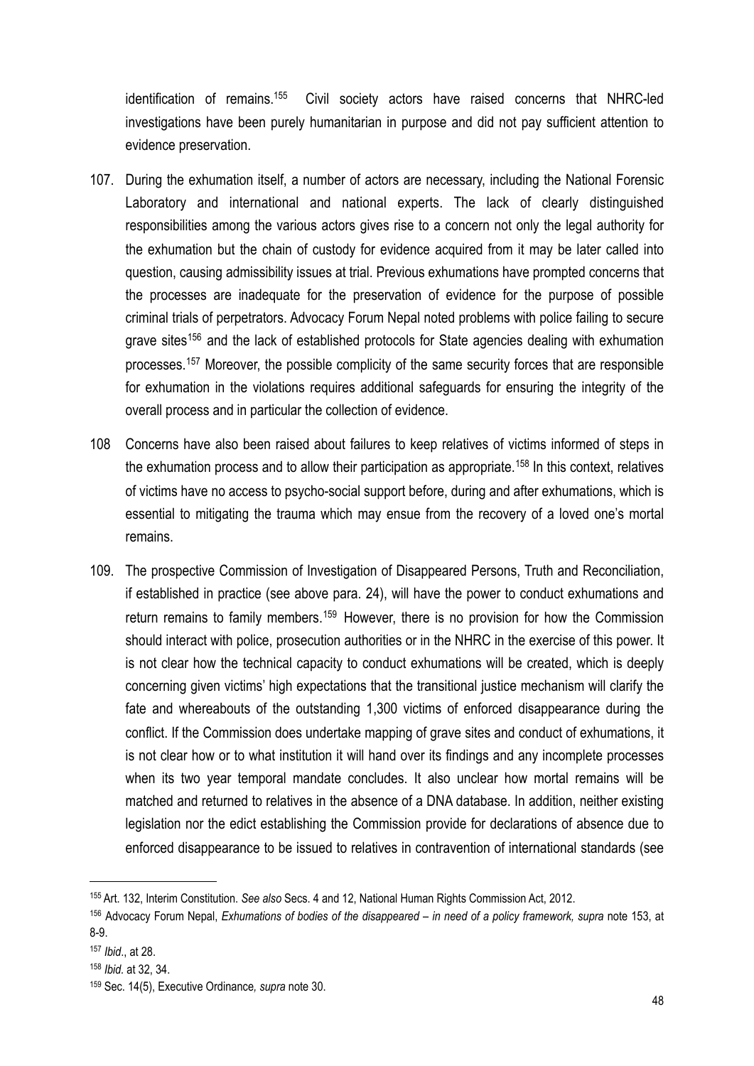identification of remains.[155] Civil society actors have raised concerns that NHRC-led investigations have been purely humanitarian in purpose and did not pay sufficient attention to evidence preservation.

107. During the exhumation itself, a number of actors are necessary, including the National Forensic Laboratory and international and national experts. The lack of clearly distinguished responsibilities among the various actors gives rise to a concern not only the legal authority for the exhumation but the chain of custody for evidence acquired from it may be later called into question, causing admissibility issues at trial. Previous exhumations have prompted concerns that the processes are inadequate for the preservation of evidence for the purpose of possible criminal trials of perpetrators. Advocacy Forum Nepal noted problems with police failing to secure grave sites[156] and the lack of established protocols for State agencies dealing with exhumation processes.[157] Moreover, the possible complicity of the same security forces that are responsible for exhumation in the violations requires additional safeguards for ensuring the integrity of the overall process and in particular the collection of evidence.

108 Concerns have also been raised about failures to keep relatives of victims informed of steps in the exhumation process and to allow their participation as appropriate.[158] In this context, relatives of victims have no access to psycho-social support before, during and after exhumations, which is essential to mitigating the trauma which may ensue from the recovery of a loved one's mortal remains.

109. The prospective Commission of Investigation of Disappeared Persons, Truth and Reconciliation, if established in practice (see above para. 24), will have the power to conduct exhumations and return remains to family members.[159] However, there is no provision for how the Commission should interact with police, prosecution authorities or in the NHRC in the exercise of this power. It is not clear how the technical capacity to conduct exhumations will be created, which is deeply concerning given victims' high expectations that the transitional justice mechanism will clarify the fate and whereabouts of the outstanding 1,300 victims of enforced disappearance during the conflict. If the Commission does undertake mapping of grave sites and conduct of exhumations, it is not clear how or to what institution it will hand over its findings and any incomplete processes when its two year temporal mandate concludes. It also unclear how mortal remains will be matched and returned to relatives in the absence of a DNA database. In addition, neither existing legislation nor the edict establishing the Commission provide for declarations of absence due to enforced disappearance to be issued to relatives in contravention of international standards (see

---

[155] Art. 132, Interim Constitution. *See also* Secs. 4 and 12, National Human Rights Commission Act, 2012.

[156] Advocacy Forum Nepal, *Exhumations of bodies of the disappeared – in need of a policy framework, supra* note 153, at 8-9.

[157] *Ibid*., at 28.

[158] *Ibid.* at 32, 34.

[159] Sec. 14(5), Executive Ordinance*, supra* note 30.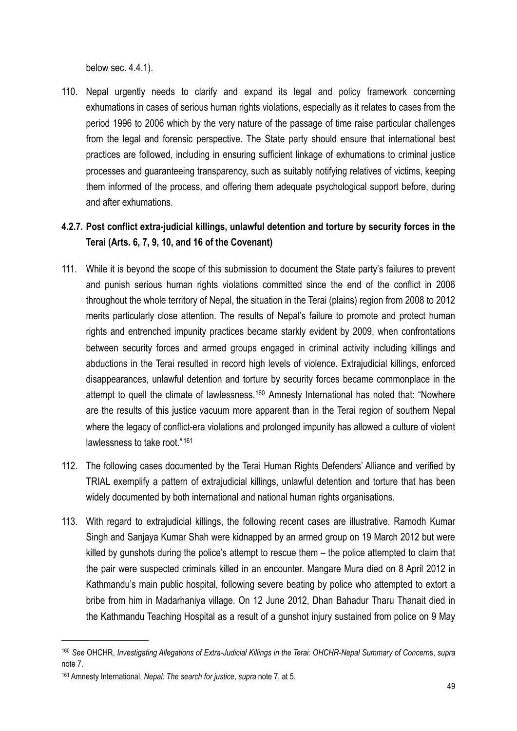below sec. 4.4.1).

110. Nepal urgently needs to clarify and expand its legal and policy framework concerning exhumations in cases of serious human rights violations, especially as it relates to cases from the period 1996 to 2006 which by the very nature of the passage of time raise particular challenges from the legal and forensic perspective. The State party should ensure that international best practices are followed, including in ensuring sufficient linkage of exhumations to criminal justice processes and guaranteeing transparency, such as suitably notifying relatives of victims, keeping them informed of the process, and offering them adequate psychological support before, during and after exhumations.

### 4.2.7. Post conflict extra-judicial killings, unlawful detention and torture by security forces in the Terai (Arts. 6, 7, 9, 10, and 16 of the Covenant)

111. While it is beyond the scope of this submission to document the State party's failures to prevent and punish serious human rights violations committed since the end of the conflict in 2006 throughout the whole territory of Nepal, the situation in the Terai (plains) region from 2008 to 2012 merits particularly close attention. The results of Nepal's failure to promote and protect human rights and entrenched impunity practices became starkly evident by 2009, when confrontations between security forces and armed groups engaged in criminal activity including killings and abductions in the Terai resulted in record high levels of violence. Extrajudicial killings, enforced disappearances, unlawful detention and torture by security forces became commonplace in the attempt to quell the climate of lawlessness.[160] Amnesty International has noted that: "Nowhere are the results of this justice vacuum more apparent than in the Terai region of southern Nepal where the legacy of conflict-era violations and prolonged impunity has allowed a culture of violent lawlessness to take root."[161]

112. The following cases documented by the Terai Human Rights Defenders' Alliance and verified by TRIAL exemplify a pattern of extrajudicial killings, unlawful detention and torture that has been widely documented by both international and national human rights organisations.

113. With regard to extrajudicial killings, the following recent cases are illustrative. Ramodh Kumar Singh and Sanjaya Kumar Shah were kidnapped by an armed group on 19 March 2012 but were killed by gunshots during the police's attempt to rescue them – the police attempted to claim that the pair were suspected criminals killed in an encounter. Mangare Mura died on 8 April 2012 in Kathmandu's main public hospital, following severe beating by police who attempted to extort a bribe from him in Madarhaniya village. On 12 June 2012, Dhan Bahadur Tharu Thanait died in the Kathmandu Teaching Hospital as a result of a gunshot injury sustained from police on 9 May

---

[160] *See* OHCHR, *Investigating Allegations of Extra-Judicial Killings in the Terai: OHCHR-Nepal Summary of Concern*s, *supra* note 7.

[161] Amnesty International, *Nepal: The search for justice*, *supra* note 7, at 5.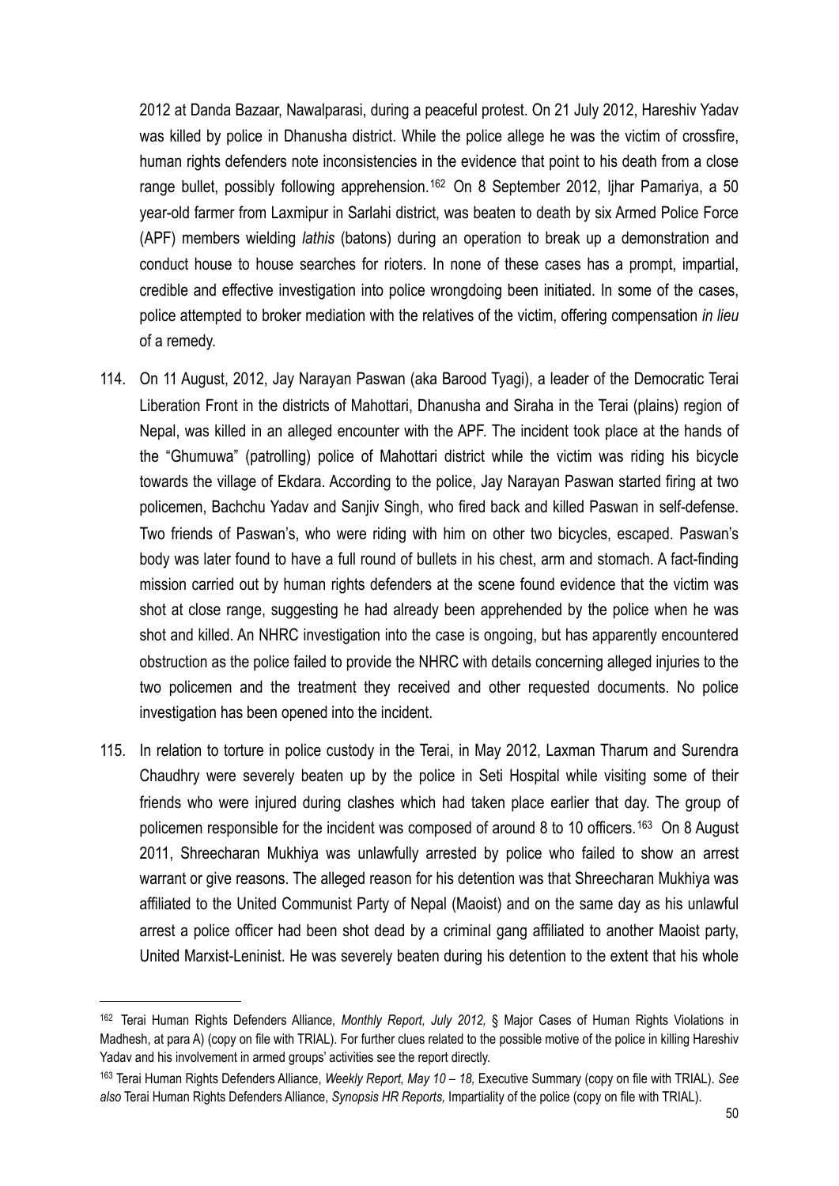2012 at Danda Bazaar, Nawalparasi, during a peaceful protest. On 21 July 2012, Hareshiv Yadav was killed by police in Dhanusha district. While the police allege he was the victim of crossfire, human rights defenders note inconsistencies in the evidence that point to his death from a close range bullet, possibly following apprehension.[162] On 8 September 2012, Ijhar Pamariya, a 50 year-old farmer from Laxmipur in Sarlahi district, was beaten to death by six Armed Police Force (APF) members wielding *lathis* (batons) during an operation to break up a demonstration and conduct house to house searches for rioters. In none of these cases has a prompt, impartial, credible and effective investigation into police wrongdoing been initiated. In some of the cases, police attempted to broker mediation with the relatives of the victim, offering compensation *in lieu* of a remedy.

114. On 11 August, 2012, Jay Narayan Paswan (aka Barood Tyagi), a leader of the Democratic Terai Liberation Front in the districts of Mahottari, Dhanusha and Siraha in the Terai (plains) region of Nepal, was killed in an alleged encounter with the APF. The incident took place at the hands of the "Ghumuwa" (patrolling) police of Mahottari district while the victim was riding his bicycle towards the village of Ekdara. According to the police, Jay Narayan Paswan started firing at two policemen, Bachchu Yadav and Sanjiv Singh, who fired back and killed Paswan in self-defense. Two friends of Paswan's, who were riding with him on other two bicycles, escaped. Paswan's body was later found to have a full round of bullets in his chest, arm and stomach. A fact-finding mission carried out by human rights defenders at the scene found evidence that the victim was shot at close range, suggesting he had already been apprehended by the police when he was shot and killed. An NHRC investigation into the case is ongoing, but has apparently encountered obstruction as the police failed to provide the NHRC with details concerning alleged injuries to the two policemen and the treatment they received and other requested documents. No police investigation has been opened into the incident.

115. In relation to torture in police custody in the Terai, in May 2012, Laxman Tharum and Surendra Chaudhry were severely beaten up by the police in Seti Hospital while visiting some of their friends who were injured during clashes which had taken place earlier that day. The group of policemen responsible for the incident was composed of around 8 to 10 officers.[163] On 8 August 2011, Shreecharan Mukhiya was unlawfully arrested by police who failed to show an arrest warrant or give reasons. The alleged reason for his detention was that Shreecharan Mukhiya was affiliated to the United Communist Party of Nepal (Maoist) and on the same day as his unlawful arrest a police officer had been shot dead by a criminal gang affiliated to another Maoist party, United Marxist-Leninist. He was severely beaten during his detention to the extent that his whole

---

[162] Terai Human Rights Defenders Alliance, *Monthly Report, July 2012,* § Major Cases of Human Rights Violations in Madhesh, at para A) (copy on file with TRIAL). For further clues related to the possible motive of the police in killing Hareshiv Yadav and his involvement in armed groups' activities see the report directly.

[163] Terai Human Rights Defenders Alliance, *Weekly Report, May 10 – 18,* Executive Summary (copy on file with TRIAL). *See also* Terai Human Rights Defenders Alliance, *Synopsis HR Reports,* Impartiality of the police (copy on file with TRIAL).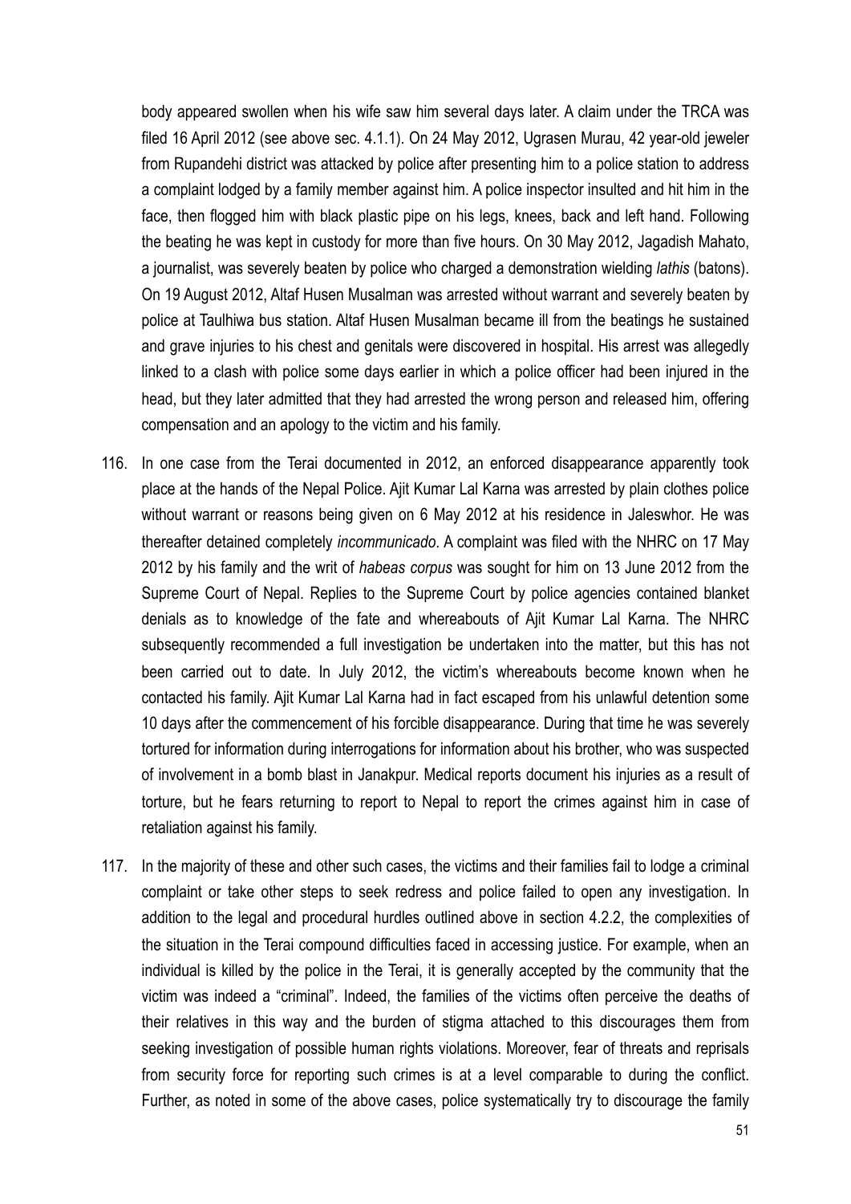body appeared swollen when his wife saw him several days later. A claim under the TRCA was filed 16 April 2012 (see above sec. 4.1.1). On 24 May 2012, Ugrasen Murau, 42 year-old jeweler from Rupandehi district was attacked by police after presenting him to a police station to address a complaint lodged by a family member against him. A police inspector insulted and hit him in the face, then flogged him with black plastic pipe on his legs, knees, back and left hand. Following the beating he was kept in custody for more than five hours. On 30 May 2012, Jagadish Mahato, a journalist, was severely beaten by police who charged a demonstration wielding *lathis* (batons). On 19 August 2012, Altaf Husen Musalman was arrested without warrant and severely beaten by police at Taulhiwa bus station. Altaf Husen Musalman became ill from the beatings he sustained and grave injuries to his chest and genitals were discovered in hospital. His arrest was allegedly linked to a clash with police some days earlier in which a police officer had been injured in the head, but they later admitted that they had arrested the wrong person and released him, offering compensation and an apology to the victim and his family.

116. In one case from the Terai documented in 2012, an enforced disappearance apparently took place at the hands of the Nepal Police. Ajit Kumar Lal Karna was arrested by plain clothes police without warrant or reasons being given on 6 May 2012 at his residence in Jaleswhor. He was thereafter detained completely *incommunicado*. A complaint was filed with the NHRC on 17 May 2012 by his family and the writ of *habeas corpus* was sought for him on 13 June 2012 from the Supreme Court of Nepal. Replies to the Supreme Court by police agencies contained blanket denials as to knowledge of the fate and whereabouts of Ajit Kumar Lal Karna. The NHRC subsequently recommended a full investigation be undertaken into the matter, but this has not been carried out to date. In July 2012, the victim's whereabouts become known when he contacted his family. Ajit Kumar Lal Karna had in fact escaped from his unlawful detention some 10 days after the commencement of his forcible disappearance. During that time he was severely tortured for information during interrogations for information about his brother, who was suspected of involvement in a bomb blast in Janakpur. Medical reports document his injuries as a result of torture, but he fears returning to report to Nepal to report the crimes against him in case of retaliation against his family.

117. In the majority of these and other such cases, the victims and their families fail to lodge a criminal complaint or take other steps to seek redress and police failed to open any investigation. In addition to the legal and procedural hurdles outlined above in section 4.2.2, the complexities of the situation in the Terai compound difficulties faced in accessing justice. For example, when an individual is killed by the police in the Terai, it is generally accepted by the community that the victim was indeed a "criminal". Indeed, the families of the victims often perceive the deaths of their relatives in this way and the burden of stigma attached to this discourages them from seeking investigation of possible human rights violations. Moreover, fear of threats and reprisals from security force for reporting such crimes is at a level comparable to during the conflict. Further, as noted in some of the above cases, police systematically try to discourage the family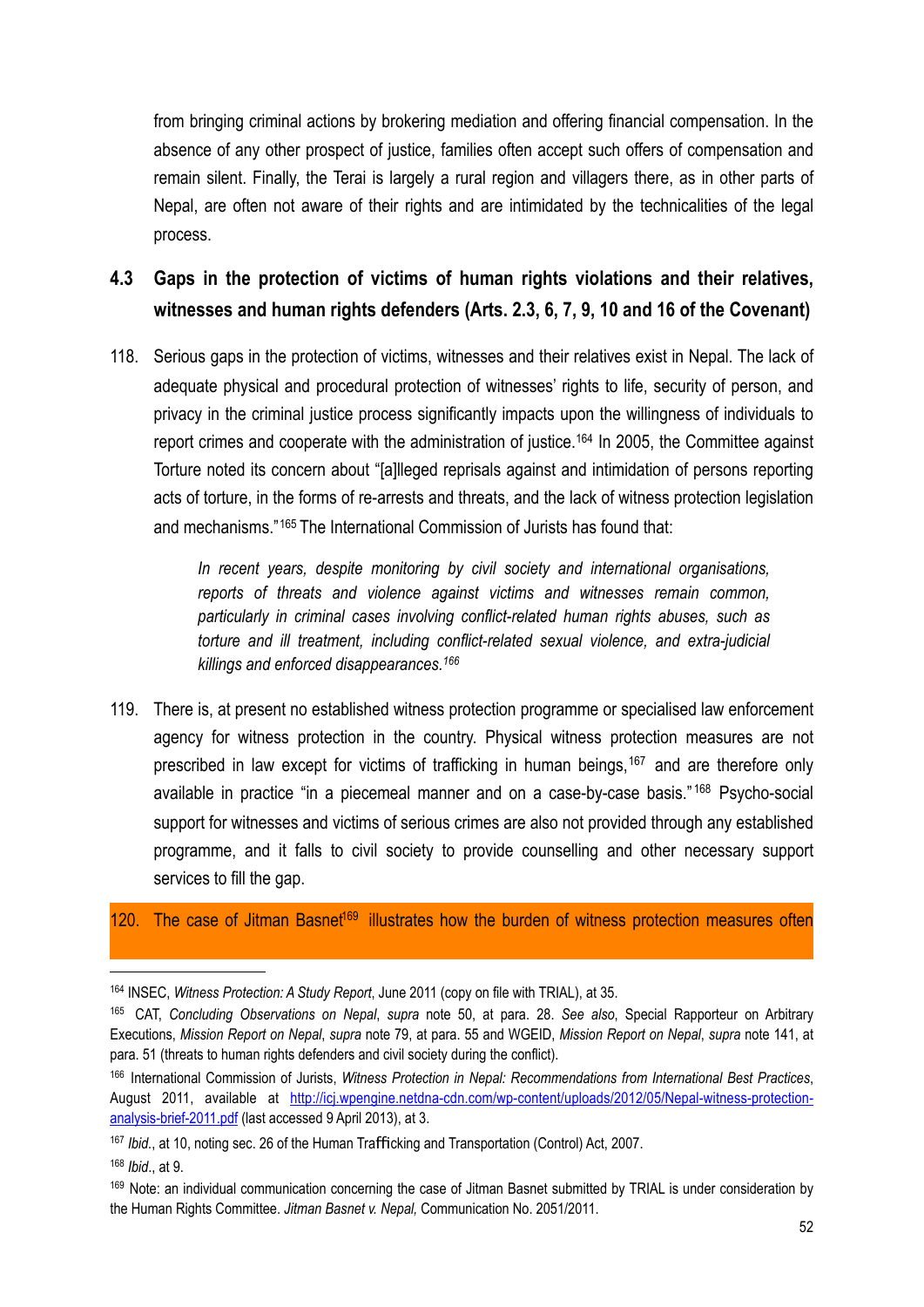from bringing criminal actions by brokering mediation and offering financial compensation. In the absence of any other prospect of justice, families often accept such offers of compensation and remain silent. Finally, the Terai is largely a rural region and villagers there, as in other parts of Nepal, are often not aware of their rights and are intimidated by the technicalities of the legal process.

## 4.3 Gaps in the protection of victims of human rights violations and their relatives, witnesses and human rights defenders (Arts. 2.3, 6, 7, 9, 10 and 16 of the Covenant)

118. Serious gaps in the protection of victims, witnesses and their relatives exist in Nepal. The lack of adequate physical and procedural protection of witnesses' rights to life, security of person, and privacy in the criminal justice process significantly impacts upon the willingness of individuals to report crimes and cooperate with the administration of justice.[164] In 2005, the Committee against Torture noted its concern about "[a]lleged reprisals against and intimidation of persons reporting acts of torture, in the forms of re-arrests and threats, and the lack of witness protection legislation and mechanisms."[165] The International Commission of Jurists has found that:

> *In recent years, despite monitoring by civil society and international organisations, reports of threats and violence against victims and witnesses remain common, particularly in criminal cases involving conflict-related human rights abuses, such as torture and ill treatment, including conflict-related sexual violence, and extra-judicial killings and enforced disappearances.*[166]

119. There is, at present no established witness protection programme or specialised law enforcement agency for witness protection in the country. Physical witness protection measures are not prescribed in law except for victims of trafficking in human beings,[167] and are therefore only available in practice "in a piecemeal manner and on a case-by-case basis."[168] Psycho-social support for witnesses and victims of serious crimes are also not provided through any established programme, and it falls to civil society to provide counselling and other necessary support services to fill the gap.

120. The case of Jitman Basnet[169] illustrates how the burden of witness protection measures often

---

[164] INSEC, *Witness Protection: A Study Report*, June 2011 (copy on file with TRIAL), at 35.

[165] CAT, *Concluding Observations on Nepal*, *supra* note 50, at para. 28. *See also*, Special Rapporteur on Arbitrary Executions, *Mission Report on Nepal*, *supra* note 79, at para. 55 and WGEID, *Mission Report on Nepal*, *supra* note 141, at para. 51 (threats to human rights defenders and civil society during the conflict).

[166] International Commission of Jurists, *Witness Protection in Nepal: Recommendations from International Best Practices*, August 2011, available at http://icj.wpengine.netdna-cdn.com/wp-content/uploads/2012/05/Nepal-witness-protection-analysis-brief-2011.pdf (last accessed 9 April 2013), at 3.

[167] *Ibid*., at 10, noting sec. 26 of the Human Trafficking and Transportation (Control) Act, 2007.

[168] *Ibid*., at 9.

[169] Note: an individual communication concerning the case of Jitman Basnet submitted by TRIAL is under consideration by the Human Rights Committee. *Jitman Basnet v. Nepal,* Communication No. 2051/2011.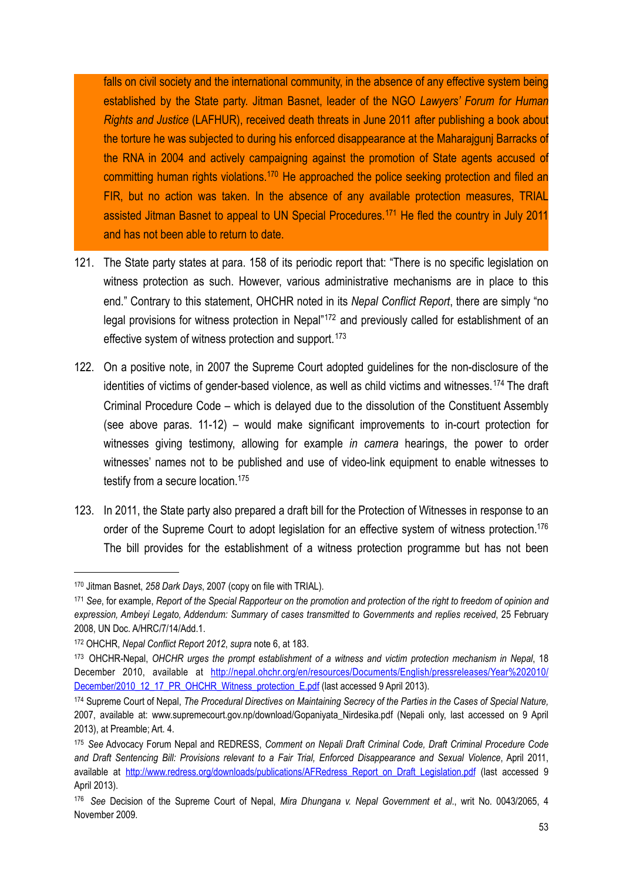falls on civil society and the international community, in the absence of any effective system being established by the State party. Jitman Basnet, leader of the NGO *Lawyers' Forum for Human Rights and Justice* (LAFHUR), received death threats in June 2011 after publishing a book about the torture he was subjected to during his enforced disappearance at the Maharajgunj Barracks of the RNA in 2004 and actively campaigning against the promotion of State agents accused of committing human rights violations.[170] He approached the police seeking protection and filed an FIR, but no action was taken. In the absence of any available protection measures, TRIAL assisted Jitman Basnet to appeal to UN Special Procedures.[171] He fled the country in July 2011 and has not been able to return to date.

121. The State party states at para. 158 of its periodic report that: "There is no specific legislation on witness protection as such. However, various administrative mechanisms are in place to this end." Contrary to this statement, OHCHR noted in its *Nepal Conflict Report*, there are simply "no legal provisions for witness protection in Nepal"[172] and previously called for establishment of an effective system of witness protection and support.[173]

122. On a positive note, in 2007 the Supreme Court adopted guidelines for the non-disclosure of the identities of victims of gender-based violence, as well as child victims and witnesses.[174] The draft Criminal Procedure Code – which is delayed due to the dissolution of the Constituent Assembly (see above paras. 11-12) – would make significant improvements to in-court protection for witnesses giving testimony, allowing for example *in camera* hearings, the power to order witnesses' names not to be published and use of video-link equipment to enable witnesses to testify from a secure location.[175]

123. In 2011, the State party also prepared a draft bill for the Protection of Witnesses in response to an order of the Supreme Court to adopt legislation for an effective system of witness protection.[176] The bill provides for the establishment of a witness protection programme but has not been

---

[170] Jitman Basnet, *258 Dark Days*, 2007 (copy on file with TRIAL).

[171] *See*, for example, *Report of the Special Rapporteur on the promotion and protection of the right to freedom of opinion and expression, Ambeyi Legato, Addendum: Summary of cases transmitted to Governments and replies received*, 25 February 2008, UN Doc. A/HRC/7/14/Add.1.

[172] OHCHR, *Nepal Conflict Report 2012*, *supra* note 6, at 183.

[173] OHCHR-Nepal, *OHCHR urges the prompt establishment of a witness and victim protection mechanism in Nepal*, 18 December 2010, available at http://nepal.ohchr.org/en/resources/Documents/English/pressreleases/Year%202010/December/2010_12_17_PR_OHCHR_Witness_protection_E.pdf (last accessed 9 April 2013).

[174] Supreme Court of Nepal, *The Procedural Directives on Maintaining Secrecy of the Parties in the Cases of Special Nature,* 2007, available at: www.supremecourt.gov.np/download/Gopaniyata_Nirdesika.pdf (Nepali only, last accessed on 9 April 2013), at Preamble; Art. 4.

[175] *See* Advocacy Forum Nepal and REDRESS, *Comment on Nepali Draft Criminal Code, Draft Criminal Procedure Code and Draft Sentencing Bill: Provisions relevant to a Fair Trial, Enforced Disappearance and Sexual Violence*, April 2011, available at http://www.redress.org/downloads/publications/AFRedress_Report_on_Draft_Legislation.pdf (last accessed 9 April 2013).

[176] *See* Decision of the Supreme Court of Nepal, *Mira Dhungana v. Nepal Government et al.*, writ No. 0043/2065, 4 November 2009.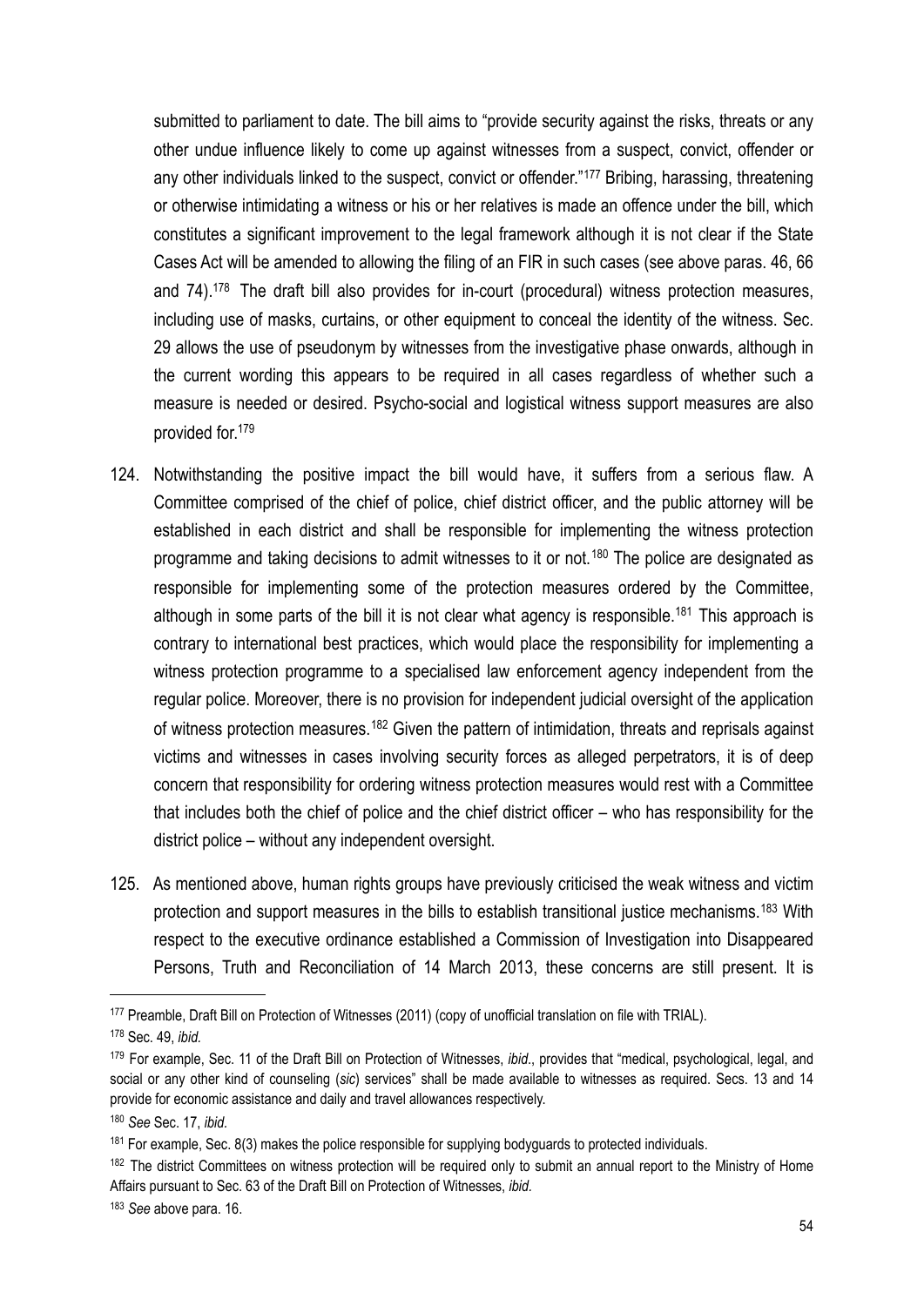submitted to parliament to date. The bill aims to "provide security against the risks, threats or any other undue influence likely to come up against witnesses from a suspect, convict, offender or any other individuals linked to the suspect, convict or offender."[177] Bribing, harassing, threatening or otherwise intimidating a witness or his or her relatives is made an offence under the bill, which constitutes a significant improvement to the legal framework although it is not clear if the State Cases Act will be amended to allowing the filing of an FIR in such cases (see above paras. 46, 66 and 74).[178] The draft bill also provides for in-court (procedural) witness protection measures, including use of masks, curtains, or other equipment to conceal the identity of the witness. Sec. 29 allows the use of pseudonym by witnesses from the investigative phase onwards, although in the current wording this appears to be required in all cases regardless of whether such a measure is needed or desired. Psycho-social and logistical witness support measures are also provided for.[179]

124. Notwithstanding the positive impact the bill would have, it suffers from a serious flaw. A Committee comprised of the chief of police, chief district officer, and the public attorney will be established in each district and shall be responsible for implementing the witness protection programme and taking decisions to admit witnesses to it or not.[180] The police are designated as responsible for implementing some of the protection measures ordered by the Committee, although in some parts of the bill it is not clear what agency is responsible.[181] This approach is contrary to international best practices, which would place the responsibility for implementing a witness protection programme to a specialised law enforcement agency independent from the regular police. Moreover, there is no provision for independent judicial oversight of the application of witness protection measures.[182] Given the pattern of intimidation, threats and reprisals against victims and witnesses in cases involving security forces as alleged perpetrators, it is of deep concern that responsibility for ordering witness protection measures would rest with a Committee that includes both the chief of police and the chief district officer – who has responsibility for the district police – without any independent oversight.

125. As mentioned above, human rights groups have previously criticised the weak witness and victim protection and support measures in the bills to establish transitional justice mechanisms.[183] With respect to the executive ordinance established a Commission of Investigation into Disappeared Persons, Truth and Reconciliation of 14 March 2013, these concerns are still present. It is

---

[177] Preamble, Draft Bill on Protection of Witnesses (2011) (copy of unofficial translation on file with TRIAL).

[178] Sec. 49, *ibid.*

[179] For example, Sec. 11 of the Draft Bill on Protection of Witnesses, *ibid.*, provides that "medical, psychological, legal, and social or any other kind of counseling (*sic*) services" shall be made available to witnesses as required. Secs. 13 and 14 provide for economic assistance and daily and travel allowances respectively.

[180] *See* Sec. 17, *ibid.*

[181] For example, Sec. 8(3) makes the police responsible for supplying bodyguards to protected individuals.

[182] The district Committees on witness protection will be required only to submit an annual report to the Ministry of Home Affairs pursuant to Sec. 63 of the Draft Bill on Protection of Witnesses, *ibid.*

[183] *See* above para. 16.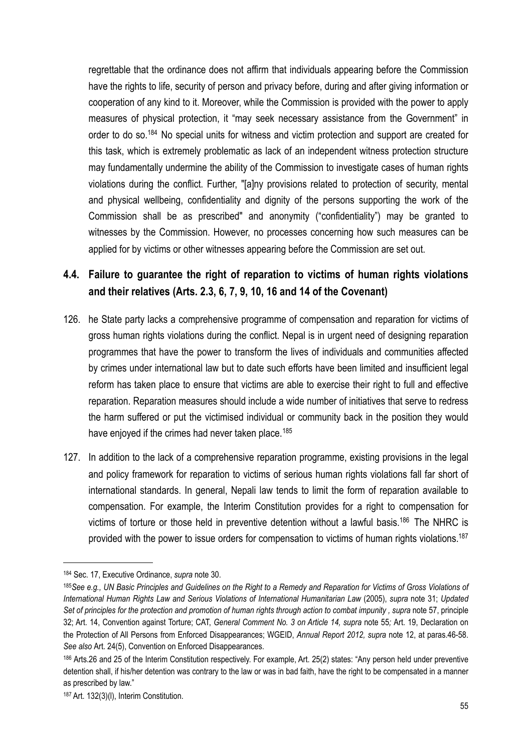regrettable that the ordinance does not affirm that individuals appearing before the Commission have the rights to life, security of person and privacy before, during and after giving information or cooperation of any kind to it. Moreover, while the Commission is provided with the power to apply measures of physical protection, it "may seek necessary assistance from the Government" in order to do so.[184] No special units for witness and victim protection and support are created for this task, which is extremely problematic as lack of an independent witness protection structure may fundamentally undermine the ability of the Commission to investigate cases of human rights violations during the conflict. Further, "[a]ny provisions related to protection of security, mental and physical wellbeing, confidentiality and dignity of the persons supporting the work of the Commission shall be as prescribed" and anonymity ("confidentiality") may be granted to witnesses by the Commission. However, no processes concerning how such measures can be applied for by victims or other witnesses appearing before the Commission are set out.

### 4.4. Failure to guarantee the right of reparation to victims of human rights violations and their relatives (Arts. 2.3, 6, 7, 9, 10, 16 and 14 of the Covenant)

126. he State party lacks a comprehensive programme of compensation and reparation for victims of gross human rights violations during the conflict. Nepal is in urgent need of designing reparation programmes that have the power to transform the lives of individuals and communities affected by crimes under international law but to date such efforts have been limited and insufficient legal reform has taken place to ensure that victims are able to exercise their right to full and effective reparation. Reparation measures should include a wide number of initiatives that serve to redress the harm suffered or put the victimised individual or community back in the position they would have enjoyed if the crimes had never taken place.[185]

127. In addition to the lack of a comprehensive reparation programme, existing provisions in the legal and policy framework for reparation to victims of serious human rights violations fall far short of international standards. In general, Nepali law tends to limit the form of reparation available to compensation. For example, the Interim Constitution provides for a right to compensation for victims of torture or those held in preventive detention without a lawful basis.[186] The NHRC is provided with the power to issue orders for compensation to victims of human rights violations.[187]

---

[184] Sec. 17, Executive Ordinance, *supra* note 30.

[185] *See e.g., UN Basic Principles and Guidelines on the Right to a Remedy and Reparation for Victims of Gross Violations of International Human Rights Law and Serious Violations of International Humanitarian Law* (2005), *supra* note 31; *Updated Set of principles for the protection and promotion of human rights through action to combat impunity , supra* note 57, principle 32; Art. 14, Convention against Torture; CAT, *General Comment No. 3 on Article 14, supra* note 55*;* Art. 19, Declaration on the Protection of All Persons from Enforced Disappearances; WGEID, *Annual Report 2012, supra* note 12, at paras.46-58. *See also* Art. 24(5), Convention on Enforced Disappearances.

[186] Arts.26 and 25 of the Interim Constitution respectively. For example, Art. 25(2) states: "Any person held under preventive detention shall, if his/her detention was contrary to the law or was in bad faith, have the right to be compensated in a manner as prescribed by law."

[187] Art. 132(3)(l), Interim Constitution.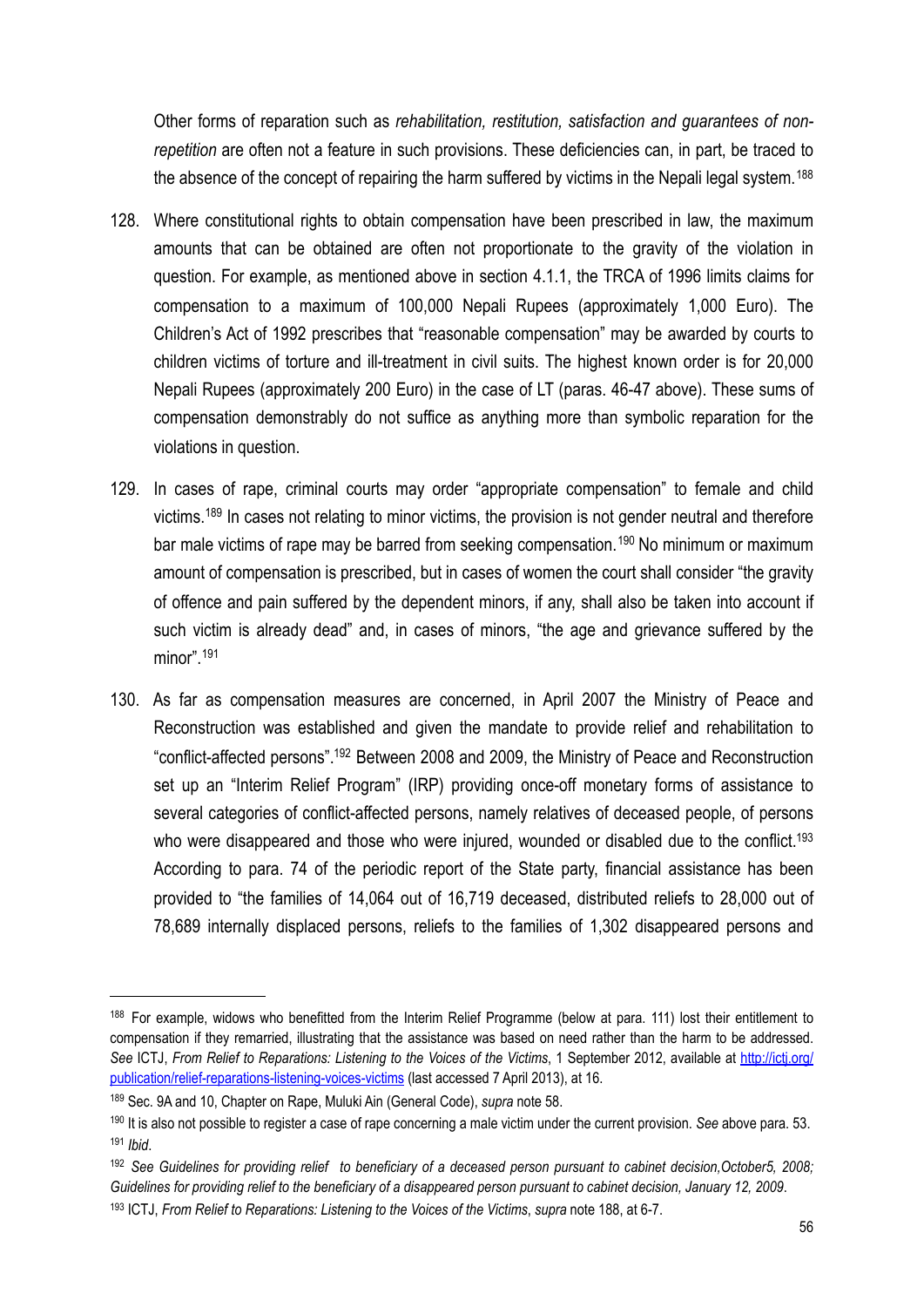Other forms of reparation such as *rehabilitation, restitution, satisfaction and guarantees of non-repetition* are often not a feature in such provisions. These deficiencies can, in part, be traced to the absence of the concept of repairing the harm suffered by victims in the Nepali legal system.[188]

128. Where constitutional rights to obtain compensation have been prescribed in law, the maximum amounts that can be obtained are often not proportionate to the gravity of the violation in question. For example, as mentioned above in section 4.1.1, the TRCA of 1996 limits claims for compensation to a maximum of 100,000 Nepali Rupees (approximately 1,000 Euro). The Children's Act of 1992 prescribes that "reasonable compensation" may be awarded by courts to children victims of torture and ill-treatment in civil suits. The highest known order is for 20,000 Nepali Rupees (approximately 200 Euro) in the case of LT (paras. 46-47 above). These sums of compensation demonstrably do not suffice as anything more than symbolic reparation for the violations in question.

129. In cases of rape, criminal courts may order "appropriate compensation" to female and child victims.[189] In cases not relating to minor victims, the provision is not gender neutral and therefore bar male victims of rape may be barred from seeking compensation.[190] No minimum or maximum amount of compensation is prescribed, but in cases of women the court shall consider "the gravity of offence and pain suffered by the dependent minors, if any, shall also be taken into account if such victim is already dead" and, in cases of minors, "the age and grievance suffered by the minor".[191]

130. As far as compensation measures are concerned, in April 2007 the Ministry of Peace and Reconstruction was established and given the mandate to provide relief and rehabilitation to "conflict-affected persons".[192] Between 2008 and 2009, the Ministry of Peace and Reconstruction set up an "Interim Relief Program" (IRP) providing once-off monetary forms of assistance to several categories of conflict-affected persons, namely relatives of deceased people, of persons who were disappeared and those who were injured, wounded or disabled due to the conflict.[193] According to para. 74 of the periodic report of the State party, financial assistance has been provided to "the families of 14,064 out of 16,719 deceased, distributed reliefs to 28,000 out of 78,689 internally displaced persons, reliefs to the families of 1,302 disappeared persons and

---

[188] For example, widows who benefitted from the Interim Relief Programme (below at para. 111) lost their entitlement to compensation if they remarried, illustrating that the assistance was based on need rather than the harm to be addressed. *See* ICTJ, *From Relief to Reparations: Listening to the Voices of the Victims*, 1 September 2012, available at http://ictj.org/publication/relief-reparations-listening-voices-victims (last accessed 7 April 2013), at 16.

[189] Sec. 9A and 10, Chapter on Rape, Muluki Ain (General Code), *supra* note 58.

[190] It is also not possible to register a case of rape concerning a male victim under the current provision. *See* above para. 53.

[191] *Ibid*.

[192] *See Guidelines for providing relief to beneficiary of a deceased person pursuant to cabinet decision,October5, 2008; Guidelines for providing relief to the beneficiary of a disappeared person pursuant to cabinet decision, January 12, 2009*.

[193] ICTJ, *From Relief to Reparations: Listening to the Voices of the Victims*, *supra* note 188, at 6-7.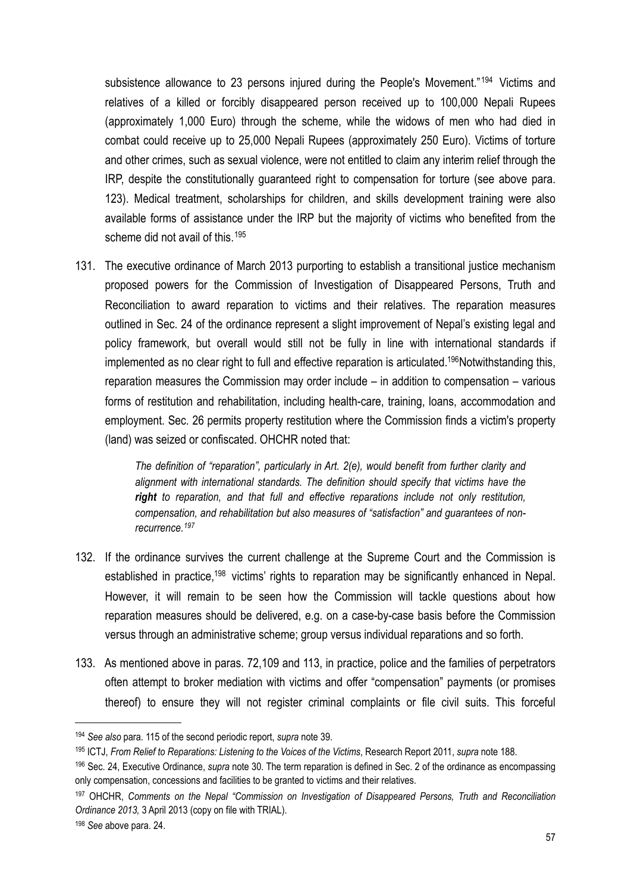subsistence allowance to 23 persons injured during the People's Movement."[194] Victims and relatives of a killed or forcibly disappeared person received up to 100,000 Nepali Rupees (approximately 1,000 Euro) through the scheme, while the widows of men who had died in combat could receive up to 25,000 Nepali Rupees (approximately 250 Euro). Victims of torture and other crimes, such as sexual violence, were not entitled to claim any interim relief through the IRP, despite the constitutionally guaranteed right to compensation for torture (see above para. 123). Medical treatment, scholarships for children, and skills development training were also available forms of assistance under the IRP but the majority of victims who benefited from the scheme did not avail of this.[195]

131. The executive ordinance of March 2013 purporting to establish a transitional justice mechanism proposed powers for the Commission of Investigation of Disappeared Persons, Truth and Reconciliation to award reparation to victims and their relatives. The reparation measures outlined in Sec. 24 of the ordinance represent a slight improvement of Nepal's existing legal and policy framework, but overall would still not be fully in line with international standards if implemented as no clear right to full and effective reparation is articulated.[196]Notwithstanding this, reparation measures the Commission may order include – in addition to compensation – various forms of restitution and rehabilitation, including health-care, training, loans, accommodation and employment. Sec. 26 permits property restitution where the Commission finds a victim's property (land) was seized or confiscated. OHCHR noted that:

> *The definition of "reparation", particularly in Art. 2(e), would benefit from further clarity and alignment with international standards. The definition should specify that victims have the **right** to reparation, and that full and effective reparations include not only restitution, compensation, and rehabilitation but also measures of "satisfaction" and guarantees of non-recurrence.*[197]

132. If the ordinance survives the current challenge at the Supreme Court and the Commission is established in practice,[198] victims' rights to reparation may be significantly enhanced in Nepal. However, it will remain to be seen how the Commission will tackle questions about how reparation measures should be delivered, e.g. on a case-by-case basis before the Commission versus through an administrative scheme; group versus individual reparations and so forth.

133. As mentioned above in paras. 72,109 and 113, in practice, police and the families of perpetrators often attempt to broker mediation with victims and offer "compensation" payments (or promises thereof) to ensure they will not register criminal complaints or file civil suits. This forceful

---

[194] *See also* para. 115 of the second periodic report, *supra* note 39.

[195] ICTJ, *From Relief to Reparations: Listening to the Voices of the Victims*, Research Report 2011, *supra* note 188.

[196] Sec. 24, Executive Ordinance, *supra* note 30. The term reparation is defined in Sec. 2 of the ordinance as encompassing only compensation, concessions and facilities to be granted to victims and their relatives.

[197] OHCHR, *Comments on the Nepal "Commission on Investigation of Disappeared Persons, Truth and Reconciliation Ordinance 2013,* 3 April 2013 (copy on file with TRIAL).

[198] *See* above para. 24.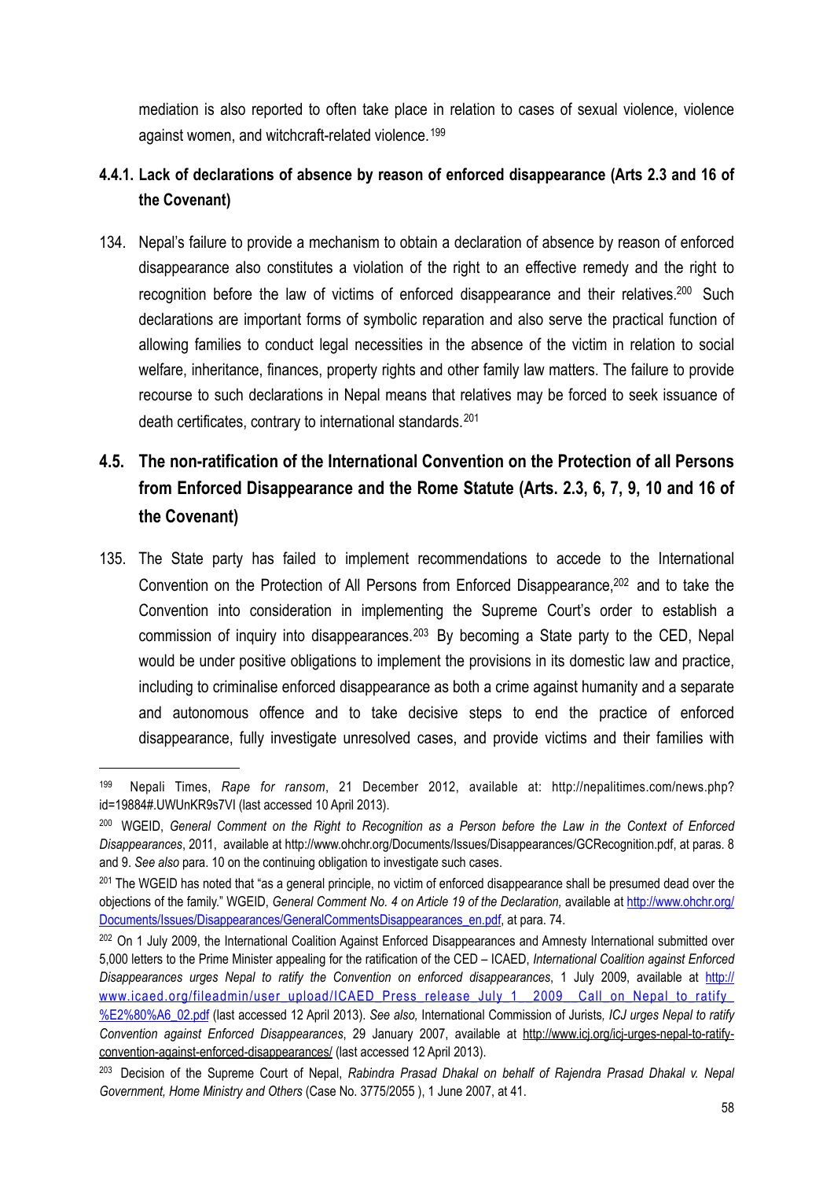mediation is also reported to often take place in relation to cases of sexual violence, violence against women, and witchcraft-related violence.[199]

### 4.4.1. Lack of declarations of absence by reason of enforced disappearance (Arts 2.3 and 16 of the Covenant)

134. Nepal's failure to provide a mechanism to obtain a declaration of absence by reason of enforced disappearance also constitutes a violation of the right to an effective remedy and the right to recognition before the law of victims of enforced disappearance and their relatives.[200] Such declarations are important forms of symbolic reparation and also serve the practical function of allowing families to conduct legal necessities in the absence of the victim in relation to social welfare, inheritance, finances, property rights and other family law matters. The failure to provide recourse to such declarations in Nepal means that relatives may be forced to seek issuance of death certificates, contrary to international standards.[201]

## 4.5. The non-ratification of the International Convention on the Protection of all Persons from Enforced Disappearance and the Rome Statute (Arts. 2.3, 6, 7, 9, 10 and 16 of the Covenant)

135. The State party has failed to implement recommendations to accede to the International Convention on the Protection of All Persons from Enforced Disappearance,[202] and to take the Convention into consideration in implementing the Supreme Court's order to establish a commission of inquiry into disappearances.[203] By becoming a State party to the CED, Nepal would be under positive obligations to implement the provisions in its domestic law and practice, including to criminalise enforced disappearance as both a crime against humanity and a separate and autonomous offence and to take decisive steps to end the practice of enforced disappearance, fully investigate unresolved cases, and provide victims and their families with

---

[199] Nepali Times, *Rape for ransom*, 21 December 2012, available at: http://nepalitimes.com/news.php?id=19884#.UWUnKR9s7VI (last accessed 10 April 2013).

[200] WGEID, *General Comment on the Right to Recognition as a Person before the Law in the Context of Enforced Disappearances*, 2011, available at http://www.ohchr.org/Documents/Issues/Disappearances/GCRecognition.pdf, at paras. 8 and 9. *See also* para. 10 on the continuing obligation to investigate such cases.

[201] The WGEID has noted that "as a general principle, no victim of enforced disappearance shall be presumed dead over the objections of the family." WGEID, *General Comment No. 4 on Article 19 of the Declaration,* available at http://www.ohchr.org/Documents/Issues/Disappearances/GeneralCommentsDisappearances_en.pdf, at para. 74.

[202] On 1 July 2009, the International Coalition Against Enforced Disappearances and Amnesty International submitted over 5,000 letters to the Prime Minister appealing for the ratification of the CED – ICAED, *International Coalition against Enforced Disappearances urges Nepal to ratify the Convention on enforced disappearances*, 1 July 2009, available at http://www.icaed.org/fileadmin/user_upload/ICAED_Press_release_July_1__2009__Call_on_Nepal_to_ratify_%E2%80%A6_02.pdf (last accessed 12 April 2013). *See also,* International Commission of Jurists*, ICJ urges Nepal to ratify Convention against Enforced Disappearances*, 29 January 2007, available at http://www.icj.org/icj-urges-nepal-to-ratify-convention-against-enforced-disappearances/ (last accessed 12 April 2013).

[203] Decision of the Supreme Court of Nepal, *Rabindra Prasad Dhakal on behalf of Rajendra Prasad Dhakal v. Nepal Government, Home Ministry and Others* (Case No. 3775/2055 ), 1 June 2007, at 41.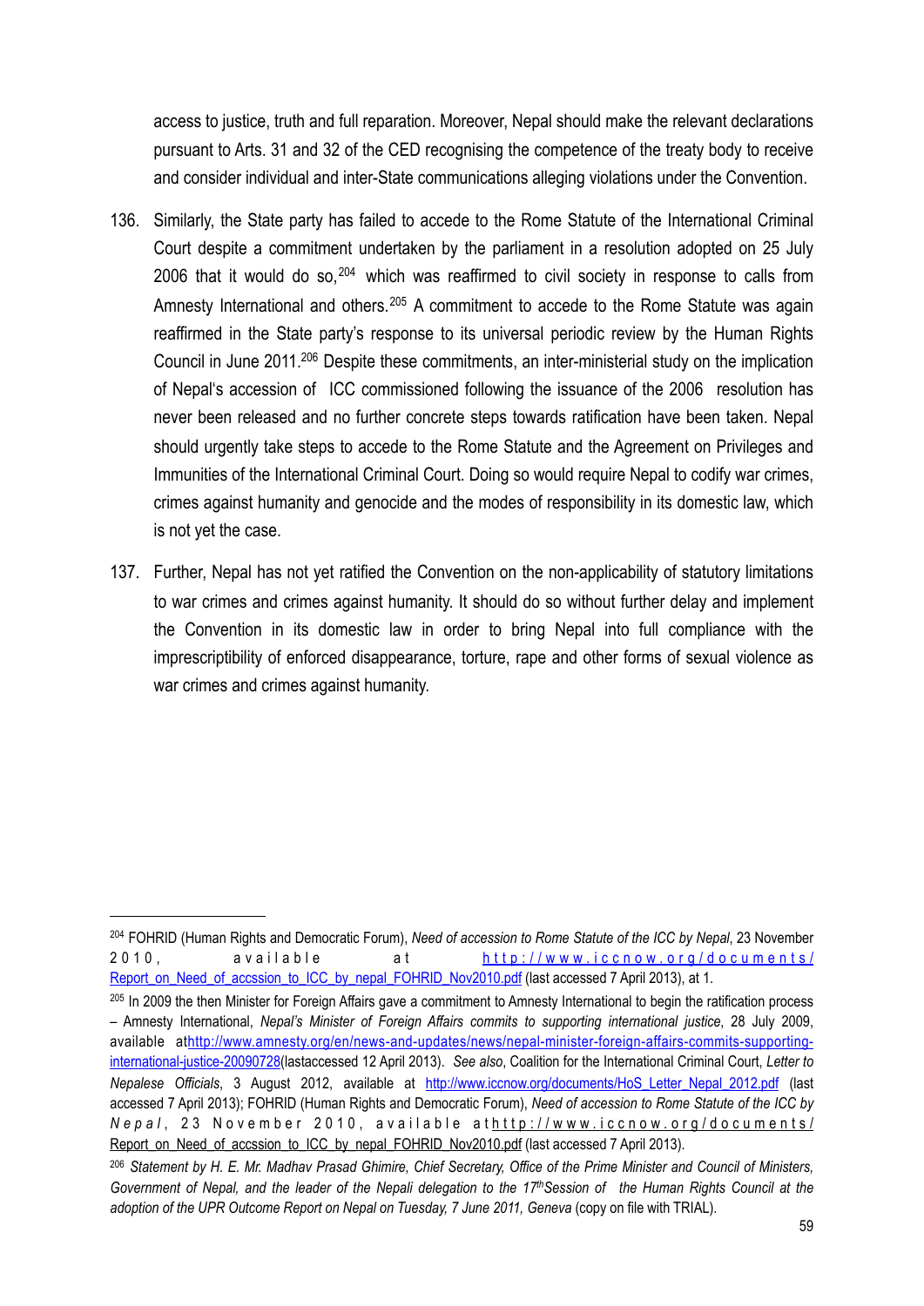access to justice, truth and full reparation. Moreover, Nepal should make the relevant declarations pursuant to Arts. 31 and 32 of the CED recognising the competence of the treaty body to receive and consider individual and inter-State communications alleging violations under the Convention.

136. Similarly, the State party has failed to accede to the Rome Statute of the International Criminal Court despite a commitment undertaken by the parliament in a resolution adopted on 25 July 2006 that it would do so,[204] which was reaffirmed to civil society in response to calls from Amnesty International and others.[205] A commitment to accede to the Rome Statute was again reaffirmed in the State party's response to its universal periodic review by the Human Rights Council in June 2011.[206] Despite these commitments, an inter-ministerial study on the implication of Nepal's accession of ICC commissioned following the issuance of the 2006 resolution has never been released and no further concrete steps towards ratification have been taken. Nepal should urgently take steps to accede to the Rome Statute and the Agreement on Privileges and Immunities of the International Criminal Court. Doing so would require Nepal to codify war crimes, crimes against humanity and genocide and the modes of responsibility in its domestic law, which is not yet the case.

137. Further, Nepal has not yet ratified the Convention on the non-applicability of statutory limitations to war crimes and crimes against humanity. It should do so without further delay and implement the Convention in its domestic law in order to bring Nepal into full compliance with the imprescriptibility of enforced disappearance, torture, rape and other forms of sexual violence as war crimes and crimes against humanity.

---

[204] FOHRID (Human Rights and Democratic Forum), *Need of accession to Rome Statute of the ICC by Nepal*, 23 November 2010, available at http://www.iccnow.org/documents/Report_on_Need_of_accssion_to_ICC_by_nepal_FOHRID_Nov2010.pdf (last accessed 7 April 2013), at 1.

[205] In 2009 the then Minister for Foreign Affairs gave a commitment to Amnesty International to begin the ratification process – Amnesty International, *Nepal's Minister of Foreign Affairs commits to supporting international justice*, 28 July 2009, available at http://www.amnesty.org/en/news-and-updates/news/nepal-minister-foreign-affairs-commits-supporting-international-justice-20090728 (lastaccessed 12 April 2013). *See also*, Coalition for the International Criminal Court, *Letter to Nepalese Officials*, 3 August 2012, available at http://www.iccnow.org/documents/HoS_Letter_Nepal_2012.pdf (last accessed 7 April 2013); FOHRID (Human Rights and Democratic Forum), *Need of accession to Rome Statute of the ICC by Nepal*, 23 November 2010, available at http://www.iccnow.org/documents/Report_on_Need_of_accssion_to_ICC_by_nepal_FOHRID_Nov2010.pdf (last accessed 7 April 2013).

[206] *Statement by H. E. Mr. Madhav Prasad Ghimire, Chief Secretary, Office of the Prime Minister and Council of Ministers, Government of Nepal, and the leader of the Nepali delegation to the 17th Session of the Human Rights Council at the adoption of the UPR Outcome Report on Nepal on Tuesday, 7 June 2011, Geneva* (copy on file with TRIAL).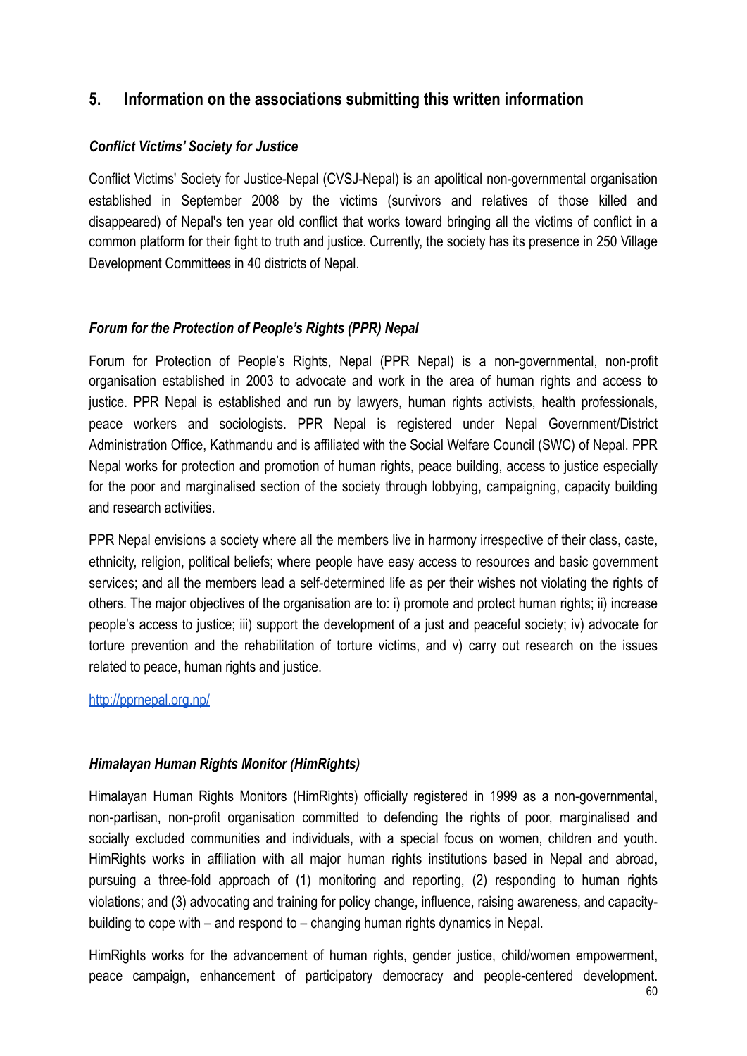## 5. Information on the associations submitting this written information

### *Conflict Victims' Society for Justice*

Conflict Victims' Society for Justice-Nepal (CVSJ-Nepal) is an apolitical non-governmental organisation established in September 2008 by the victims (survivors and relatives of those killed and disappeared) of Nepal's ten year old conflict that works toward bringing all the victims of conflict in a common platform for their fight to truth and justice. Currently, the society has its presence in 250 Village Development Committees in 40 districts of Nepal.

### *Forum for the Protection of People's Rights (PPR) Nepal*

Forum for Protection of People's Rights, Nepal (PPR Nepal) is a non-governmental, non-profit organisation established in 2003 to advocate and work in the area of human rights and access to justice. PPR Nepal is established and run by lawyers, human rights activists, health professionals, peace workers and sociologists. PPR Nepal is registered under Nepal Government/District Administration Office, Kathmandu and is affiliated with the Social Welfare Council (SWC) of Nepal. PPR Nepal works for protection and promotion of human rights, peace building, access to justice especially for the poor and marginalised section of the society through lobbying, campaigning, capacity building and research activities.

PPR Nepal envisions a society where all the members live in harmony irrespective of their class, caste, ethnicity, religion, political beliefs; where people have easy access to resources and basic government services; and all the members lead a self-determined life as per their wishes not violating the rights of others. The major objectives of the organisation are to: i) promote and protect human rights; ii) increase people's access to justice; iii) support the development of a just and peaceful society; iv) advocate for torture prevention and the rehabilitation of torture victims, and v) carry out research on the issues related to peace, human rights and justice.

http://pprnepal.org.np/

### *Himalayan Human Rights Monitor (HimRights)*

Himalayan Human Rights Monitors (HimRights) officially registered in 1999 as a non-governmental, non-partisan, non-profit organisation committed to defending the rights of poor, marginalised and socially excluded communities and individuals, with a special focus on women, children and youth. HimRights works in affiliation with all major human rights institutions based in Nepal and abroad, pursuing a three-fold approach of (1) monitoring and reporting, (2) responding to human rights violations; and (3) advocating and training for policy change, influence, raising awareness, and capacity-building to cope with – and respond to – changing human rights dynamics in Nepal.

HimRights works for the advancement of human rights, gender justice, child/women empowerment, peace campaign, enhancement of participatory democracy and people-centered development.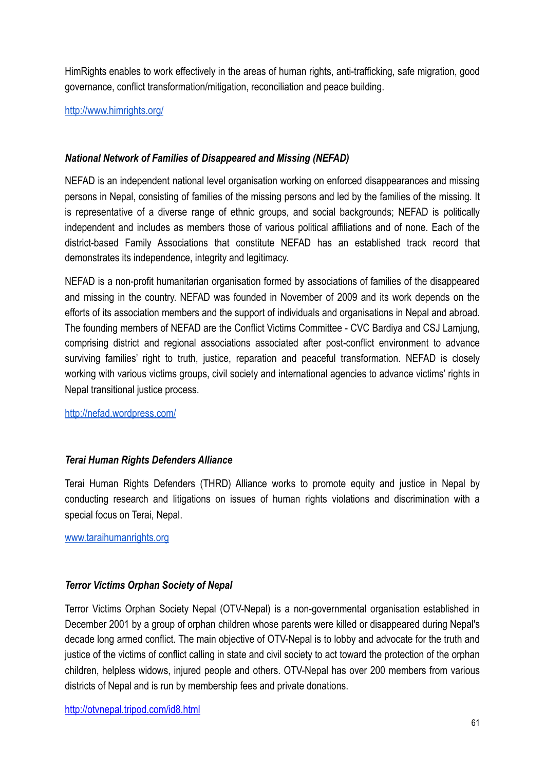HimRights enables to work effectively in the areas of human rights, anti-trafficking, safe migration, good governance, conflict transformation/mitigation, reconciliation and peace building.

http://www.himrights.org/

### *National Network of Families of Disappeared and Missing (NEFAD)*

NEFAD is an independent national level organisation working on enforced disappearances and missing persons in Nepal, consisting of families of the missing persons and led by the families of the missing. It is representative of a diverse range of ethnic groups, and social backgrounds; NEFAD is politically independent and includes as members those of various political affiliations and of none. Each of the district-based Family Associations that constitute NEFAD has an established track record that demonstrates its independence, integrity and legitimacy.

NEFAD is a non-profit humanitarian organisation formed by associations of families of the disappeared and missing in the country. NEFAD was founded in November of 2009 and its work depends on the efforts of its association members and the support of individuals and organisations in Nepal and abroad. The founding members of NEFAD are the Conflict Victims Committee - CVC Bardiya and CSJ Lamjung, comprising district and regional associations associated after post-conflict environment to advance surviving families' right to truth, justice, reparation and peaceful transformation. NEFAD is closely working with various victims groups, civil society and international agencies to advance victims' rights in Nepal transitional justice process.

http://nefad.wordpress.com/

### *Terai Human Rights Defenders Alliance*

Terai Human Rights Defenders (THRD) Alliance works to promote equity and justice in Nepal by conducting research and litigations on issues of human rights violations and discrimination with a special focus on Terai, Nepal.

www.taraihumanrights.org

### *Terror Victims Orphan Society of Nepal*

Terror Victims Orphan Society Nepal (OTV-Nepal) is a non-governmental organisation established in December 2001 by a group of orphan children whose parents were killed or disappeared during Nepal's decade long armed conflict. The main objective of OTV-Nepal is to lobby and advocate for the truth and justice of the victims of conflict calling in state and civil society to act toward the protection of the orphan children, helpless widows, injured people and others. OTV-Nepal has over 200 members from various districts of Nepal and is run by membership fees and private donations.

http://otvnepal.tripod.com/id8.html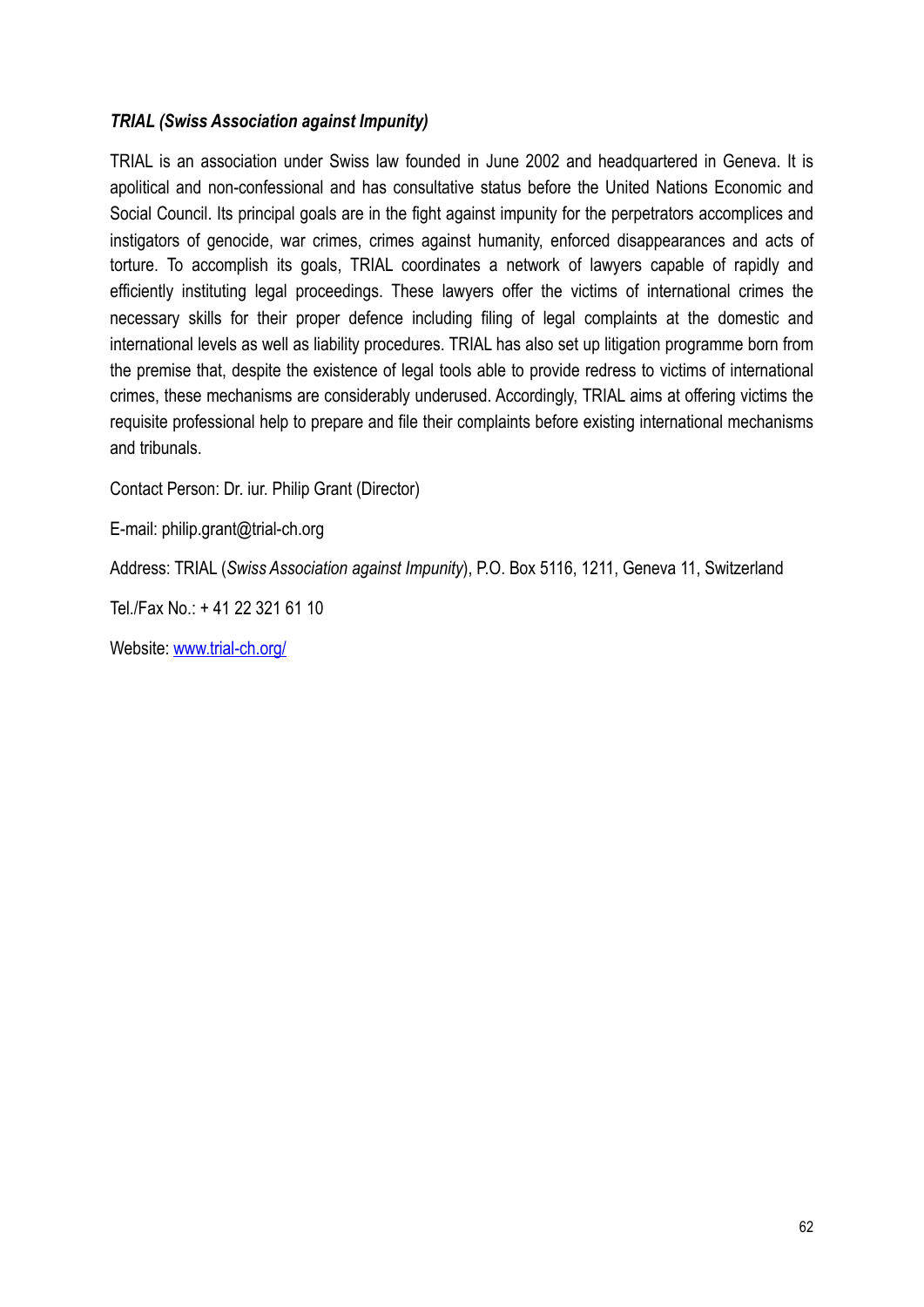***TRIAL (Swiss Association against Impunity)***

TRIAL is an association under Swiss law founded in June 2002 and headquartered in Geneva. It is apolitical and non-confessional and has consultative status before the United Nations Economic and Social Council. Its principal goals are in the fight against impunity for the perpetrators accomplices and instigators of genocide, war crimes, crimes against humanity, enforced disappearances and acts of torture. To accomplish its goals, TRIAL coordinates a network of lawyers capable of rapidly and efficiently instituting legal proceedings. These lawyers offer the victims of international crimes the necessary skills for their proper defence including filing of legal complaints at the domestic and international levels as well as liability procedures. TRIAL has also set up litigation programme born from the premise that, despite the existence of legal tools able to provide redress to victims of international crimes, these mechanisms are considerably underused. Accordingly, TRIAL aims at offering victims the requisite professional help to prepare and file their complaints before existing international mechanisms and tribunals.

Contact Person: Dr. iur. Philip Grant (Director)

E-mail: philip.grant@trial-ch.org

Address: TRIAL (*Swiss Association against Impunity*), P.O. Box 5116, 1211, Geneva 11, Switzerland

Tel./Fax No.: + 41 22 321 61 10

Website: [www.trial-ch.org/](http://www.trial-ch.org/)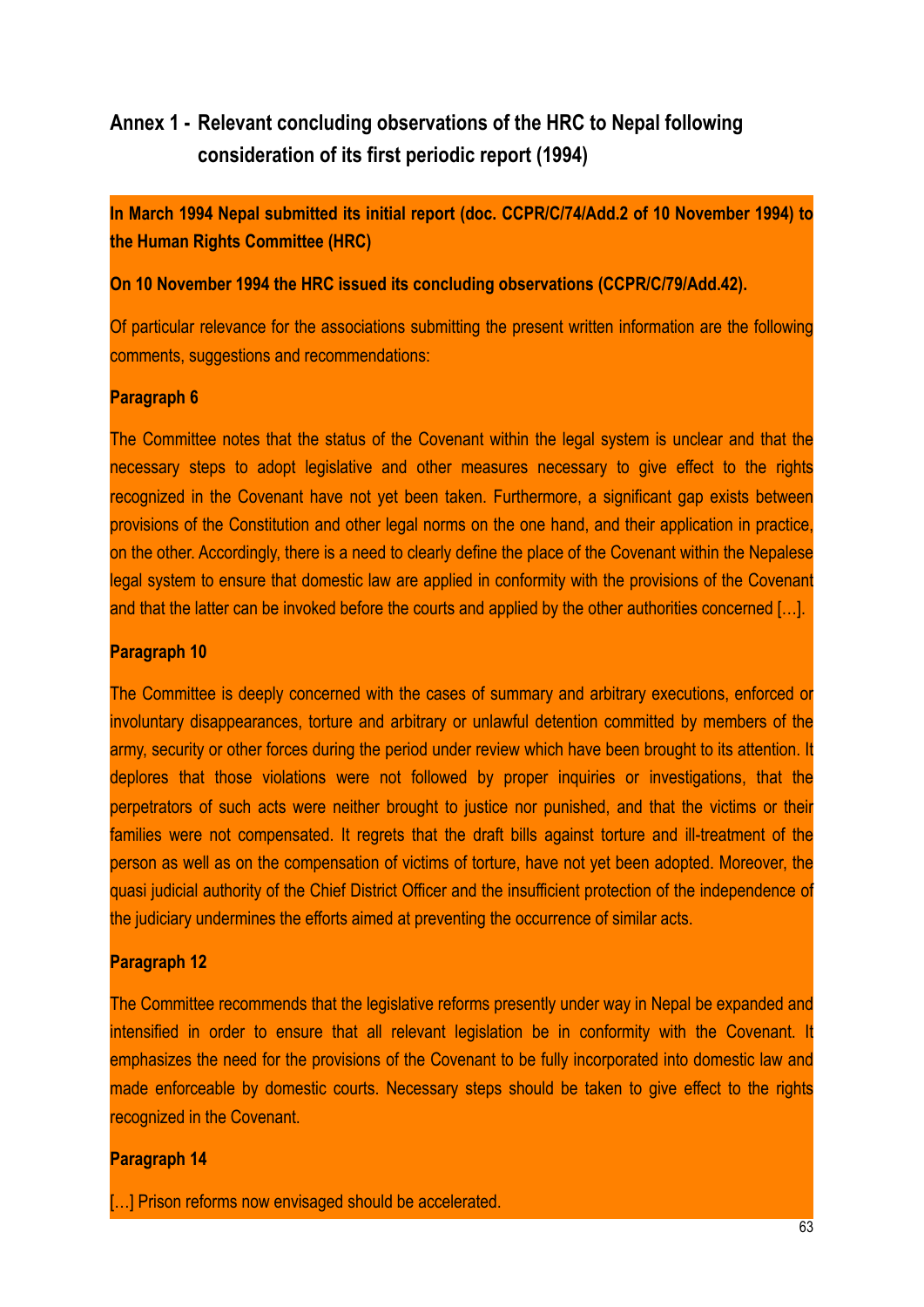## Annex 1 - Relevant concluding observations of the HRC to Nepal following consideration of its first periodic report (1994)

**In March 1994 Nepal submitted its initial report (doc. CCPR/C/74/Add.2 of 10 November 1994) to the Human Rights Committee (HRC)**

**On 10 November 1994 the HRC issued its concluding observations (CCPR/C/79/Add.42).**

Of particular relevance for the associations submitting the present written information are the following comments, suggestions and recommendations:

**Paragraph 6**

The Committee notes that the status of the Covenant within the legal system is unclear and that the necessary steps to adopt legislative and other measures necessary to give effect to the rights recognized in the Covenant have not yet been taken. Furthermore, a significant gap exists between provisions of the Constitution and other legal norms on the one hand, and their application in practice, on the other. Accordingly, there is a need to clearly define the place of the Covenant within the Nepalese legal system to ensure that domestic law are applied in conformity with the provisions of the Covenant and that the latter can be invoked before the courts and applied by the other authorities concerned […].

**Paragraph 10**

The Committee is deeply concerned with the cases of summary and arbitrary executions, enforced or involuntary disappearances, torture and arbitrary or unlawful detention committed by members of the army, security or other forces during the period under review which have been brought to its attention. It deplores that those violations were not followed by proper inquiries or investigations, that the perpetrators of such acts were neither brought to justice nor punished, and that the victims or their families were not compensated. It regrets that the draft bills against torture and ill-treatment of the person as well as on the compensation of victims of torture, have not yet been adopted. Moreover, the quasi judicial authority of the Chief District Officer and the insufficient protection of the independence of the judiciary undermines the efforts aimed at preventing the occurrence of similar acts.

**Paragraph 12**

The Committee recommends that the legislative reforms presently under way in Nepal be expanded and intensified in order to ensure that all relevant legislation be in conformity with the Covenant. It emphasizes the need for the provisions of the Covenant to be fully incorporated into domestic law and made enforceable by domestic courts. Necessary steps should be taken to give effect to the rights recognized in the Covenant.

**Paragraph 14**

[…] Prison reforms now envisaged should be accelerated.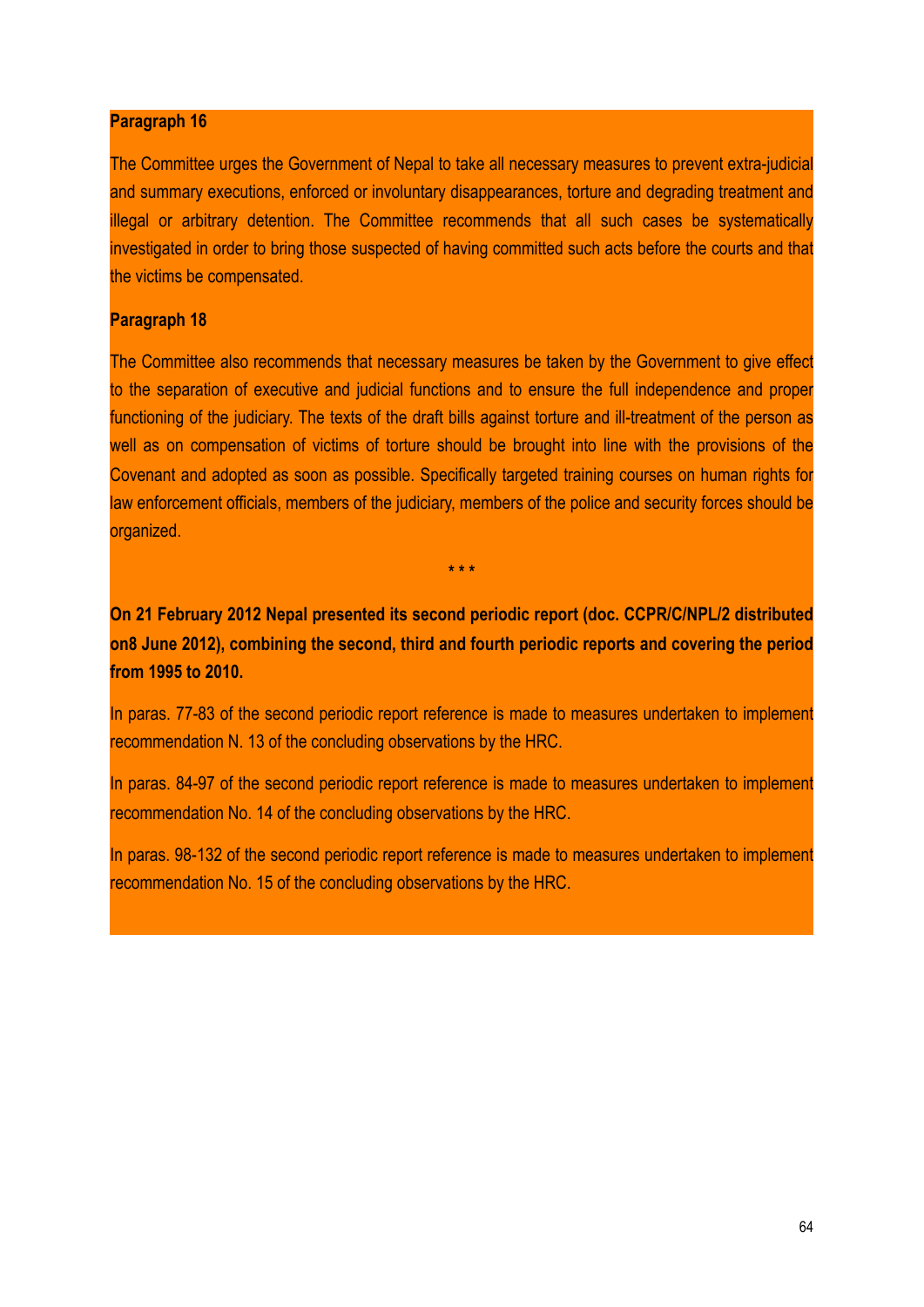**Paragraph 16**

The Committee urges the Government of Nepal to take all necessary measures to prevent extra-judicial and summary executions, enforced or involuntary disappearances, torture and degrading treatment and illegal or arbitrary detention. The Committee recommends that all such cases be systematically investigated in order to bring those suspected of having committed such acts before the courts and that the victims be compensated.

**Paragraph 18**

The Committee also recommends that necessary measures be taken by the Government to give effect to the separation of executive and judicial functions and to ensure the full independence and proper functioning of the judiciary. The texts of the draft bills against torture and ill-treatment of the person as well as on compensation of victims of torture should be brought into line with the provisions of the Covenant and adopted as soon as possible. Specifically targeted training courses on human rights for law enforcement officials, members of the judiciary, members of the police and security forces should be organized.

\* \* \*

**On 21 February 2012 Nepal presented its second periodic report (doc. CCPR/C/NPL/2 distributed on8 June 2012), combining the second, third and fourth periodic reports and covering the period from 1995 to 2010.**

In paras. 77-83 of the second periodic report reference is made to measures undertaken to implement recommendation N. 13 of the concluding observations by the HRC.

In paras. 84-97 of the second periodic report reference is made to measures undertaken to implement recommendation No. 14 of the concluding observations by the HRC.

In paras. 98-132 of the second periodic report reference is made to measures undertaken to implement recommendation No. 15 of the concluding observations by the HRC.